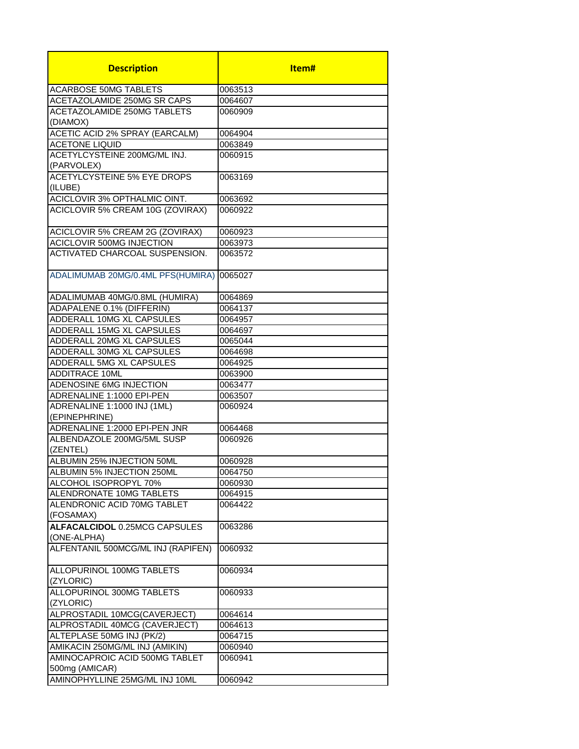| Description | Item# |
|---|---|
| ACARBOSE 50MG TABLETS | 0063513 |
| ACETAZOLAMIDE 250MG SR CAPS | 0064607 |
| ACETAZOLAMIDE 250MG TABLETS (DIAMOX) | 0060909 |
| ACETIC ACID 2% SPRAY (EARCALM) | 0064904 |
| ACETONE LIQUID | 0063849 |
| ACETYLCYSTEINE 200MG/ML INJ. (PARVOLEX) | 0060915 |
| ACETYLCYSTEINE 5% EYE DROPS (ILUBE) | 0063169 |
| ACICLOVIR 3% OPTHALMIC OINT. | 0063692 |
| ACICLOVIR 5% CREAM 10G (ZOVIRAX) | 0060922 |
| ACICLOVIR 5% CREAM 2G (ZOVIRAX) | 0060923 |
| ACICLOVIR 500MG INJECTION | 0063973 |
| ACTIVATED CHARCOAL SUSPENSION. | 0063572 |
| ADALIMUMAB 20MG/0.4ML PFS(HUMIRA) | 0065027 |
| ADALIMUMAB 40MG/0.8ML (HUMIRA) | 0064869 |
| ADAPALENE 0.1% (DIFFERIN) | 0064137 |
| ADDERALL 10MG XL CAPSULES | 0064957 |
| ADDERALL 15MG XL CAPSULES | 0064697 |
| ADDERALL 20MG XL CAPSULES | 0065044 |
| ADDERALL 30MG XL CAPSULES | 0064698 |
| ADDERALL 5MG XL CAPSULES | 0064925 |
| ADDITRACE 10ML | 0063900 |
| ADENOSINE 6MG INJECTION | 0063477 |
| ADRENALINE 1:1000 EPI-PEN | 0063507 |
| ADRENALINE 1:1000 INJ (1ML) (EPINEPHRINE) | 0060924 |
| ADRENALINE 1:2000 EPI-PEN JNR | 0064468 |
| ALBENDAZOLE 200MG/5ML SUSP (ZENTEL) | 0060926 |
| ALBUMIN 25% INJECTION 50ML | 0060928 |
| ALBUMIN 5% INJECTION 250ML | 0064750 |
| ALCOHOL ISOPROPYL 70% | 0060930 |
| ALENDRONATE 10MG TABLETS | 0064915 |
| ALENDRONIC ACID 70MG TABLET (FOSAMAX) | 0064422 |
| **ALFACALCIDOL** 0.25MCG CAPSULES (ONE-ALPHA) | 0063286 |
| ALFENTANIL 500MCG/ML INJ (RAPIFEN) | 0060932 |
| ALLOPURINOL 100MG TABLETS (ZYLORIC) | 0060934 |
| ALLOPURINOL 300MG TABLETS (ZYLORIC) | 0060933 |
| ALPROSTADIL 10MCG(CAVERJECT) | 0064614 |
| ALPROSTADIL 40MCG (CAVERJECT) | 0064613 |
| ALTEPLASE 50MG INJ (PK/2) | 0064715 |
| AMIKACIN 250MG/ML INJ (AMIKIN) | 0060940 |
| AMINOCAPROIC ACID 500MG TABLET 500mg (AMICAR) | 0060941 |
| AMINOPHYLLINE 25MG/ML INJ 10ML | 0060942 |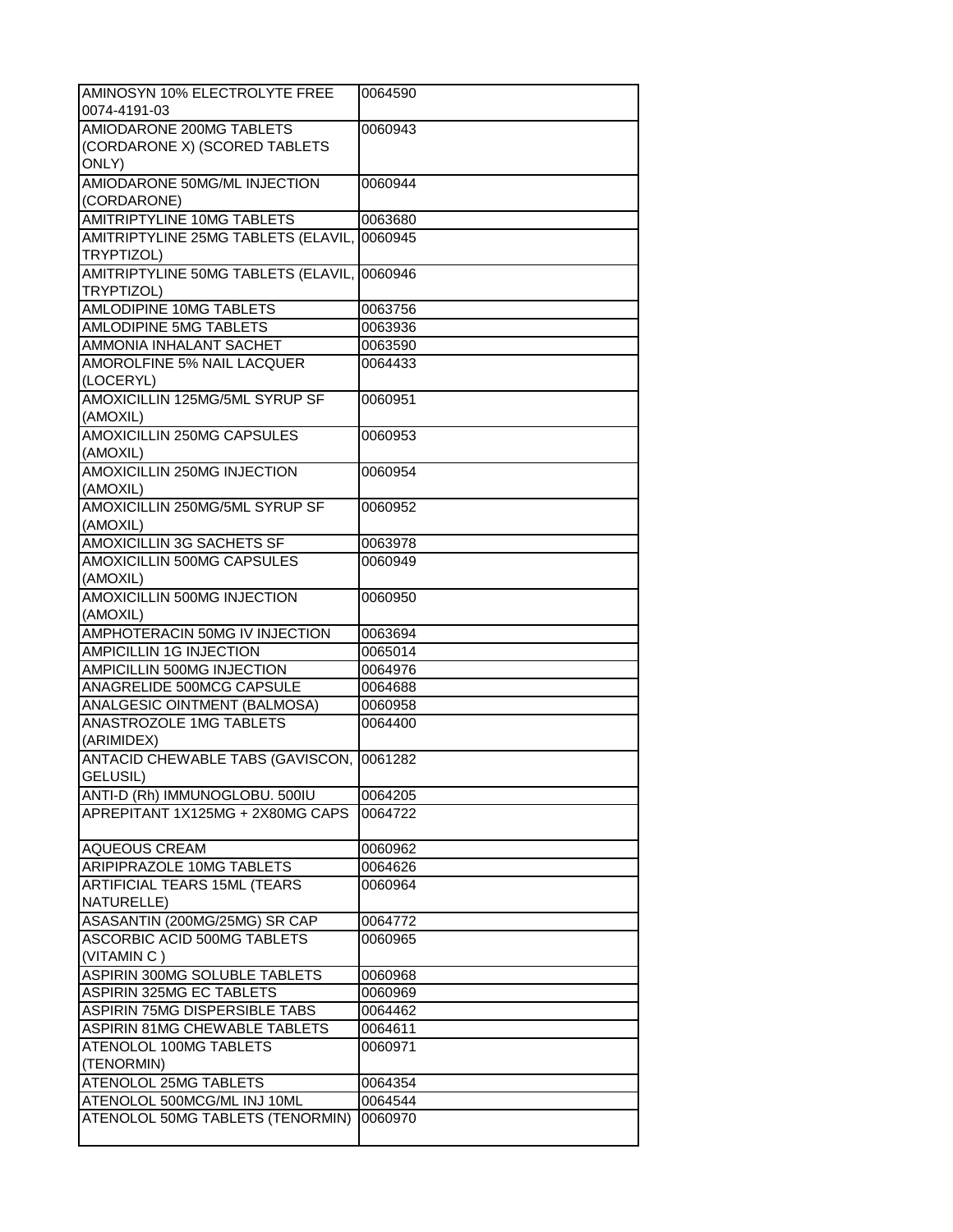| | |
|---|---|
| AMINOSYN 10% ELECTROLYTE FREE 0074-4191-03 | 0064590 |
| AMIODARONE 200MG TABLETS (CORDARONE X) (SCORED TABLETS ONLY) | 0060943 |
| AMIODARONE 50MG/ML INJECTION (CORDARONE) | 0060944 |
| AMITRIPTYLINE 10MG TABLETS | 0063680 |
| AMITRIPTYLINE 25MG TABLETS (ELAVIL, TRYPTIZOL) | 0060945 |
| AMITRIPTYLINE 50MG TABLETS (ELAVIL, TRYPTIZOL) | 0060946 |
| AMLODIPINE 10MG TABLETS | 0063756 |
| AMLODIPINE 5MG TABLETS | 0063936 |
| AMMONIA INHALANT SACHET | 0063590 |
| AMOROLFINE 5% NAIL LACQUER (LOCERYL) | 0064433 |
| AMOXICILLIN 125MG/5ML SYRUP SF (AMOXIL) | 0060951 |
| AMOXICILLIN 250MG CAPSULES (AMOXIL) | 0060953 |
| AMOXICILLIN 250MG INJECTION (AMOXIL) | 0060954 |
| AMOXICILLIN 250MG/5ML SYRUP SF (AMOXIL) | 0060952 |
| AMOXICILLIN 3G SACHETS SF | 0063978 |
| AMOXICILLIN 500MG CAPSULES (AMOXIL) | 0060949 |
| AMOXICILLIN 500MG INJECTION (AMOXIL) | 0060950 |
| AMPHOTERACIN 50MG IV INJECTION | 0063694 |
| AMPICILLIN 1G INJECTION | 0065014 |
| AMPICILLIN 500MG INJECTION | 0064976 |
| ANAGRELIDE 500MCG CAPSULE | 0064688 |
| ANALGESIC OINTMENT (BALMOSA) | 0060958 |
| ANASTROZOLE 1MG TABLETS (ARIMIDEX) | 0064400 |
| ANTACID CHEWABLE TABS (GAVISCON, GELUSIL) | 0061282 |
| ANTI-D (Rh) IMMUNOGLOBU. 500IU | 0064205 |
| APREPITANT 1X125MG + 2X80MG CAPS | 0064722 |
| AQUEOUS CREAM | 0060962 |
| ARIPIPRAZOLE 10MG TABLETS | 0064626 |
| ARTIFICIAL TEARS 15ML (TEARS NATURELLE) | 0060964 |
| ASASANTIN (200MG/25MG) SR CAP | 0064772 |
| ASCORBIC ACID 500MG TABLETS (VITAMIN C ) | 0060965 |
| ASPIRIN 300MG SOLUBLE TABLETS | 0060968 |
| ASPIRIN 325MG EC TABLETS | 0060969 |
| ASPIRIN 75MG DISPERSIBLE TABS | 0064462 |
| ASPIRIN 81MG CHEWABLE TABLETS | 0064611 |
| ATENOLOL 100MG TABLETS (TENORMIN) | 0060971 |
| ATENOLOL 25MG TABLETS | 0064354 |
| ATENOLOL 500MCG/ML INJ 10ML | 0064544 |
| ATENOLOL 50MG TABLETS (TENORMIN) | 0060970 |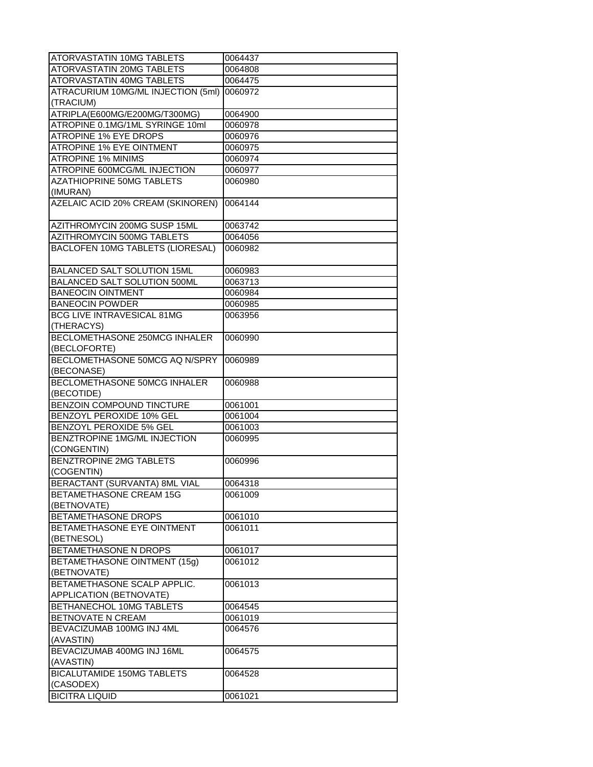| ATORVASTATIN 10MG TABLETS | 0064437 |
|---|---|
| ATORVASTATIN 20MG TABLETS | 0064808 |
| ATORVASTATIN 40MG TABLETS | 0064475 |
| ATRACURIUM 10MG/ML INJECTION (5ml) (TRACIUM) | 0060972 |
| ATRIPLA(E600MG/E200MG/T300MG) | 0064900 |
| ATROPINE 0.1MG/1ML SYRINGE 10ml | 0060978 |
| ATROPINE 1% EYE DROPS | 0060976 |
| ATROPINE 1% EYE OINTMENT | 0060975 |
| ATROPINE 1% MINIMS | 0060974 |
| ATROPINE 600MCG/ML INJECTION | 0060977 |
| AZATHIOPRINE 50MG TABLETS (IMURAN) | 0060980 |
| AZELAIC ACID 20% CREAM (SKINOREN) | 0064144 |
| AZITHROMYCIN 200MG SUSP 15ML | 0063742 |
| AZITHROMYCIN 500MG TABLETS | 0064056 |
| BACLOFEN 10MG TABLETS (LIORESAL) | 0060982 |
| BALANCED SALT SOLUTION 15ML | 0060983 |
| BALANCED SALT SOLUTION 500ML | 0063713 |
| BANEOCIN OINTMENT | 0060984 |
| BANEOCIN POWDER | 0060985 |
| BCG LIVE INTRAVESICAL 81MG (THERACYS) | 0063956 |
| BECLOMETHASONE 250MCG INHALER (BECLOFORTE) | 0060990 |
| BECLOMETHASONE 50MCG AQ N/SPRY (BECONASE) | 0060989 |
| BECLOMETHASONE 50MCG INHALER (BECOTIDE) | 0060988 |
| BENZOIN COMPOUND TINCTURE | 0061001 |
| BENZOYL PEROXIDE 10% GEL | 0061004 |
| BENZOYL PEROXIDE 5% GEL | 0061003 |
| BENZTROPINE 1MG/ML INJECTION (CONGENTIN) | 0060995 |
| BENZTROPINE 2MG TABLETS (COGENTIN) | 0060996 |
| BERACTANT (SURVANTA) 8ML VIAL | 0064318 |
| BETAMETHASONE CREAM 15G (BETNOVATE) | 0061009 |
| BETAMETHASONE DROPS | 0061010 |
| BETAMETHASONE EYE OINTMENT (BETNESOL) | 0061011 |
| BETAMETHASONE N DROPS | 0061017 |
| BETAMETHASONE OINTMENT (15g) (BETNOVATE) | 0061012 |
| BETAMETHASONE SCALP APPLIC. APPLICATION (BETNOVATE) | 0061013 |
| BETHANECHOL 10MG TABLETS | 0064545 |
| BETNOVATE N CREAM | 0061019 |
| BEVACIZUMAB 100MG INJ 4ML (AVASTIN) | 0064576 |
| BEVACIZUMAB 400MG INJ 16ML (AVASTIN) | 0064575 |
| BICALUTAMIDE 150MG TABLETS (CASODEX) | 0064528 |
| BICITRA LIQUID | 0061021 |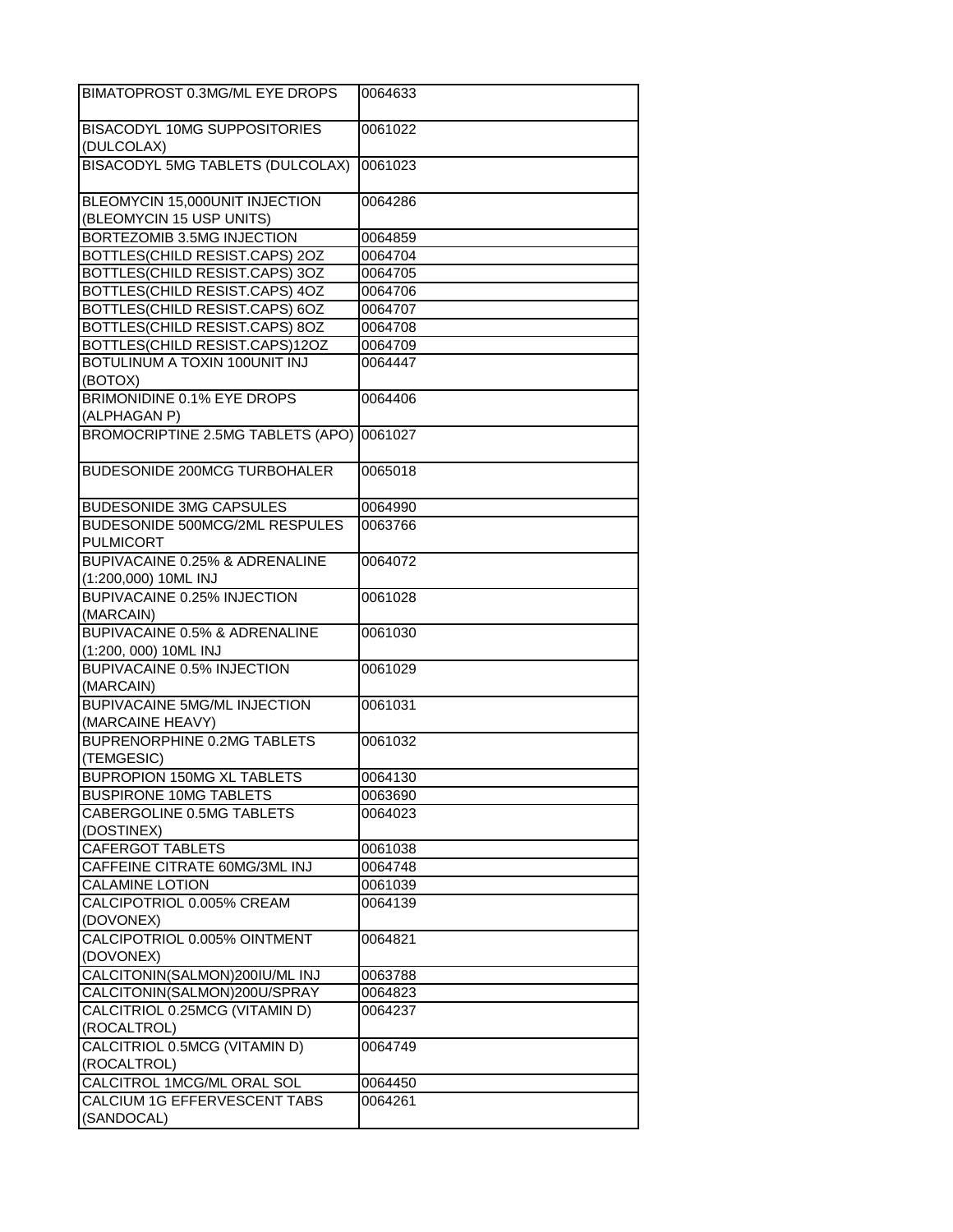| | |
|---|---|
| BIMATOPROST 0.3MG/ML EYE DROPS | 0064633 |
| BISACODYL 10MG SUPPOSITORIES (DULCOLAX) | 0061022 |
| BISACODYL 5MG TABLETS (DULCOLAX) | 0061023 |
| BLEOMYCIN 15,000UNIT INJECTION (BLEOMYCIN 15 USP UNITS) | 0064286 |
| BORTEZOMIB 3.5MG INJECTION | 0064859 |
| BOTTLES(CHILD RESIST.CAPS) 2OZ | 0064704 |
| BOTTLES(CHILD RESIST.CAPS) 3OZ | 0064705 |
| BOTTLES(CHILD RESIST.CAPS) 4OZ | 0064706 |
| BOTTLES(CHILD RESIST.CAPS) 6OZ | 0064707 |
| BOTTLES(CHILD RESIST.CAPS) 8OZ | 0064708 |
| BOTTLES(CHILD RESIST.CAPS)12OZ | 0064709 |
| BOTULINUM A TOXIN 100UNIT INJ (BOTOX) | 0064447 |
| BRIMONIDINE 0.1% EYE DROPS (ALPHAGAN P) | 0064406 |
| BROMOCRIPTINE 2.5MG TABLETS (APO) | 0061027 |
| BUDESONIDE 200MCG TURBOHALER | 0065018 |
| BUDESONIDE 3MG CAPSULES | 0064990 |
| BUDESONIDE 500MCG/2ML RESPULES PULMICORT | 0063766 |
| BUPIVACAINE 0.25% & ADRENALINE (1:200,000) 10ML INJ | 0064072 |
| BUPIVACAINE 0.25% INJECTION (MARCAIN) | 0061028 |
| BUPIVACAINE 0.5% & ADRENALINE (1:200, 000) 10ML INJ | 0061030 |
| BUPIVACAINE 0.5% INJECTION (MARCAIN) | 0061029 |
| BUPIVACAINE 5MG/ML INJECTION (MARCAINE HEAVY) | 0061031 |
| BUPRENORPHINE 0.2MG TABLETS (TEMGESIC) | 0061032 |
| BUPROPION 150MG XL TABLETS | 0064130 |
| BUSPIRONE 10MG TABLETS | 0063690 |
| CABERGOLINE 0.5MG TABLETS (DOSTINEX) | 0064023 |
| CAFERGOT TABLETS | 0061038 |
| CAFFEINE CITRATE 60MG/3ML INJ | 0064748 |
| CALAMINE LOTION | 0061039 |
| CALCIPOTRIOL 0.005% CREAM (DOVONEX) | 0064139 |
| CALCIPOTRIOL 0.005% OINTMENT (DOVONEX) | 0064821 |
| CALCITONIN(SALMON)200IU/ML INJ | 0063788 |
| CALCITONIN(SALMON)200U/SPRAY | 0064823 |
| CALCITRIOL 0.25MCG (VITAMIN D) (ROCALTROL) | 0064237 |
| CALCITRIOL 0.5MCG (VITAMIN D) (ROCALTROL) | 0064749 |
| CALCITROL 1MCG/ML ORAL SOL | 0064450 |
| CALCIUM 1G EFFERVESCENT TABS (SANDOCAL) | 0064261 |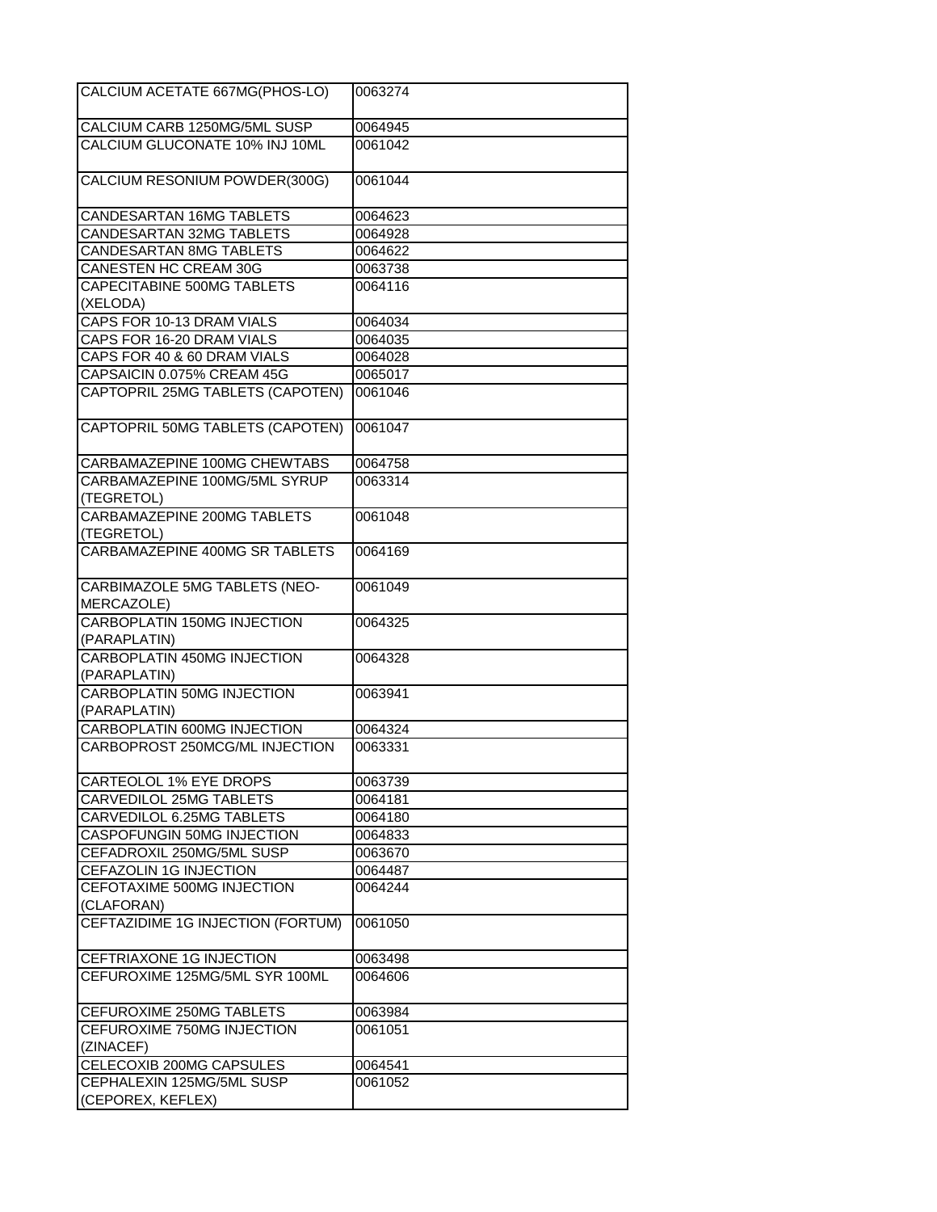| CALCIUM ACETATE 667MG(PHOS-LO) | 0063274 |
|---|---|
| CALCIUM CARB 1250MG/5ML SUSP | 0064945 |
| CALCIUM GLUCONATE 10% INJ 10ML | 0061042 |
| CALCIUM RESONIUM POWDER(300G) | 0061044 |
| CANDESARTAN 16MG TABLETS | 0064623 |
| CANDESARTAN 32MG TABLETS | 0064928 |
| CANDESARTAN 8MG TABLETS | 0064622 |
| CANESTEN HC CREAM 30G | 0063738 |
| CAPECITABINE 500MG TABLETS (XELODA) | 0064116 |
| CAPS FOR 10-13 DRAM VIALS | 0064034 |
| CAPS FOR 16-20 DRAM VIALS | 0064035 |
| CAPS FOR 40 & 60 DRAM VIALS | 0064028 |
| CAPSAICIN 0.075% CREAM 45G | 0065017 |
| CAPTOPRIL 25MG TABLETS (CAPOTEN) | 0061046 |
| CAPTOPRIL 50MG TABLETS (CAPOTEN) | 0061047 |
| CARBAMAZEPINE 100MG CHEWTABS | 0064758 |
| CARBAMAZEPINE 100MG/5ML SYRUP (TEGRETOL) | 0063314 |
| CARBAMAZEPINE 200MG TABLETS (TEGRETOL) | 0061048 |
| CARBAMAZEPINE 400MG SR TABLETS | 0064169 |
| CARBIMAZOLE 5MG TABLETS (NEO-MERCAZOLE) | 0061049 |
| CARBOPLATIN 150MG INJECTION (PARAPLATIN) | 0064325 |
| CARBOPLATIN 450MG INJECTION (PARAPLATIN) | 0064328 |
| CARBOPLATIN 50MG INJECTION (PARAPLATIN) | 0063941 |
| CARBOPLATIN 600MG INJECTION | 0064324 |
| CARBOPROST 250MCG/ML INJECTION | 0063331 |
| CARTEOLOL 1% EYE DROPS | 0063739 |
| CARVEDILOL 25MG TABLETS | 0064181 |
| CARVEDILOL 6.25MG TABLETS | 0064180 |
| CASPOFUNGIN 50MG INJECTION | 0064833 |
| CEFADROXIL 250MG/5ML SUSP | 0063670 |
| CEFAZOLIN 1G INJECTION | 0064487 |
| CEFOTAXIME 500MG INJECTION (CLAFORAN) | 0064244 |
| CEFTAZIDIME 1G INJECTION (FORTUM) | 0061050 |
| CEFTRIAXONE 1G INJECTION | 0063498 |
| CEFUROXIME 125MG/5ML SYR 100ML | 0064606 |
| CEFUROXIME 250MG TABLETS | 0063984 |
| CEFUROXIME 750MG INJECTION (ZINACEF) | 0061051 |
| CELECOXIB 200MG CAPSULES | 0064541 |
| CEPHALEXIN 125MG/5ML SUSP (CEPOREX, KEFLEX) | 0061052 |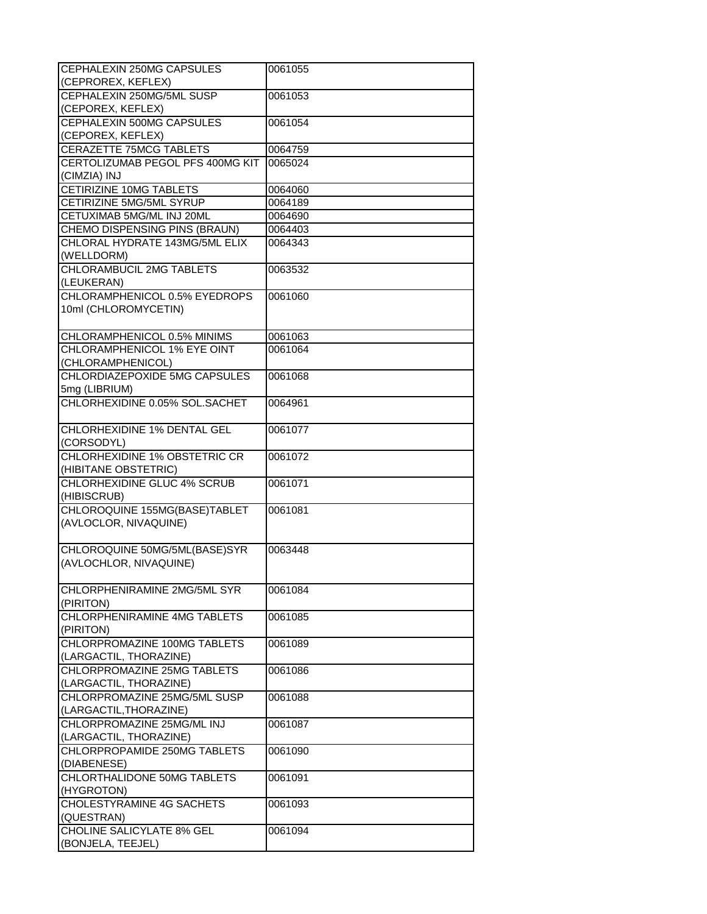| | |
|---|---|
| CEPHALEXIN 250MG CAPSULES (CEPROREX, KEFLEX) | 0061055 |
| CEPHALEXIN 250MG/5ML SUSP (CEPOREX, KEFLEX) | 0061053 |
| CEPHALEXIN 500MG CAPSULES (CEPOREX, KEFLEX) | 0061054 |
| CERAZETTE 75MCG TABLETS | 0064759 |
| CERTOLIZUMAB PEGOL PFS 400MG KIT (CIMZIA) INJ | 0065024 |
| CETIRIZINE 10MG TABLETS | 0064060 |
| CETIRIZINE 5MG/5ML SYRUP | 0064189 |
| CETUXIMAB 5MG/ML INJ 20ML | 0064690 |
| CHEMO DISPENSING PINS (BRAUN) | 0064403 |
| CHLORAL HYDRATE 143MG/5ML ELIX (WELLDORM) | 0064343 |
| CHLORAMBUCIL 2MG TABLETS (LEUKERAN) | 0063532 |
| CHLORAMPHENICOL 0.5% EYEDROPS 10ml (CHLOROMYCETIN) | 0061060 |
| CHLORAMPHENICOL 0.5% MINIMS | 0061063 |
| CHLORAMPHENICOL 1% EYE OINT (CHLORAMPHENICOL) | 0061064 |
| CHLORDIAZEPOXIDE 5MG CAPSULES 5mg (LIBRIUM) | 0061068 |
| CHLORHEXIDINE 0.05% SOL.SACHET | 0064961 |
| CHLORHEXIDINE 1% DENTAL GEL (CORSODYL) | 0061077 |
| CHLORHEXIDINE 1% OBSTETRIC CR (HIBITANE OBSTETRIC) | 0061072 |
| CHLORHEXIDINE GLUC 4% SCRUB (HIBISCRUB) | 0061071 |
| CHLOROQUINE 155MG(BASE)TABLET (AVLOCLOR, NIVAQUINE) | 0061081 |
| CHLOROQUINE 50MG/5ML(BASE)SYR (AVLOCHLOR, NIVAQUINE) | 0063448 |
| CHLORPHENIRAMINE 2MG/5ML SYR (PIRITON) | 0061084 |
| CHLORPHENIRAMINE 4MG TABLETS (PIRITON) | 0061085 |
| CHLORPROMAZINE 100MG TABLETS (LARGACTIL, THORAZINE) | 0061089 |
| CHLORPROMAZINE 25MG TABLETS (LARGACTIL, THORAZINE) | 0061086 |
| CHLORPROMAZINE 25MG/5ML SUSP (LARGACTIL,THORAZINE) | 0061088 |
| CHLORPROMAZINE 25MG/ML INJ (LARGACTIL, THORAZINE) | 0061087 |
| CHLORPROPAMIDE 250MG TABLETS (DIABENESE) | 0061090 |
| CHLORTHALIDONE 50MG TABLETS (HYGROTON) | 0061091 |
| CHOLESTYRAMINE 4G SACHETS (QUESTRAN) | 0061093 |
| CHOLINE SALICYLATE 8% GEL (BONJELA, TEEJEL) | 0061094 |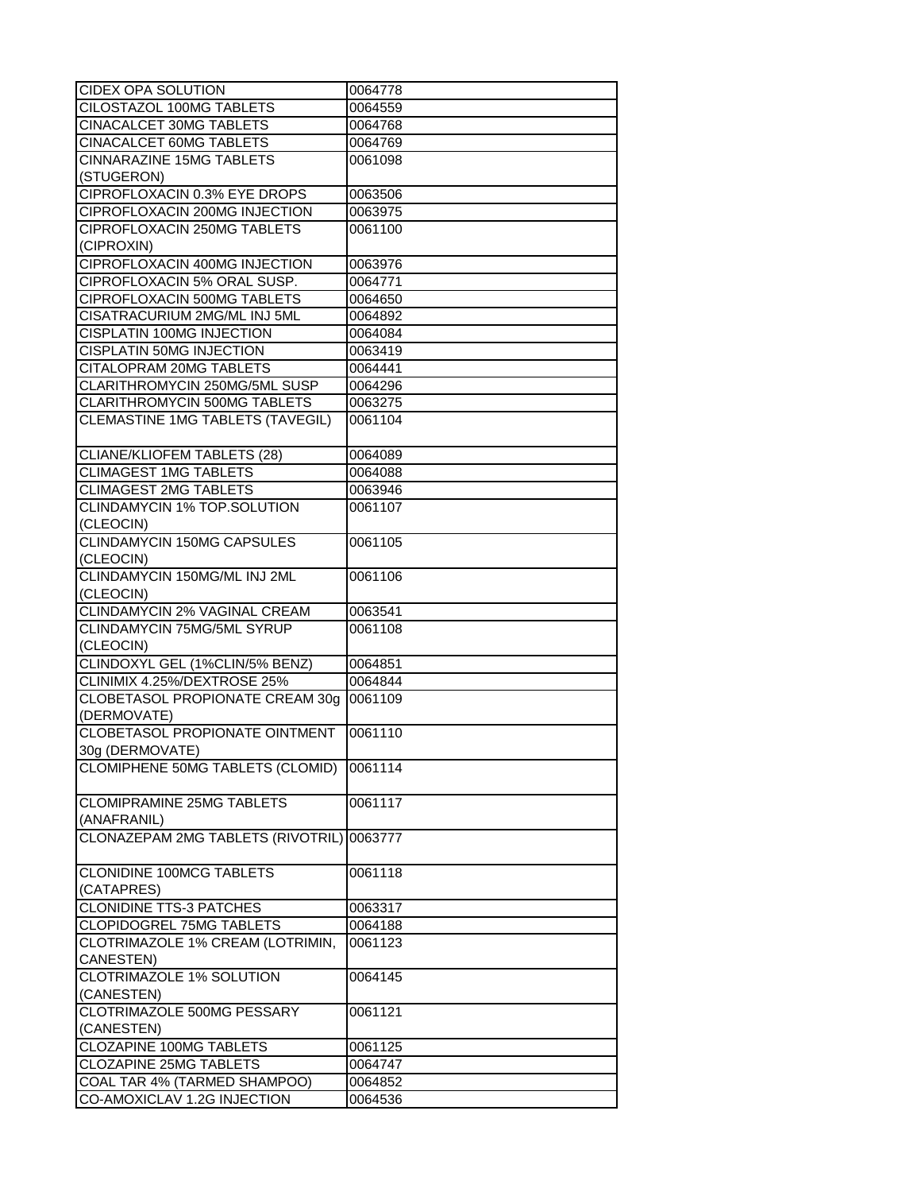| | |
|---|---|
| CIDEX OPA SOLUTION | 0064778 |
| CILOSTAZOL 100MG TABLETS | 0064559 |
| CINACALCET 30MG TABLETS | 0064768 |
| CINACALCET 60MG TABLETS | 0064769 |
| CINNARAZINE 15MG TABLETS (STUGERON) | 0061098 |
| CIPROFLOXACIN 0.3% EYE DROPS | 0063506 |
| CIPROFLOXACIN 200MG INJECTION | 0063975 |
| CIPROFLOXACIN 250MG TABLETS (CIPROXIN) | 0061100 |
| CIPROFLOXACIN 400MG INJECTION | 0063976 |
| CIPROFLOXACIN 5% ORAL SUSP. | 0064771 |
| CIPROFLOXACIN 500MG TABLETS | 0064650 |
| CISATRACURIUM 2MG/ML INJ 5ML | 0064892 |
| CISPLATIN 100MG INJECTION | 0064084 |
| CISPLATIN 50MG INJECTION | 0063419 |
| CITALOPRAM 20MG TABLETS | 0064441 |
| CLARITHROMYCIN 250MG/5ML SUSP | 0064296 |
| CLARITHROMYCIN 500MG TABLETS | 0063275 |
| CLEMASTINE 1MG TABLETS (TAVEGIL) | 0061104 |
| CLIANE/KLIOFEM TABLETS (28) | 0064089 |
| CLIMAGEST 1MG TABLETS | 0064088 |
| CLIMAGEST 2MG TABLETS | 0063946 |
| CLINDAMYCIN 1% TOP.SOLUTION (CLEOCIN) | 0061107 |
| CLINDAMYCIN 150MG CAPSULES (CLEOCIN) | 0061105 |
| CLINDAMYCIN 150MG/ML INJ 2ML (CLEOCIN) | 0061106 |
| CLINDAMYCIN 2% VAGINAL CREAM | 0063541 |
| CLINDAMYCIN 75MG/5ML SYRUP (CLEOCIN) | 0061108 |
| CLINDOXYL GEL (1%CLIN/5% BENZ) | 0064851 |
| CLINIMIX 4.25%/DEXTROSE 25% | 0064844 |
| CLOBETASOL PROPIONATE CREAM 30g (DERMOVATE) | 0061109 |
| CLOBETASOL PROPIONATE OINTMENT 30g (DERMOVATE) | 0061110 |
| CLOMIPHENE 50MG TABLETS (CLOMID) | 0061114 |
| CLOMIPRAMINE 25MG TABLETS (ANAFRANIL) | 0061117 |
| CLONAZEPAM 2MG TABLETS (RIVOTRIL) | 0063777 |
| CLONIDINE 100MCG TABLETS (CATAPRES) | 0061118 |
| CLONIDINE TTS-3 PATCHES | 0063317 |
| CLOPIDOGREL 75MG TABLETS | 0064188 |
| CLOTRIMAZOLE 1% CREAM (LOTRIMIN, CANESTEN) | 0061123 |
| CLOTRIMAZOLE 1% SOLUTION (CANESTEN) | 0064145 |
| CLOTRIMAZOLE 500MG PESSARY (CANESTEN) | 0061121 |
| CLOZAPINE 100MG TABLETS | 0061125 |
| CLOZAPINE 25MG TABLETS | 0064747 |
| COAL TAR 4% (TARMED SHAMPOO) | 0064852 |
| CO-AMOXICLAV 1.2G INJECTION | 0064536 |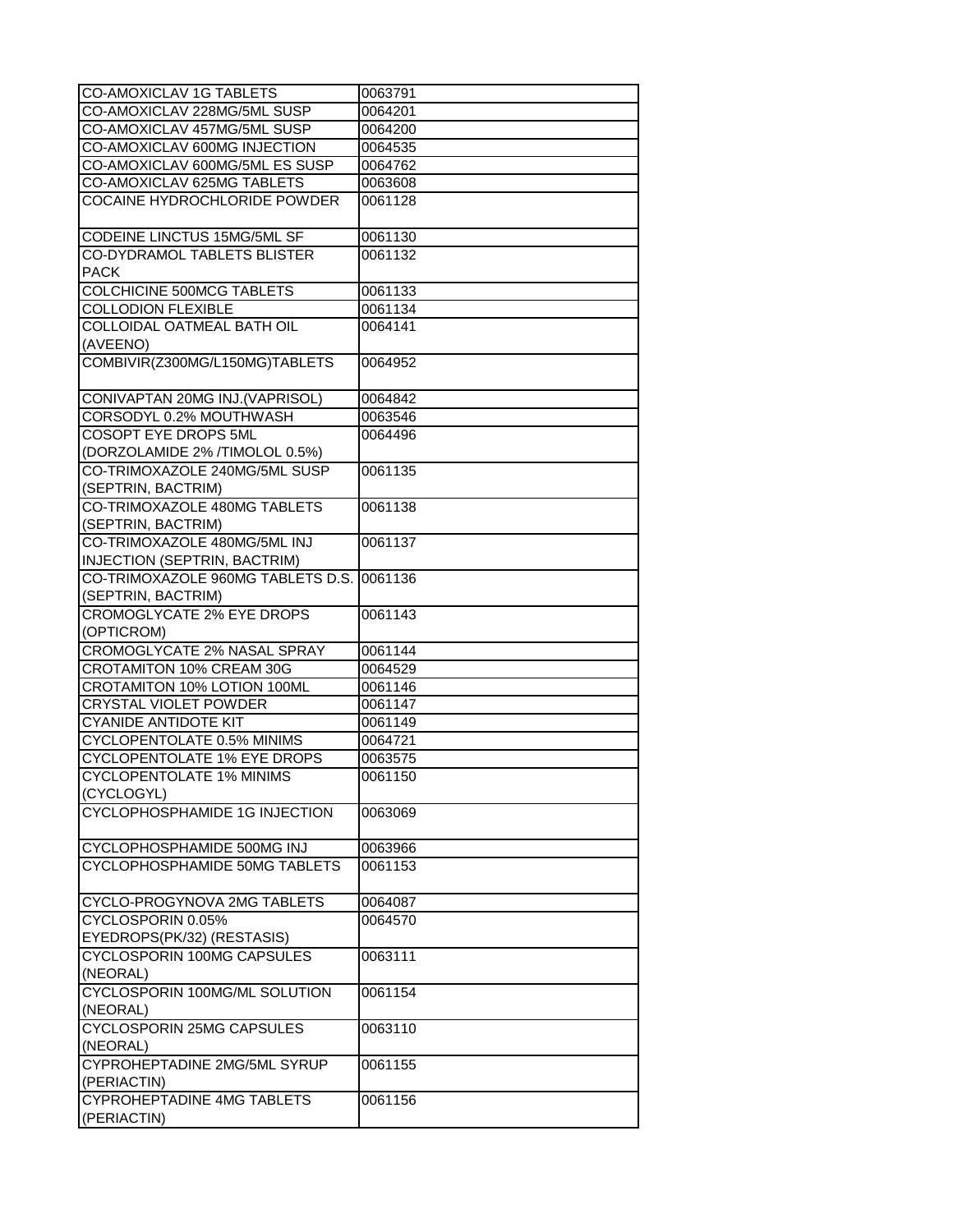| | |
|---|---|
| CO-AMOXICLAV 1G TABLETS | 0063791 |
| CO-AMOXICLAV 228MG/5ML SUSP | 0064201 |
| CO-AMOXICLAV 457MG/5ML SUSP | 0064200 |
| CO-AMOXICLAV 600MG INJECTION | 0064535 |
| CO-AMOXICLAV 600MG/5ML ES SUSP | 0064762 |
| CO-AMOXICLAV 625MG TABLETS | 0063608 |
| COCAINE HYDROCHLORIDE POWDER | 0061128 |
| CODEINE LINCTUS 15MG/5ML SF | 0061130 |
| CO-DYDRAMOL TABLETS BLISTER PACK | 0061132 |
| COLCHICINE 500MCG TABLETS | 0061133 |
| COLLODION FLEXIBLE | 0061134 |
| COLLOIDAL OATMEAL BATH OIL (AVEENO) | 0064141 |
| COMBIVIR(Z300MG/L150MG)TABLETS | 0064952 |
| CONIVAPTAN 20MG INJ.(VAPRISOL) | 0064842 |
| CORSODYL 0.2% MOUTHWASH | 0063546 |
| COSOPT EYE DROPS 5ML (DORZOLAMIDE 2% /TIMOLOL 0.5%) | 0064496 |
| CO-TRIMOXAZOLE 240MG/5ML SUSP (SEPTRIN, BACTRIM) | 0061135 |
| CO-TRIMOXAZOLE 480MG TABLETS (SEPTRIN, BACTRIM) | 0061138 |
| CO-TRIMOXAZOLE 480MG/5ML INJ INJECTION (SEPTRIN, BACTRIM) | 0061137 |
| CO-TRIMOXAZOLE 960MG TABLETS D.S. (SEPTRIN, BACTRIM) | 0061136 |
| CROMOGLYCATE 2% EYE DROPS (OPTICROM) | 0061143 |
| CROMOGLYCATE 2% NASAL SPRAY | 0061144 |
| CROTAMITON 10% CREAM 30G | 0064529 |
| CROTAMITON 10% LOTION 100ML | 0061146 |
| CRYSTAL VIOLET POWDER | 0061147 |
| CYANIDE ANTIDOTE KIT | 0061149 |
| CYCLOPENTOLATE 0.5% MINIMS | 0064721 |
| CYCLOPENTOLATE 1% EYE DROPS | 0063575 |
| CYCLOPENTOLATE 1% MINIMS (CYCLOGYL) | 0061150 |
| CYCLOPHOSPHAMIDE 1G INJECTION | 0063069 |
| CYCLOPHOSPHAMIDE 500MG INJ | 0063966 |
| CYCLOPHOSPHAMIDE 50MG TABLETS | 0061153 |
| CYCLO-PROGYNOVA 2MG TABLETS | 0064087 |
| CYCLOSPORIN 0.05% EYEDROPS(PK/32) (RESTASIS) | 0064570 |
| CYCLOSPORIN 100MG CAPSULES (NEORAL) | 0063111 |
| CYCLOSPORIN 100MG/ML SOLUTION (NEORAL) | 0061154 |
| CYCLOSPORIN 25MG CAPSULES (NEORAL) | 0063110 |
| CYPROHEPTADINE 2MG/5ML SYRUP (PERIACTIN) | 0061155 |
| CYPROHEPTADINE 4MG TABLETS (PERIACTIN) | 0061156 |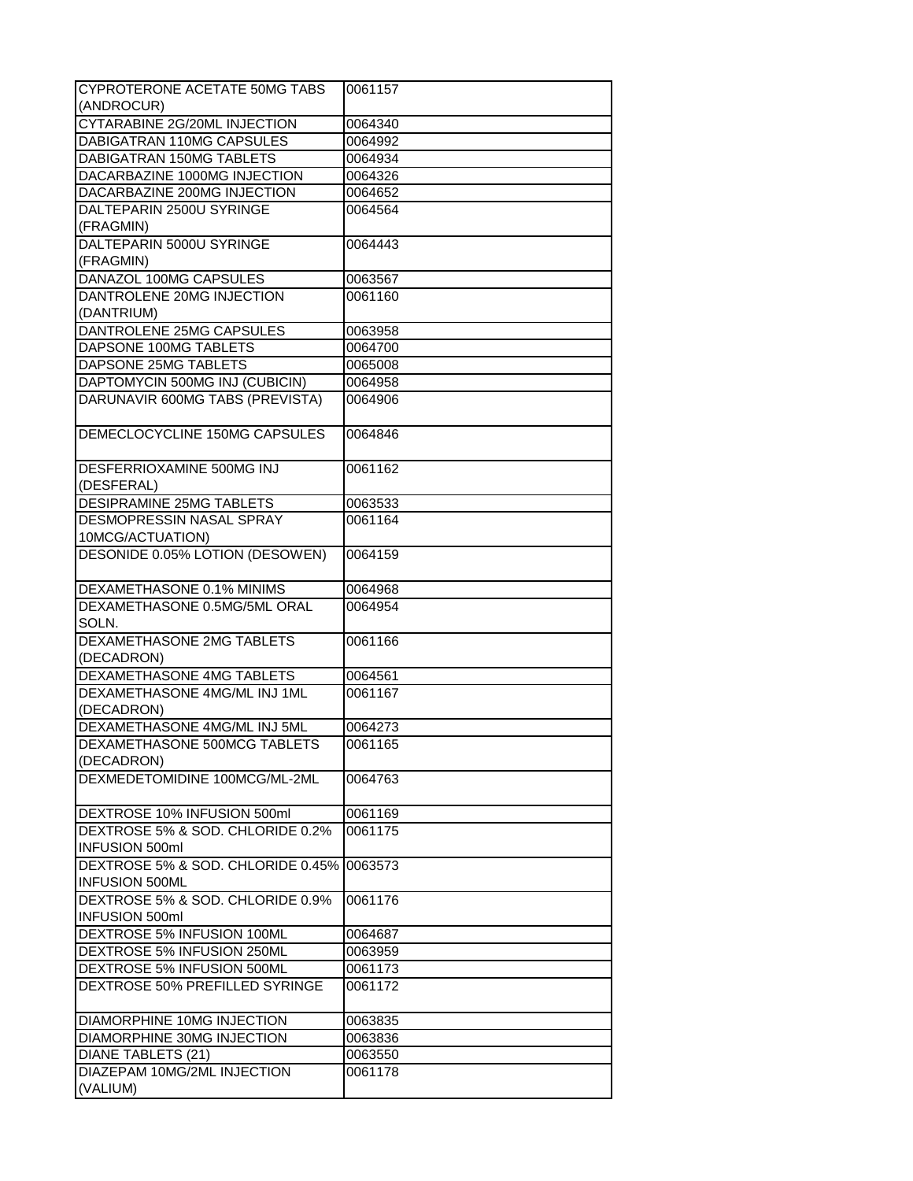| | |
|---|---|
| CYPROTERONE ACETATE 50MG TABS (ANDROCUR) | 0061157 |
| CYTARABINE 2G/20ML INJECTION | 0064340 |
| DABIGATRAN 110MG CAPSULES | 0064992 |
| DABIGATRAN 150MG TABLETS | 0064934 |
| DACARBAZINE 1000MG INJECTION | 0064326 |
| DACARBAZINE 200MG INJECTION | 0064652 |
| DALTEPARIN 2500U SYRINGE (FRAGMIN) | 0064564 |
| DALTEPARIN 5000U SYRINGE (FRAGMIN) | 0064443 |
| DANAZOL 100MG CAPSULES | 0063567 |
| DANTROLENE 20MG INJECTION (DANTRIUM) | 0061160 |
| DANTROLENE 25MG CAPSULES | 0063958 |
| DAPSONE 100MG TABLETS | 0064700 |
| DAPSONE 25MG TABLETS | 0065008 |
| DAPTOMYCIN 500MG INJ (CUBICIN) | 0064958 |
| DARUNAVIR 600MG TABS (PREVISTA) | 0064906 |
| DEMECLOCYCLINE 150MG CAPSULES | 0064846 |
| DESFERRIOXAMINE 500MG INJ (DESFERAL) | 0061162 |
| DESIPRAMINE 25MG TABLETS | 0063533 |
| DESMOPRESSIN NASAL SPRAY 10MCG/ACTUATION) | 0061164 |
| DESONIDE 0.05% LOTION (DESOWEN) | 0064159 |
| DEXAMETHASONE 0.1% MINIMS | 0064968 |
| DEXAMETHASONE 0.5MG/5ML ORAL SOLN. | 0064954 |
| DEXAMETHASONE 2MG TABLETS (DECADRON) | 0061166 |
| DEXAMETHASONE 4MG TABLETS | 0064561 |
| DEXAMETHASONE 4MG/ML INJ 1ML (DECADRON) | 0061167 |
| DEXAMETHASONE 4MG/ML INJ 5ML | 0064273 |
| DEXAMETHASONE 500MCG TABLETS (DECADRON) | 0061165 |
| DEXMEDETOMIDINE 100MCG/ML-2ML | 0064763 |
| DEXTROSE 10% INFUSION 500ml | 0061169 |
| DEXTROSE 5% & SOD. CHLORIDE 0.2% INFUSION 500ml | 0061175 |
| DEXTROSE 5% & SOD. CHLORIDE 0.45% INFUSION 500ML | 0063573 |
| DEXTROSE 5% & SOD. CHLORIDE 0.9% INFUSION 500ml | 0061176 |
| DEXTROSE 5% INFUSION 100ML | 0064687 |
| DEXTROSE 5% INFUSION 250ML | 0063959 |
| DEXTROSE 5% INFUSION 500ML | 0061173 |
| DEXTROSE 50% PREFILLED SYRINGE | 0061172 |
| DIAMORPHINE 10MG INJECTION | 0063835 |
| DIAMORPHINE 30MG INJECTION | 0063836 |
| DIANE TABLETS (21) | 0063550 |
| DIAZEPAM 10MG/2ML INJECTION (VALIUM) | 0061178 |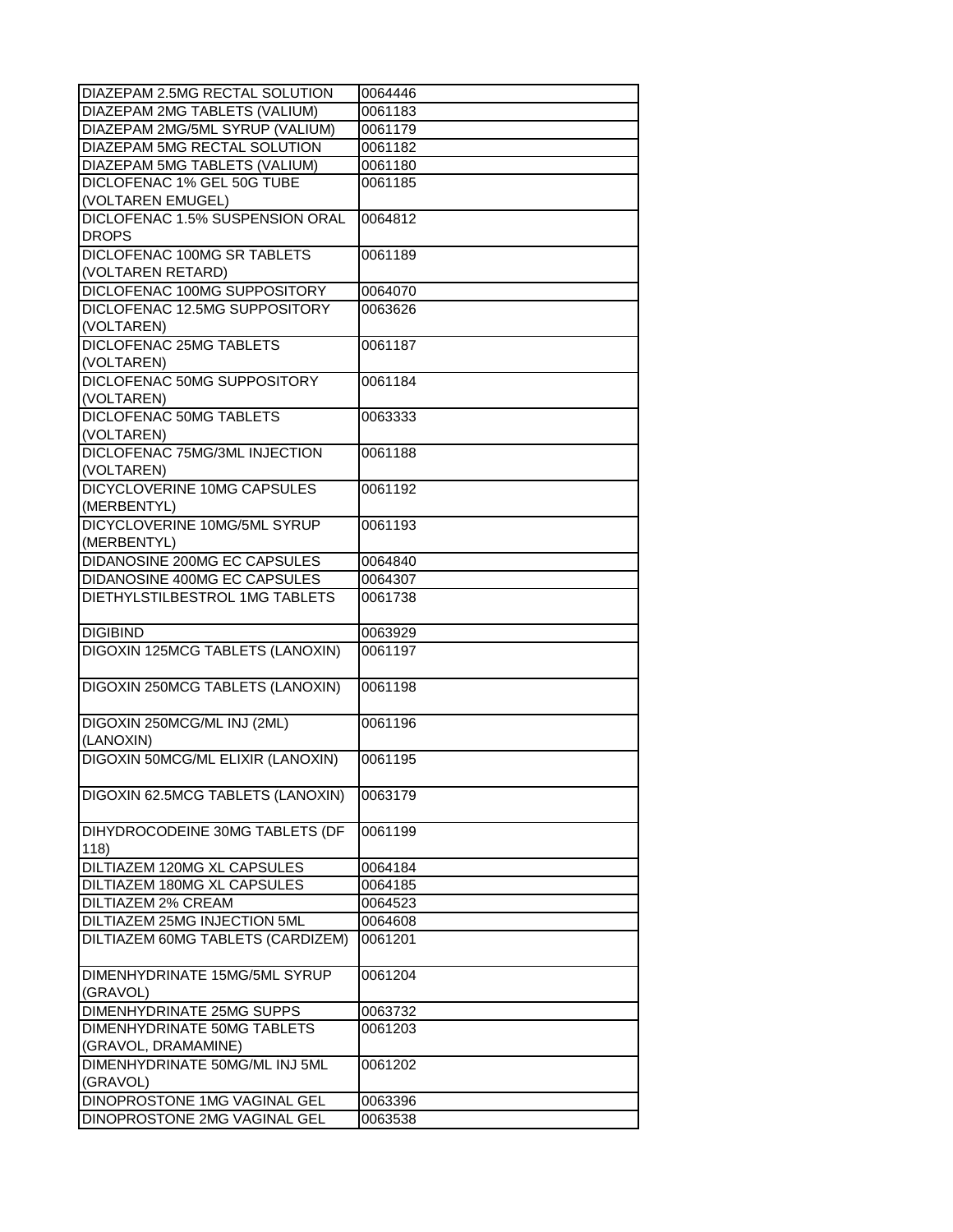| DIAZEPAM 2.5MG RECTAL SOLUTION | 0064446 |
|---|---|
| DIAZEPAM 2MG TABLETS (VALIUM) | 0061183 |
| DIAZEPAM 2MG/5ML SYRUP (VALIUM) | 0061179 |
| DIAZEPAM 5MG RECTAL SOLUTION | 0061182 |
| DIAZEPAM 5MG TABLETS (VALIUM) | 0061180 |
| DICLOFENAC 1% GEL 50G TUBE (VOLTAREN EMUGEL) | 0061185 |
| DICLOFENAC 1.5% SUSPENSION ORAL DROPS | 0064812 |
| DICLOFENAC 100MG SR TABLETS (VOLTAREN RETARD) | 0061189 |
| DICLOFENAC 100MG SUPPOSITORY | 0064070 |
| DICLOFENAC 12.5MG SUPPOSITORY (VOLTAREN) | 0063626 |
| DICLOFENAC 25MG TABLETS (VOLTAREN) | 0061187 |
| DICLOFENAC 50MG SUPPOSITORY (VOLTAREN) | 0061184 |
| DICLOFENAC 50MG TABLETS (VOLTAREN) | 0063333 |
| DICLOFENAC 75MG/3ML INJECTION (VOLTAREN) | 0061188 |
| DICYCLOVERINE 10MG CAPSULES (MERBENTYL) | 0061192 |
| DICYCLOVERINE 10MG/5ML SYRUP (MERBENTYL) | 0061193 |
| DIDANOSINE 200MG EC CAPSULES | 0064840 |
| DIDANOSINE 400MG EC CAPSULES | 0064307 |
| DIETHYLSTILBESTROL 1MG TABLETS | 0061738 |
| DIGIBIND | 0063929 |
| DIGOXIN 125MCG TABLETS (LANOXIN) | 0061197 |
| DIGOXIN 250MCG TABLETS (LANOXIN) | 0061198 |
| DIGOXIN 250MCG/ML INJ (2ML) (LANOXIN) | 0061196 |
| DIGOXIN 50MCG/ML ELIXIR (LANOXIN) | 0061195 |
| DIGOXIN 62.5MCG TABLETS (LANOXIN) | 0063179 |
| DIHYDROCODEINE 30MG TABLETS (DF 118) | 0061199 |
| DILTIAZEM 120MG XL CAPSULES | 0064184 |
| DILTIAZEM 180MG XL CAPSULES | 0064185 |
| DILTIAZEM 2% CREAM | 0064523 |
| DILTIAZEM 25MG INJECTION 5ML | 0064608 |
| DILTIAZEM 60MG TABLETS (CARDIZEM) | 0061201 |
| DIMENHYDRINATE 15MG/5ML SYRUP (GRAVOL) | 0061204 |
| DIMENHYDRINATE 25MG SUPPS | 0063732 |
| DIMENHYDRINATE 50MG TABLETS (GRAVOL, DRAMAMINE) | 0061203 |
| DIMENHYDRINATE 50MG/ML INJ 5ML (GRAVOL) | 0061202 |
| DINOPROSTONE 1MG VAGINAL GEL | 0063396 |
| DINOPROSTONE 2MG VAGINAL GEL | 0063538 |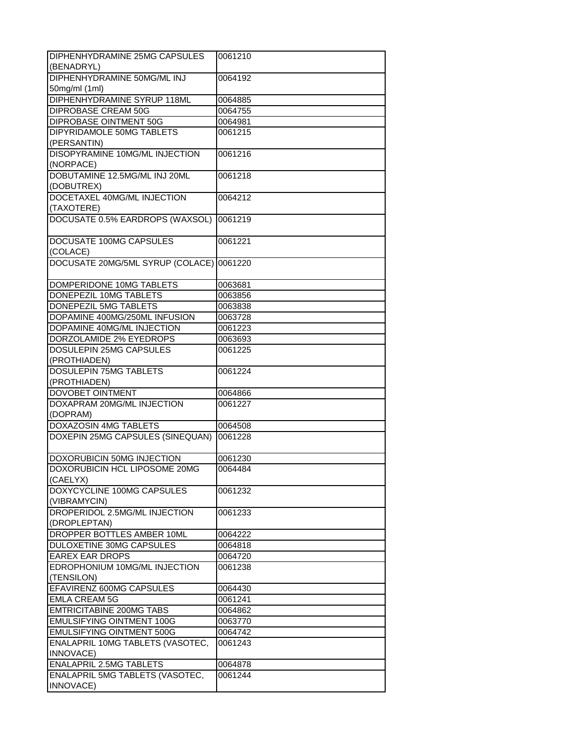| DIPHENHYDRAMINE 25MG CAPSULES (BENADRYL) | 0061210 |
|---|---|
| DIPHENHYDRAMINE 50MG/ML INJ 50mg/ml (1ml) | 0064192 |
| DIPHENHYDRAMINE SYRUP 118ML | 0064885 |
| DIPROBASE CREAM 50G | 0064755 |
| DIPROBASE OINTMENT 50G | 0064981 |
| DIPYRIDAMOLE 50MG TABLETS (PERSANTIN) | 0061215 |
| DISOPYRAMINE 10MG/ML INJECTION (NORPACE) | 0061216 |
| DOBUTAMINE 12.5MG/ML INJ 20ML (DOBUTREX) | 0061218 |
| DOCETAXEL 40MG/ML INJECTION (TAXOTERE) | 0064212 |
| DOCUSATE 0.5% EARDROPS (WAXSOL) | 0061219 |
| DOCUSATE 100MG CAPSULES (COLACE) | 0061221 |
| DOCUSATE 20MG/5ML SYRUP (COLACE) | 0061220 |
| DOMPERIDONE 10MG TABLETS | 0063681 |
| DONEPEZIL 10MG TABLETS | 0063856 |
| DONEPEZIL 5MG TABLETS | 0063838 |
| DOPAMINE 400MG/250ML INFUSION | 0063728 |
| DOPAMINE 40MG/ML INJECTION | 0061223 |
| DORZOLAMIDE 2% EYEDROPS | 0063693 |
| DOSULEPIN 25MG CAPSULES (PROTHIADEN) | 0061225 |
| DOSULEPIN 75MG TABLETS (PROTHIADEN) | 0061224 |
| DOVOBET OINTMENT | 0064866 |
| DOXAPRAM 20MG/ML INJECTION (DOPRAM) | 0061227 |
| DOXAZOSIN 4MG TABLETS | 0064508 |
| DOXEPIN 25MG CAPSULES (SINEQUAN) | 0061228 |
| DOXORUBICIN 50MG INJECTION | 0061230 |
| DOXORUBICIN HCL LIPOSOME 20MG (CAELYX) | 0064484 |
| DOXYCYCLINE 100MG CAPSULES (VIBRAMYCIN) | 0061232 |
| DROPERIDOL 2.5MG/ML INJECTION (DROPLEPTAN) | 0061233 |
| DROPPER BOTTLES AMBER 10ML | 0064222 |
| DULOXETINE 30MG CAPSULES | 0064818 |
| EAREX EAR DROPS | 0064720 |
| EDROPHONIUM 10MG/ML INJECTION (TENSILON) | 0061238 |
| EFAVIRENZ 600MG CAPSULES | 0064430 |
| EMLA CREAM 5G | 0061241 |
| EMTRICITABINE 200MG TABS | 0064862 |
| EMULSIFYING OINTMENT 100G | 0063770 |
| EMULSIFYING OINTMENT 500G | 0064742 |
| ENALAPRIL 10MG TABLETS (VASOTEC, INNOVACE) | 0061243 |
| ENALAPRIL 2.5MG TABLETS | 0064878 |
| ENALAPRIL 5MG TABLETS (VASOTEC, INNOVACE) | 0061244 |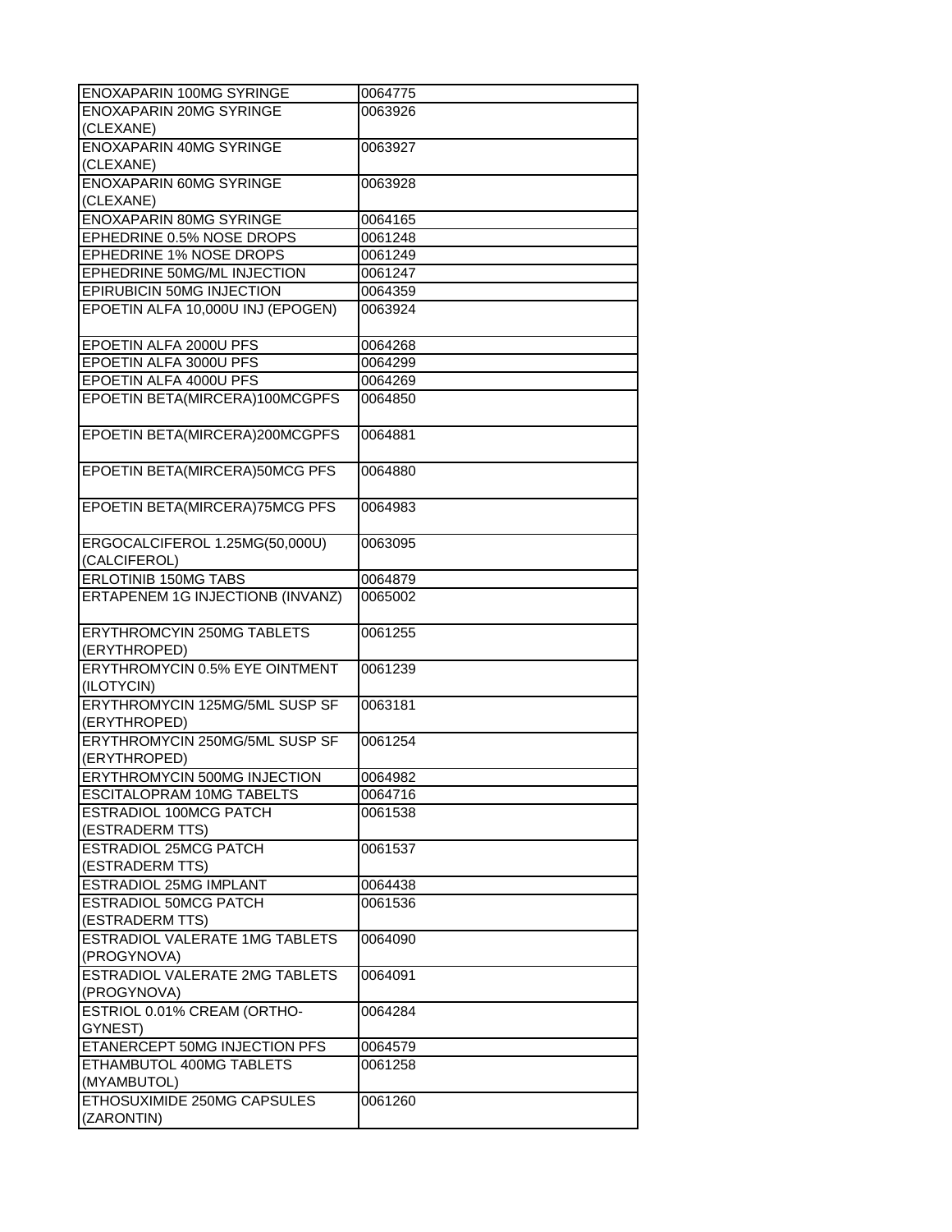| | |
|---|---|
| ENOXAPARIN 100MG SYRINGE | 0064775 |
| ENOXAPARIN 20MG SYRINGE (CLEXANE) | 0063926 |
| ENOXAPARIN 40MG SYRINGE (CLEXANE) | 0063927 |
| ENOXAPARIN 60MG SYRINGE (CLEXANE) | 0063928 |
| ENOXAPARIN 80MG SYRINGE | 0064165 |
| EPHEDRINE 0.5% NOSE DROPS | 0061248 |
| EPHEDRINE 1% NOSE DROPS | 0061249 |
| EPHEDRINE 50MG/ML INJECTION | 0061247 |
| EPIRUBICIN 50MG INJECTION | 0064359 |
| EPOETIN ALFA 10,000U INJ (EPOGEN) | 0063924 |
| EPOETIN ALFA 2000U PFS | 0064268 |
| EPOETIN ALFA 3000U PFS | 0064299 |
| EPOETIN ALFA 4000U PFS | 0064269 |
| EPOETIN BETA(MIRCERA)100MCGPFS | 0064850 |
| EPOETIN BETA(MIRCERA)200MCGPFS | 0064881 |
| EPOETIN BETA(MIRCERA)50MCG PFS | 0064880 |
| EPOETIN BETA(MIRCERA)75MCG PFS | 0064983 |
| ERGOCALCIFEROL 1.25MG(50,000U) (CALCIFEROL) | 0063095 |
| ERLOTINIB 150MG TABS | 0064879 |
| ERTAPENEM 1G INJECTIONB (INVANZ) | 0065002 |
| ERYTHROMCYIN 250MG TABLETS (ERYTHROPED) | 0061255 |
| ERYTHROMYCIN 0.5% EYE OINTMENT (ILOTYCIN) | 0061239 |
| ERYTHROMYCIN 125MG/5ML SUSP SF (ERYTHROPED) | 0063181 |
| ERYTHROMYCIN 250MG/5ML SUSP SF (ERYTHROPED) | 0061254 |
| ERYTHROMYCIN 500MG INJECTION | 0064982 |
| ESCITALOPRAM 10MG TABELTS | 0064716 |
| ESTRADIOL 100MCG PATCH (ESTRADERM TTS) | 0061538 |
| ESTRADIOL 25MCG PATCH (ESTRADERM TTS) | 0061537 |
| ESTRADIOL 25MG IMPLANT | 0064438 |
| ESTRADIOL 50MCG PATCH (ESTRADERM TTS) | 0061536 |
| ESTRADIOL VALERATE 1MG TABLETS (PROGYNOVA) | 0064090 |
| ESTRADIOL VALERATE 2MG TABLETS (PROGYNOVA) | 0064091 |
| ESTRIOL 0.01% CREAM (ORTHO-GYNEST) | 0064284 |
| ETANERCEPT 50MG INJECTION PFS | 0064579 |
| ETHAMBUTOL 400MG TABLETS (MYAMBUTOL) | 0061258 |
| ETHOSUXIMIDE 250MG CAPSULES (ZARONTIN) | 0061260 |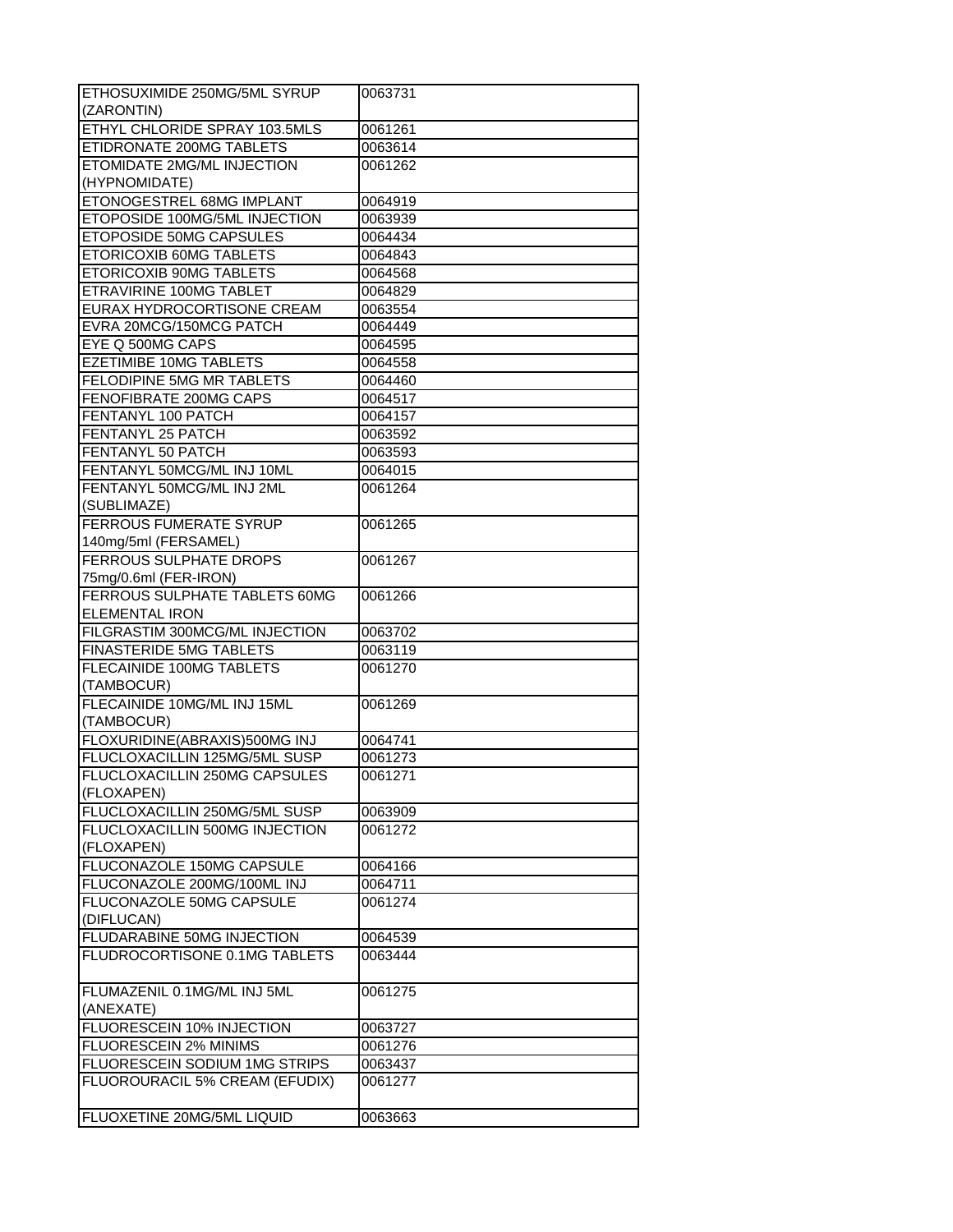| | |
|---|---|
| ETHOSUXIMIDE 250MG/5ML SYRUP (ZARONTIN) | 0063731 |
| ETHYL CHLORIDE SPRAY 103.5MLS | 0061261 |
| ETIDRONATE 200MG TABLETS | 0063614 |
| ETOMIDATE 2MG/ML INJECTION (HYPNOMIDATE) | 0061262 |
| ETONOGESTREL 68MG IMPLANT | 0064919 |
| ETOPOSIDE 100MG/5ML INJECTION | 0063939 |
| ETOPOSIDE 50MG CAPSULES | 0064434 |
| ETORICOXIB 60MG TABLETS | 0064843 |
| ETORICOXIB 90MG TABLETS | 0064568 |
| ETRAVIRINE 100MG TABLET | 0064829 |
| EURAX HYDROCORTISONE CREAM | 0063554 |
| EVRA 20MCG/150MCG PATCH | 0064449 |
| EYE Q 500MG CAPS | 0064595 |
| EZETIMIBE 10MG TABLETS | 0064558 |
| FELODIPINE 5MG MR TABLETS | 0064460 |
| FENOFIBRATE 200MG CAPS | 0064517 |
| FENTANYL 100 PATCH | 0064157 |
| FENTANYL 25 PATCH | 0063592 |
| FENTANYL 50 PATCH | 0063593 |
| FENTANYL 50MCG/ML INJ 10ML | 0064015 |
| FENTANYL 50MCG/ML INJ 2ML (SUBLIMAZE) | 0061264 |
| FERROUS FUMERATE SYRUP 140mg/5ml (FERSAMEL) | 0061265 |
| FERROUS SULPHATE DROPS 75mg/0.6ml (FER-IRON) | 0061267 |
| FERROUS SULPHATE TABLETS 60MG ELEMENTAL IRON | 0061266 |
| FILGRASTIM 300MCG/ML INJECTION | 0063702 |
| FINASTERIDE 5MG TABLETS | 0063119 |
| FLECAINIDE 100MG TABLETS (TAMBOCUR) | 0061270 |
| FLECAINIDE 10MG/ML INJ 15ML (TAMBOCUR) | 0061269 |
| FLOXURIDINE(ABRAXIS)500MG INJ | 0064741 |
| FLUCLOXACILLIN 125MG/5ML SUSP | 0061273 |
| FLUCLOXACILLIN 250MG CAPSULES (FLOXAPEN) | 0061271 |
| FLUCLOXACILLIN 250MG/5ML SUSP | 0063909 |
| FLUCLOXACILLIN 500MG INJECTION (FLOXAPEN) | 0061272 |
| FLUCONAZOLE 150MG CAPSULE | 0064166 |
| FLUCONAZOLE 200MG/100ML INJ | 0064711 |
| FLUCONAZOLE 50MG CAPSULE (DIFLUCAN) | 0061274 |
| FLUDARABINE 50MG INJECTION | 0064539 |
| FLUDROCORTISONE 0.1MG TABLETS | 0063444 |
| FLUMAZENIL 0.1MG/ML INJ 5ML (ANEXATE) | 0061275 |
| FLUORESCEIN 10% INJECTION | 0063727 |
| FLUORESCEIN 2% MINIMS | 0061276 |
| FLUORESCEIN SODIUM 1MG STRIPS | 0063437 |
| FLUOROURACIL 5% CREAM (EFUDIX) | 0061277 |
| FLUOXETINE 20MG/5ML LIQUID | 0063663 |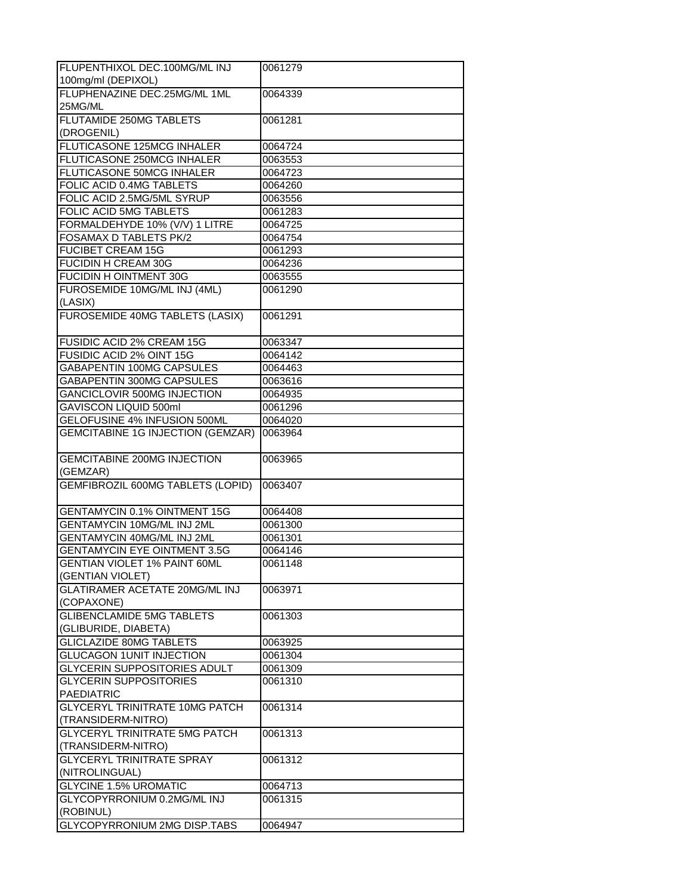| | |
|---|---|
| FLUPENTHIXOL DEC.100MG/ML INJ 100mg/ml (DEPIXOL) | 0061279 |
| FLUPHENAZINE DEC.25MG/ML 1ML 25MG/ML | 0064339 |
| FLUTAMIDE 250MG TABLETS (DROGENIL) | 0061281 |
| FLUTICASONE 125MCG INHALER | 0064724 |
| FLUTICASONE 250MCG INHALER | 0063553 |
| FLUTICASONE 50MCG INHALER | 0064723 |
| FOLIC ACID 0.4MG TABLETS | 0064260 |
| FOLIC ACID 2.5MG/5ML SYRUP | 0063556 |
| FOLIC ACID 5MG TABLETS | 0061283 |
| FORMALDEHYDE 10% (V/V) 1 LITRE | 0064725 |
| FOSAMAX D TABLETS PK/2 | 0064754 |
| FUCIBET CREAM 15G | 0061293 |
| FUCIDIN H CREAM 30G | 0064236 |
| FUCIDIN H OINTMENT 30G | 0063555 |
| FUROSEMIDE 10MG/ML INJ (4ML) (LASIX) | 0061290 |
| FUROSEMIDE 40MG TABLETS (LASIX) | 0061291 |
| FUSIDIC ACID 2% CREAM 15G | 0063347 |
| FUSIDIC ACID 2% OINT 15G | 0064142 |
| GABAPENTIN 100MG CAPSULES | 0064463 |
| GABAPENTIN 300MG CAPSULES | 0063616 |
| GANCICLOVIR 500MG INJECTION | 0064935 |
| GAVISCON LIQUID 500ml | 0061296 |
| GELOFUSINE 4% INFUSION 500ML | 0064020 |
| GEMCITABINE 1G INJECTION (GEMZAR) | 0063964 |
| GEMCITABINE 200MG INJECTION (GEMZAR) | 0063965 |
| GEMFIBROZIL 600MG TABLETS (LOPID) | 0063407 |
| GENTAMYCIN 0.1% OINTMENT 15G | 0064408 |
| GENTAMYCIN 10MG/ML INJ 2ML | 0061300 |
| GENTAMYCIN 40MG/ML INJ 2ML | 0061301 |
| GENTAMYCIN EYE OINTMENT 3.5G | 0064146 |
| GENTIAN VIOLET 1% PAINT 60ML (GENTIAN VIOLET) | 0061148 |
| GLATIRAMER ACETATE 20MG/ML INJ (COPAXONE) | 0063971 |
| GLIBENCLAMIDE 5MG TABLETS (GLIBURIDE, DIABETA) | 0061303 |
| GLICLAZIDE 80MG TABLETS | 0063925 |
| GLUCAGON 1UNIT INJECTION | 0061304 |
| GLYCERIN SUPPOSITORIES ADULT | 0061309 |
| GLYCERIN SUPPOSITORIES PAEDIATRIC | 0061310 |
| GLYCERYL TRINITRATE 10MG PATCH (TRANSIDERM-NITRO) | 0061314 |
| GLYCERYL TRINITRATE 5MG PATCH (TRANSIDERM-NITRO) | 0061313 |
| GLYCERYL TRINITRATE SPRAY (NITROLINGUAL) | 0061312 |
| GLYCINE 1.5% UROMATIC | 0064713 |
| GLYCOPYRRONIUM 0.2MG/ML INJ (ROBINUL) | 0061315 |
| GLYCOPYRRONIUM 2MG DISP.TABS | 0064947 |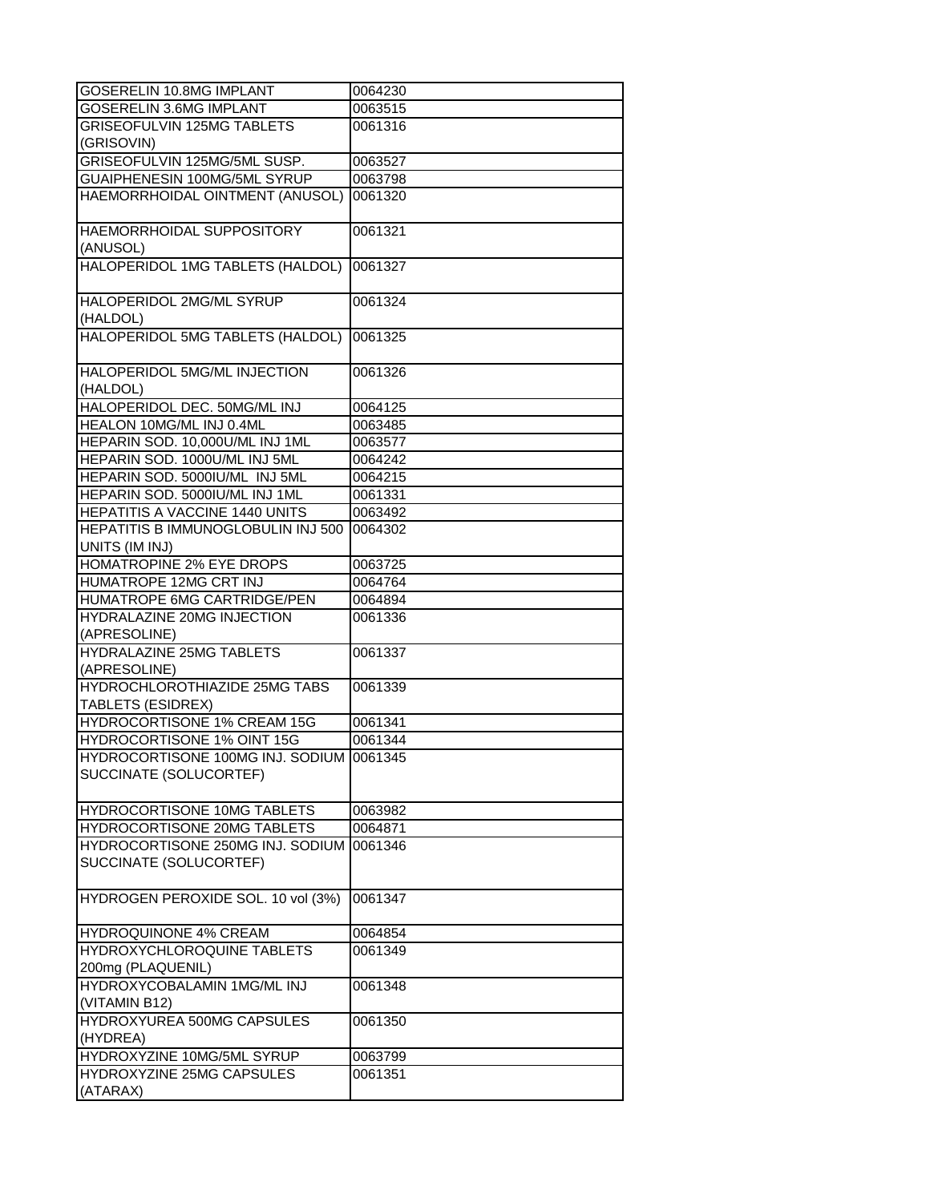| | |
|---|---|
| GOSERELIN 10.8MG IMPLANT | 0064230 |
| GOSERELIN 3.6MG IMPLANT | 0063515 |
| GRISEOFULVIN 125MG TABLETS (GRISOVIN) | 0061316 |
| GRISEOFULVIN 125MG/5ML SUSP. | 0063527 |
| GUAIPHENESIN 100MG/5ML SYRUP | 0063798 |
| HAEMORRHOIDAL OINTMENT (ANUSOL) | 0061320 |
| HAEMORRHOIDAL SUPPOSITORY (ANUSOL) | 0061321 |
| HALOPERIDOL 1MG TABLETS (HALDOL) | 0061327 |
| HALOPERIDOL 2MG/ML SYRUP (HALDOL) | 0061324 |
| HALOPERIDOL 5MG TABLETS (HALDOL) | 0061325 |
| HALOPERIDOL 5MG/ML INJECTION (HALDOL) | 0061326 |
| HALOPERIDOL DEC. 50MG/ML INJ | 0064125 |
| HEALON 10MG/ML INJ 0.4ML | 0063485 |
| HEPARIN SOD. 10,000U/ML INJ 1ML | 0063577 |
| HEPARIN SOD. 1000U/ML INJ 5ML | 0064242 |
| HEPARIN SOD. 5000IU/ML INJ 5ML | 0064215 |
| HEPARIN SOD. 5000IU/ML INJ 1ML | 0061331 |
| HEPATITIS A VACCINE 1440 UNITS | 0063492 |
| HEPATITIS B IMMUNOGLOBULIN INJ 500 UNITS (IM INJ) | 0064302 |
| HOMATROPINE 2% EYE DROPS | 0063725 |
| HUMATROPE 12MG CRT INJ | 0064764 |
| HUMATROPE 6MG CARTRIDGE/PEN | 0064894 |
| HYDRALAZINE 20MG INJECTION (APRESOLINE) | 0061336 |
| HYDRALAZINE 25MG TABLETS (APRESOLINE) | 0061337 |
| HYDROCHLOROTHIAZIDE 25MG TABS TABLETS (ESIDREX) | 0061339 |
| HYDROCORTISONE 1% CREAM 15G | 0061341 |
| HYDROCORTISONE 1% OINT 15G | 0061344 |
| HYDROCORTISONE 100MG INJ. SODIUM SUCCINATE (SOLUCORTEF) | 0061345 |
| HYDROCORTISONE 10MG TABLETS | 0063982 |
| HYDROCORTISONE 20MG TABLETS | 0064871 |
| HYDROCORTISONE 250MG INJ. SODIUM SUCCINATE (SOLUCORTEF) | 0061346 |
| HYDROGEN PEROXIDE SOL. 10 vol (3%) | 0061347 |
| HYDROQUINONE 4% CREAM | 0064854 |
| HYDROXYCHLOROQUINE TABLETS 200mg (PLAQUENIL) | 0061349 |
| HYDROXYCOBALAMIN 1MG/ML INJ (VITAMIN B12) | 0061348 |
| HYDROXYUREA 500MG CAPSULES (HYDREA) | 0061350 |
| HYDROXYZINE 10MG/5ML SYRUP | 0063799 |
| HYDROXYZINE 25MG CAPSULES (ATARAX) | 0061351 |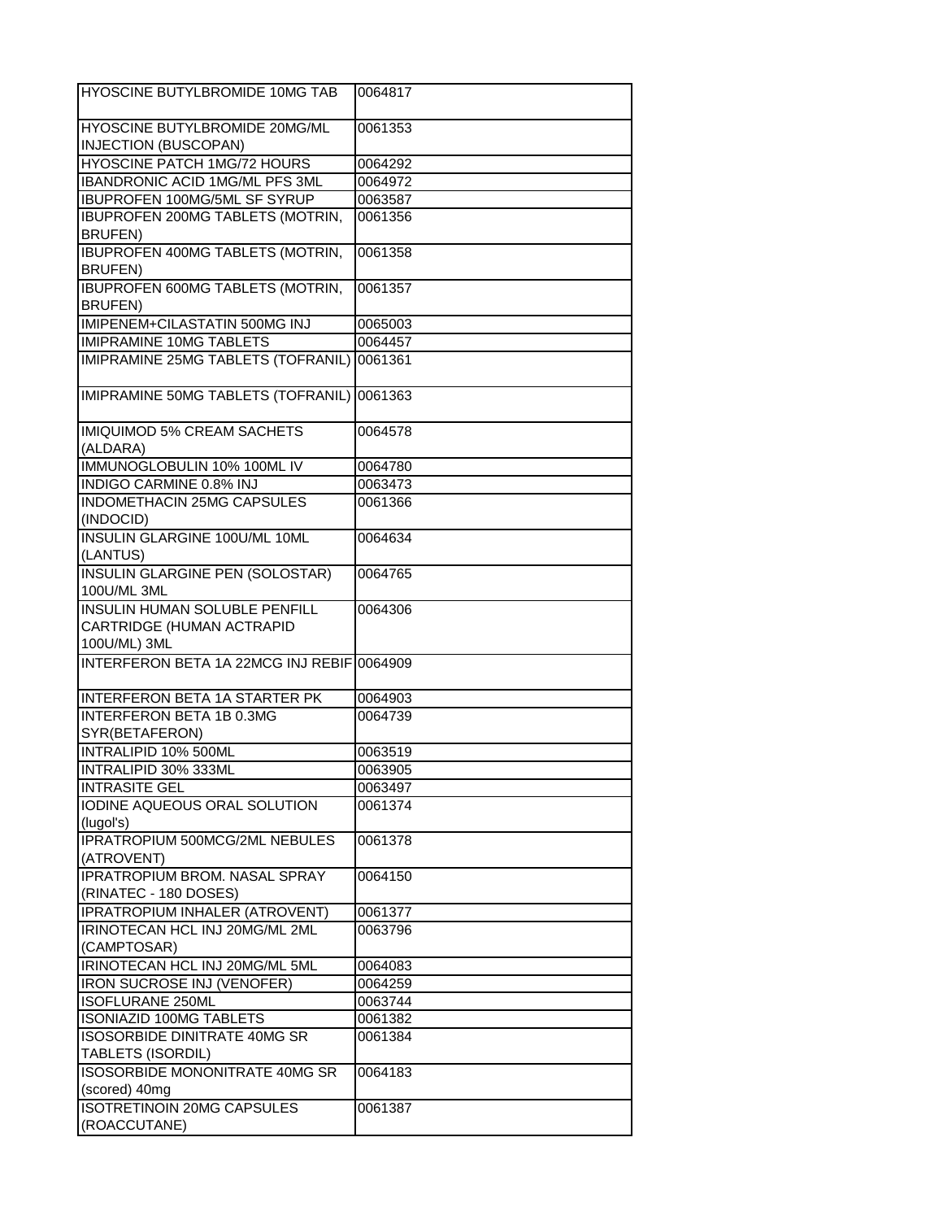| | |
|---|---|
| HYOSCINE BUTYLBROMIDE 10MG TAB | 0064817 |
| HYOSCINE BUTYLBROMIDE 20MG/ML INJECTION (BUSCOPAN) | 0061353 |
| HYOSCINE PATCH 1MG/72 HOURS | 0064292 |
| IBANDRONIC ACID 1MG/ML PFS 3ML | 0064972 |
| IBUPROFEN 100MG/5ML SF SYRUP | 0063587 |
| IBUPROFEN 200MG TABLETS (MOTRIN, BRUFEN) | 0061356 |
| IBUPROFEN 400MG TABLETS (MOTRIN, BRUFEN) | 0061358 |
| IBUPROFEN 600MG TABLETS (MOTRIN, BRUFEN) | 0061357 |
| IMIPENEM+CILASTATIN 500MG INJ | 0065003 |
| IMIPRAMINE 10MG TABLETS | 0064457 |
| IMIPRAMINE 25MG TABLETS (TOFRANIL) | 0061361 |
| IMIPRAMINE 50MG TABLETS (TOFRANIL) | 0061363 |
| IMIQUIMOD 5% CREAM SACHETS (ALDARA) | 0064578 |
| IMMUNOGLOBULIN 10% 100ML IV | 0064780 |
| INDIGO CARMINE 0.8% INJ | 0063473 |
| INDOMETHACIN 25MG CAPSULES (INDOCID) | 0061366 |
| INSULIN GLARGINE 100U/ML 10ML (LANTUS) | 0064634 |
| INSULIN GLARGINE PEN (SOLOSTAR) 100U/ML 3ML | 0064765 |
| INSULIN HUMAN SOLUBLE PENFILL CARTRIDGE (HUMAN ACTRAPID 100U/ML) 3ML | 0064306 |
| INTERFERON BETA 1A 22MCG INJ REBIF | 0064909 |
| INTERFERON BETA 1A STARTER PK | 0064903 |
| INTERFERON BETA 1B 0.3MG SYR(BETAFERON) | 0064739 |
| INTRALIPID 10% 500ML | 0063519 |
| INTRALIPID 30% 333ML | 0063905 |
| INTRASITE GEL | 0063497 |
| IODINE AQUEOUS ORAL SOLUTION (lugol's) | 0061374 |
| IPRATROPIUM 500MCG/2ML NEBULES (ATROVENT) | 0061378 |
| IPRATROPIUM BROM. NASAL SPRAY (RINATEC - 180 DOSES) | 0064150 |
| IPRATROPIUM INHALER (ATROVENT) | 0061377 |
| IRINOTECAN HCL INJ 20MG/ML 2ML (CAMPTOSAR) | 0063796 |
| IRINOTECAN HCL INJ 20MG/ML 5ML | 0064083 |
| IRON SUCROSE INJ (VENOFER) | 0064259 |
| ISOFLURANE 250ML | 0063744 |
| ISONIAZID 100MG TABLETS | 0061382 |
| ISOSORBIDE DINITRATE 40MG SR TABLETS (ISORDIL) | 0061384 |
| ISOSORBIDE MONONITRATE 40MG SR (scored) 40mg | 0064183 |
| ISOTRETINOIN 20MG CAPSULES (ROACCUTANE) | 0061387 |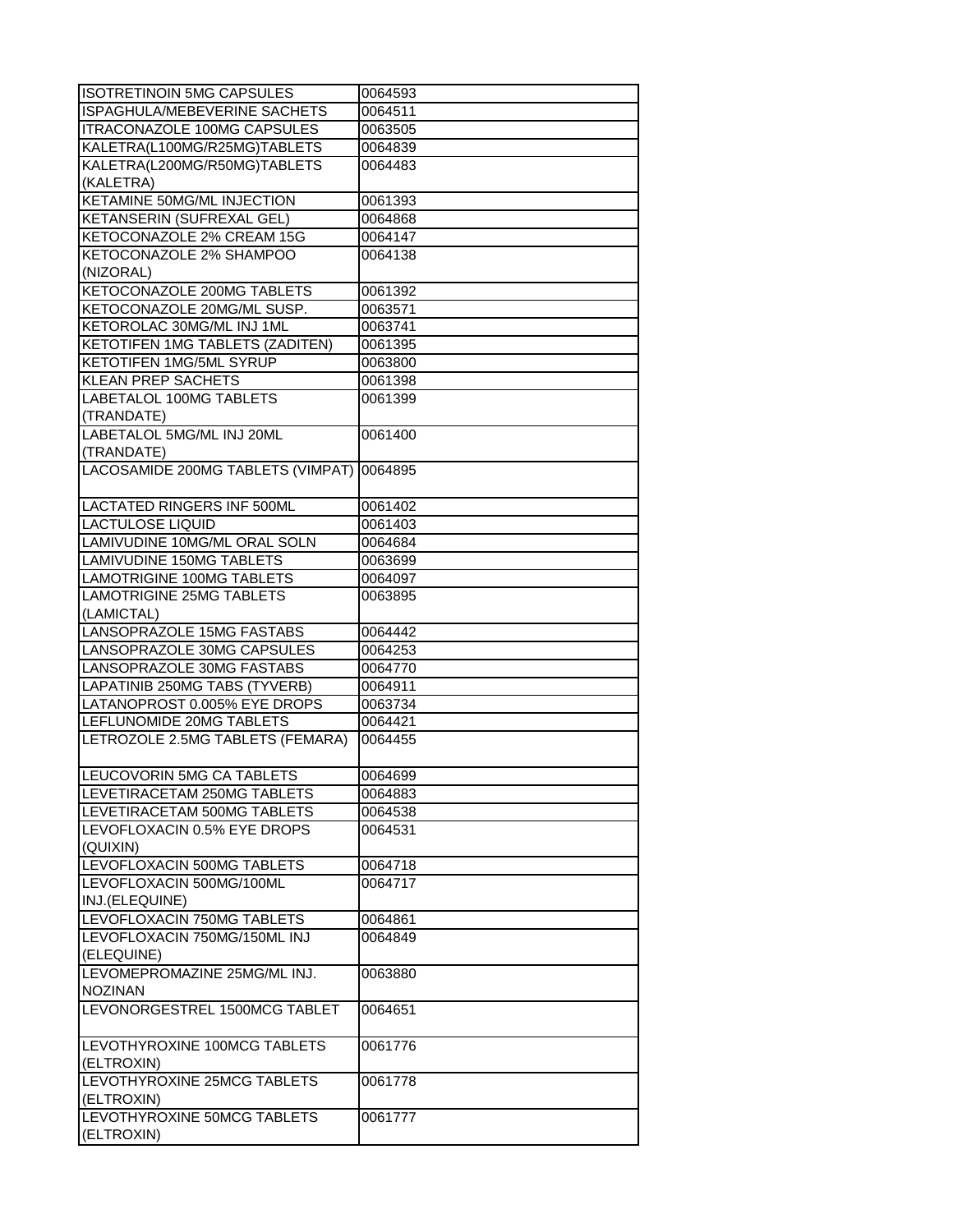| | |
|---|---|
| ISOTRETINOIN 5MG CAPSULES | 0064593 |
| ISPAGHULA/MEBEVERINE SACHETS | 0064511 |
| ITRACONAZOLE 100MG CAPSULES | 0063505 |
| KALETRA(L100MG/R25MG)TABLETS | 0064839 |
| KALETRA(L200MG/R50MG)TABLETS (KALETRA) | 0064483 |
| KETAMINE 50MG/ML INJECTION | 0061393 |
| KETANSERIN (SUFREXAL GEL) | 0064868 |
| KETOCONAZOLE 2% CREAM 15G | 0064147 |
| KETOCONAZOLE 2% SHAMPOO (NIZORAL) | 0064138 |
| KETOCONAZOLE 200MG TABLETS | 0061392 |
| KETOCONAZOLE 20MG/ML SUSP. | 0063571 |
| KETOROLAC 30MG/ML INJ 1ML | 0063741 |
| KETOTIFEN 1MG TABLETS (ZADITEN) | 0061395 |
| KETOTIFEN 1MG/5ML SYRUP | 0063800 |
| KLEAN PREP SACHETS | 0061398 |
| LABETALOL 100MG TABLETS (TRANDATE) | 0061399 |
| LABETALOL 5MG/ML INJ 20ML (TRANDATE) | 0061400 |
| LACOSAMIDE 200MG TABLETS (VIMPAT) | 0064895 |
| LACTATED RINGERS INF 500ML | 0061402 |
| LACTULOSE LIQUID | 0061403 |
| LAMIVUDINE 10MG/ML ORAL SOLN | 0064684 |
| LAMIVUDINE 150MG TABLETS | 0063699 |
| LAMOTRIGINE 100MG TABLETS | 0064097 |
| LAMOTRIGINE 25MG TABLETS (LAMICTAL) | 0063895 |
| LANSOPRAZOLE 15MG FASTABS | 0064442 |
| LANSOPRAZOLE 30MG CAPSULES | 0064253 |
| LANSOPRAZOLE 30MG FASTABS | 0064770 |
| LAPATINIB 250MG TABS (TYVERB) | 0064911 |
| LATANOPROST 0.005% EYE DROPS | 0063734 |
| LEFLUNOMIDE 20MG TABLETS | 0064421 |
| LETROZOLE 2.5MG TABLETS (FEMARA) | 0064455 |
| LEUCOVORIN 5MG CA TABLETS | 0064699 |
| LEVETIRACETAM 250MG TABLETS | 0064883 |
| LEVETIRACETAM 500MG TABLETS | 0064538 |
| LEVOFLOXACIN 0.5% EYE DROPS (QUIXIN) | 0064531 |
| LEVOFLOXACIN 500MG TABLETS | 0064718 |
| LEVOFLOXACIN 500MG/100ML INJ.(ELEQUINE) | 0064717 |
| LEVOFLOXACIN 750MG TABLETS | 0064861 |
| LEVOFLOXACIN 750MG/150ML INJ (ELEQUINE) | 0064849 |
| LEVOMEPROMAZINE 25MG/ML INJ. NOZINAN | 0063880 |
| LEVONORGESTREL 1500MCG TABLET | 0064651 |
| LEVOTHYROXINE 100MCG TABLETS (ELTROXIN) | 0061776 |
| LEVOTHYROXINE 25MCG TABLETS (ELTROXIN) | 0061778 |
| LEVOTHYROXINE 50MCG TABLETS (ELTROXIN) | 0061777 |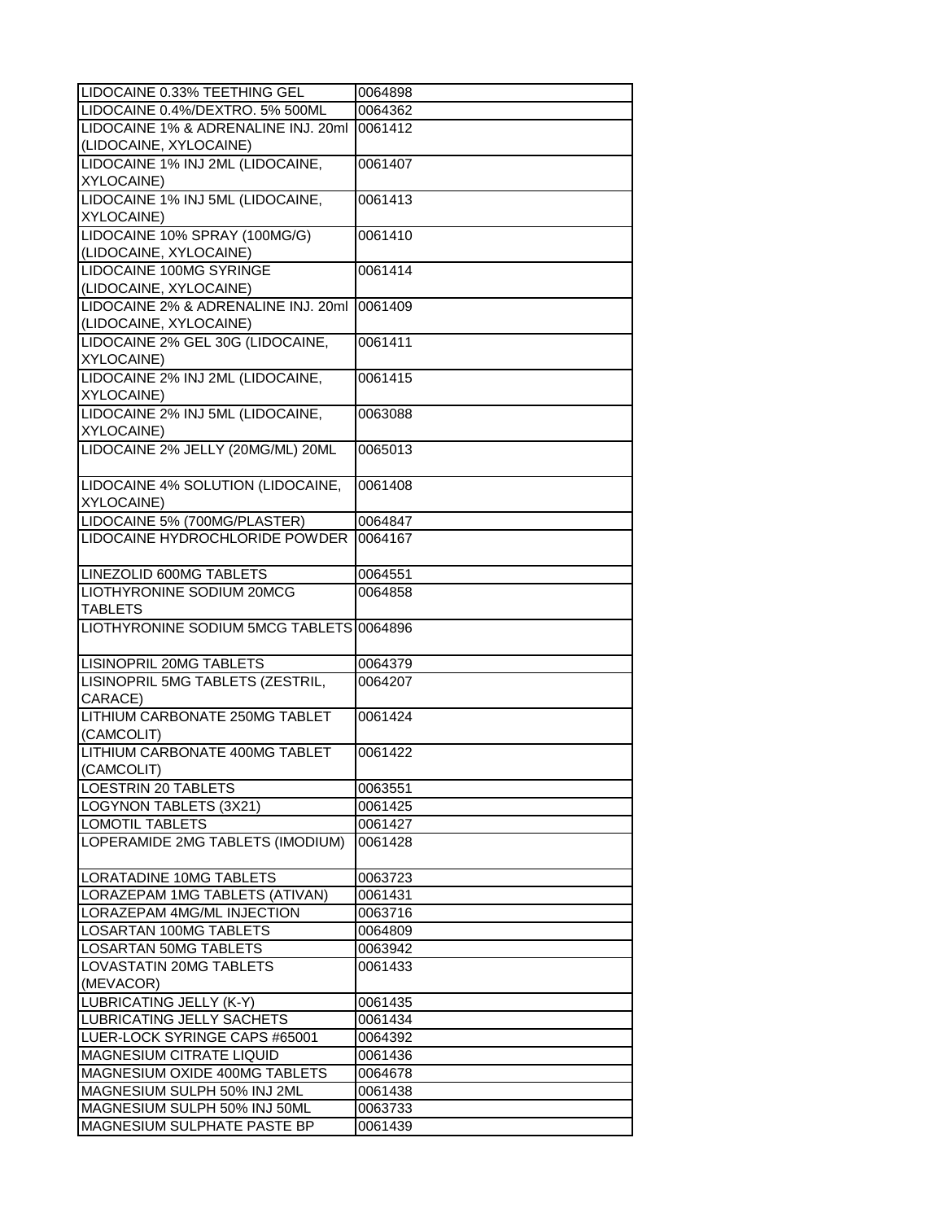| | |
|---|---|
| LIDOCAINE 0.33% TEETHING GEL | 0064898 |
| LIDOCAINE 0.4%/DEXTRO. 5% 500ML | 0064362 |
| LIDOCAINE 1% & ADRENALINE INJ. 20ml (LIDOCAINE, XYLOCAINE) | 0061412 |
| LIDOCAINE 1% INJ 2ML (LIDOCAINE, XYLOCAINE) | 0061407 |
| LIDOCAINE 1% INJ 5ML (LIDOCAINE, XYLOCAINE) | 0061413 |
| LIDOCAINE 10% SPRAY (100MG/G) (LIDOCAINE, XYLOCAINE) | 0061410 |
| LIDOCAINE 100MG SYRINGE (LIDOCAINE, XYLOCAINE) | 0061414 |
| LIDOCAINE 2% & ADRENALINE INJ. 20ml (LIDOCAINE, XYLOCAINE) | 0061409 |
| LIDOCAINE 2% GEL 30G (LIDOCAINE, XYLOCAINE) | 0061411 |
| LIDOCAINE 2% INJ 2ML (LIDOCAINE, XYLOCAINE) | 0061415 |
| LIDOCAINE 2% INJ 5ML (LIDOCAINE, XYLOCAINE) | 0063088 |
| LIDOCAINE 2% JELLY (20MG/ML) 20ML | 0065013 |
| LIDOCAINE 4% SOLUTION (LIDOCAINE, XYLOCAINE) | 0061408 |
| LIDOCAINE 5% (700MG/PLASTER) | 0064847 |
| LIDOCAINE HYDROCHLORIDE POWDER | 0064167 |
| LINEZOLID 600MG TABLETS | 0064551 |
| LIOTHYRONINE SODIUM 20MCG TABLETS | 0064858 |
| LIOTHYRONINE SODIUM 5MCG TABLETS | 0064896 |
| LISINOPRIL 20MG TABLETS | 0064379 |
| LISINOPRIL 5MG TABLETS (ZESTRIL, CARACE) | 0064207 |
| LITHIUM CARBONATE 250MG TABLET (CAMCOLIT) | 0061424 |
| LITHIUM CARBONATE 400MG TABLET (CAMCOLIT) | 0061422 |
| LOESTRIN 20 TABLETS | 0063551 |
| LOGYNON TABLETS (3X21) | 0061425 |
| LOMOTIL TABLETS | 0061427 |
| LOPERAMIDE 2MG TABLETS (IMODIUM) | 0061428 |
| LORATADINE 10MG TABLETS | 0063723 |
| LORAZEPAM 1MG TABLETS (ATIVAN) | 0061431 |
| LORAZEPAM 4MG/ML INJECTION | 0063716 |
| LOSARTAN 100MG TABLETS | 0064809 |
| LOSARTAN 50MG TABLETS | 0063942 |
| LOVASTATIN 20MG TABLETS (MEVACOR) | 0061433 |
| LUBRICATING JELLY (K-Y) | 0061435 |
| LUBRICATING JELLY SACHETS | 0061434 |
| LUER-LOCK SYRINGE CAPS #65001 | 0064392 |
| MAGNESIUM CITRATE LIQUID | 0061436 |
| MAGNESIUM OXIDE 400MG TABLETS | 0064678 |
| MAGNESIUM SULPH 50% INJ 2ML | 0061438 |
| MAGNESIUM SULPH 50% INJ 50ML | 0063733 |
| MAGNESIUM SULPHATE PASTE BP | 0061439 |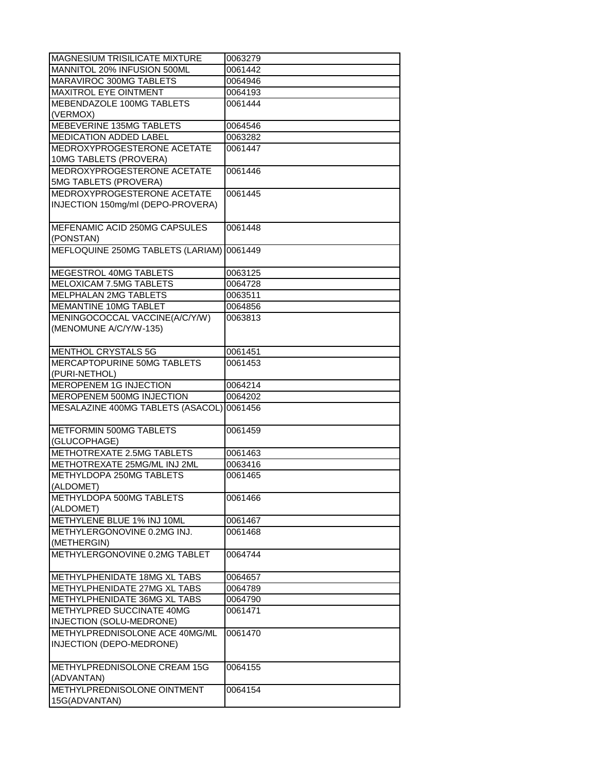| | |
|---|---|
| MAGNESIUM TRISILICATE MIXTURE | 0063279 |
| MANNITOL 20% INFUSION 500ML | 0061442 |
| MARAVIROC 300MG TABLETS | 0064946 |
| MAXITROL EYE OINTMENT | 0064193 |
| MEBENDAZOLE 100MG TABLETS (VERMOX) | 0061444 |
| MEBEVERINE 135MG TABLETS | 0064546 |
| MEDICATION ADDED LABEL | 0063282 |
| MEDROXYPROGESTERONE ACETATE 10MG TABLETS (PROVERA) | 0061447 |
| MEDROXYPROGESTERONE ACETATE 5MG TABLETS (PROVERA) | 0061446 |
| MEDROXYPROGESTERONE ACETATE INJECTION 150mg/ml (DEPO-PROVERA) | 0061445 |
| MEFENAMIC ACID 250MG CAPSULES (PONSTAN) | 0061448 |
| MEFLOQUINE 250MG TABLETS (LARIAM) | 0061449 |
| MEGESTROL 40MG TABLETS | 0063125 |
| MELOXICAM 7.5MG TABLETS | 0064728 |
| MELPHALAN 2MG TABLETS | 0063511 |
| MEMANTINE 10MG TABLET | 0064856 |
| MENINGOCOCCAL VACCINE(A/C/Y/W) (MENOMUNE A/C/Y/W-135) | 0063813 |
| MENTHOL CRYSTALS 5G | 0061451 |
| MERCAPTOPURINE 50MG TABLETS (PURI-NETHOL) | 0061453 |
| MEROPENEM 1G INJECTION | 0064214 |
| MEROPENEM 500MG INJECTION | 0064202 |
| MESALAZINE 400MG TABLETS (ASACOL) | 0061456 |
| METFORMIN 500MG TABLETS (GLUCOPHAGE) | 0061459 |
| METHOTREXATE 2.5MG TABLETS | 0061463 |
| METHOTREXATE 25MG/ML INJ 2ML | 0063416 |
| METHYLDOPA 250MG TABLETS (ALDOMET) | 0061465 |
| METHYLDOPA 500MG TABLETS (ALDOMET) | 0061466 |
| METHYLENE BLUE 1% INJ 10ML | 0061467 |
| METHYLERGONOVINE 0.2MG INJ. (METHERGIN) | 0061468 |
| METHYLERGONOVINE 0.2MG TABLET | 0064744 |
| METHYLPHENIDATE 18MG XL TABS | 0064657 |
| METHYLPHENIDATE 27MG XL TABS | 0064789 |
| METHYLPHENIDATE 36MG XL TABS | 0064790 |
| METHYLPRED SUCCINATE 40MG INJECTION (SOLU-MEDRONE) | 0061471 |
| METHYLPREDNISOLONE ACE 40MG/ML INJECTION (DEPO-MEDRONE) | 0061470 |
| METHYLPREDNISOLONE CREAM 15G (ADVANTAN) | 0064155 |
| METHYLPREDNISOLONE OINTMENT 15G(ADVANTAN) | 0064154 |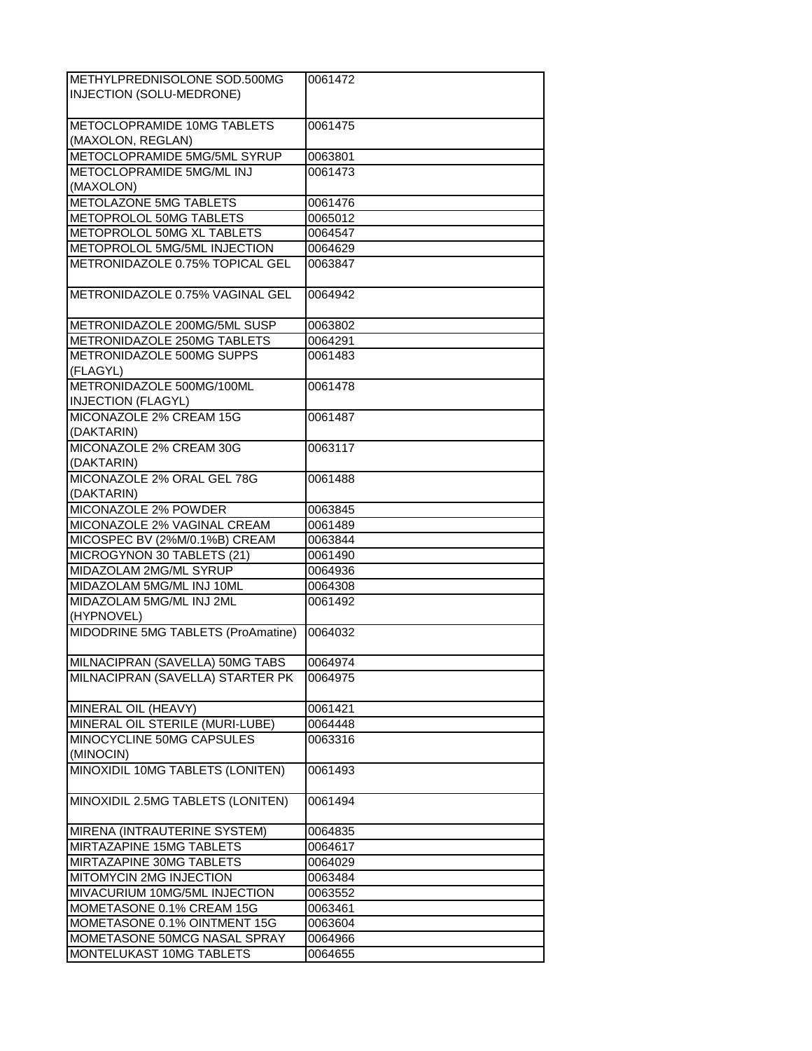| METHYLPREDNISOLONE SOD.500MG INJECTION (SOLU-MEDRONE) | 0061472 |
|---|---|
| METOCLOPRAMIDE 10MG TABLETS (MAXOLON, REGLAN) | 0061475 |
| METOCLOPRAMIDE 5MG/5ML SYRUP | 0063801 |
| METOCLOPRAMIDE 5MG/ML INJ (MAXOLON) | 0061473 |
| METOLAZONE 5MG TABLETS | 0061476 |
| METOPROLOL 50MG TABLETS | 0065012 |
| METOPROLOL 50MG XL TABLETS | 0064547 |
| METOPROLOL 5MG/5ML INJECTION | 0064629 |
| METRONIDAZOLE 0.75% TOPICAL GEL | 0063847 |
| METRONIDAZOLE 0.75% VAGINAL GEL | 0064942 |
| METRONIDAZOLE 200MG/5ML SUSP | 0063802 |
| METRONIDAZOLE 250MG TABLETS | 0064291 |
| METRONIDAZOLE 500MG SUPPS (FLAGYL) | 0061483 |
| METRONIDAZOLE 500MG/100ML INJECTION (FLAGYL) | 0061478 |
| MICONAZOLE 2% CREAM 15G (DAKTARIN) | 0061487 |
| MICONAZOLE 2% CREAM 30G (DAKTARIN) | 0063117 |
| MICONAZOLE 2% ORAL GEL 78G (DAKTARIN) | 0061488 |
| MICONAZOLE 2% POWDER | 0063845 |
| MICONAZOLE 2% VAGINAL CREAM | 0061489 |
| MICOSPEC BV (2%M/0.1%B) CREAM | 0063844 |
| MICROGYNON 30 TABLETS (21) | 0061490 |
| MIDAZOLAM 2MG/ML SYRUP | 0064936 |
| MIDAZOLAM 5MG/ML INJ 10ML | 0064308 |
| MIDAZOLAM 5MG/ML INJ 2ML (HYPNOVEL) | 0061492 |
| MIDODRINE 5MG TABLETS (ProAmatine) | 0064032 |
| MILNACIPRAN (SAVELLA) 50MG TABS | 0064974 |
| MILNACIPRAN (SAVELLA) STARTER PK | 0064975 |
| MINERAL OIL (HEAVY) | 0061421 |
| MINERAL OIL STERILE (MURI-LUBE) | 0064448 |
| MINOCYCLINE 50MG CAPSULES (MINOCIN) | 0063316 |
| MINOXIDIL 10MG TABLETS (LONITEN) | 0061493 |
| MINOXIDIL 2.5MG TABLETS (LONITEN) | 0061494 |
| MIRENA (INTRAUTERINE SYSTEM) | 0064835 |
| MIRTAZAPINE 15MG TABLETS | 0064617 |
| MIRTAZAPINE 30MG TABLETS | 0064029 |
| MITOMYCIN 2MG INJECTION | 0063484 |
| MIVACURIUM 10MG/5ML INJECTION | 0063552 |
| MOMETASONE 0.1% CREAM 15G | 0063461 |
| MOMETASONE 0.1% OINTMENT 15G | 0063604 |
| MOMETASONE 50MCG NASAL SPRAY | 0064966 |
| MONTELUKAST 10MG TABLETS | 0064655 |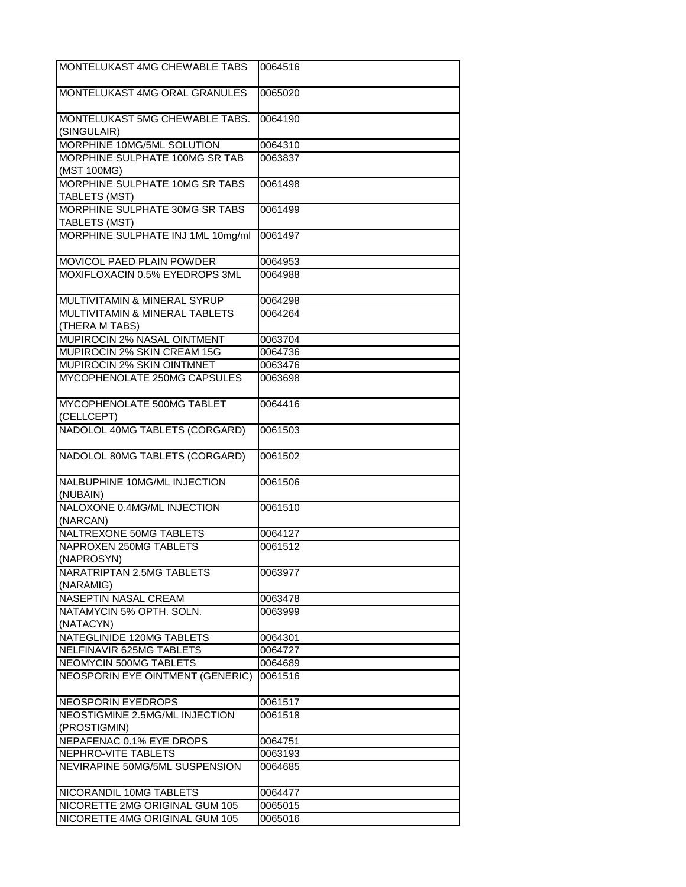| MONTELUKAST 4MG CHEWABLE TABS | 0064516 |
|---|---|
| MONTELUKAST 4MG ORAL GRANULES | 0065020 |
| MONTELUKAST 5MG CHEWABLE TABS. (SINGULAIR) | 0064190 |
| MORPHINE 10MG/5ML SOLUTION | 0064310 |
| MORPHINE SULPHATE 100MG SR TAB (MST 100MG) | 0063837 |
| MORPHINE SULPHATE 10MG SR TABS TABLETS (MST) | 0061498 |
| MORPHINE SULPHATE 30MG SR TABS TABLETS (MST) | 0061499 |
| MORPHINE SULPHATE INJ 1ML 10mg/ml | 0061497 |
| MOVICOL PAED PLAIN POWDER | 0064953 |
| MOXIFLOXACIN 0.5% EYEDROPS 3ML | 0064988 |
| MULTIVITAMIN & MINERAL SYRUP | 0064298 |
| MULTIVITAMIN & MINERAL TABLETS (THERA M TABS) | 0064264 |
| MUPIROCIN 2% NASAL OINTMENT | 0063704 |
| MUPIROCIN 2% SKIN CREAM 15G | 0064736 |
| MUPIROCIN 2% SKIN OINTMNET | 0063476 |
| MYCOPHENOLATE 250MG CAPSULES | 0063698 |
| MYCOPHENOLATE 500MG TABLET (CELLCEPT) | 0064416 |
| NADOLOL 40MG TABLETS (CORGARD) | 0061503 |
| NADOLOL 80MG TABLETS (CORGARD) | 0061502 |
| NALBUPHINE 10MG/ML INJECTION (NUBAIN) | 0061506 |
| NALOXONE 0.4MG/ML INJECTION (NARCAN) | 0061510 |
| NALTREXONE 50MG TABLETS | 0064127 |
| NAPROXEN 250MG TABLETS (NAPROSYN) | 0061512 |
| NARATRIPTAN 2.5MG TABLETS (NARAMIG) | 0063977 |
| NASEPTIN NASAL CREAM | 0063478 |
| NATAMYCIN 5% OPTH. SOLN. (NATACYN) | 0063999 |
| NATEGLINIDE 120MG TABLETS | 0064301 |
| NELFINAVIR 625MG TABLETS | 0064727 |
| NEOMYCIN 500MG TABLETS | 0064689 |
| NEOSPORIN EYE OINTMENT (GENERIC) | 0061516 |
| NEOSPORIN EYEDROPS | 0061517 |
| NEOSTIGMINE 2.5MG/ML INJECTION (PROSTIGMIN) | 0061518 |
| NEPAFENAC 0.1% EYE DROPS | 0064751 |
| NEPHRO-VITE TABLETS | 0063193 |
| NEVIRAPINE 50MG/5ML SUSPENSION | 0064685 |
| NICORANDIL 10MG TABLETS | 0064477 |
| NICORETTE 2MG ORIGINAL GUM 105 | 0065015 |
| NICORETTE 4MG ORIGINAL GUM 105 | 0065016 |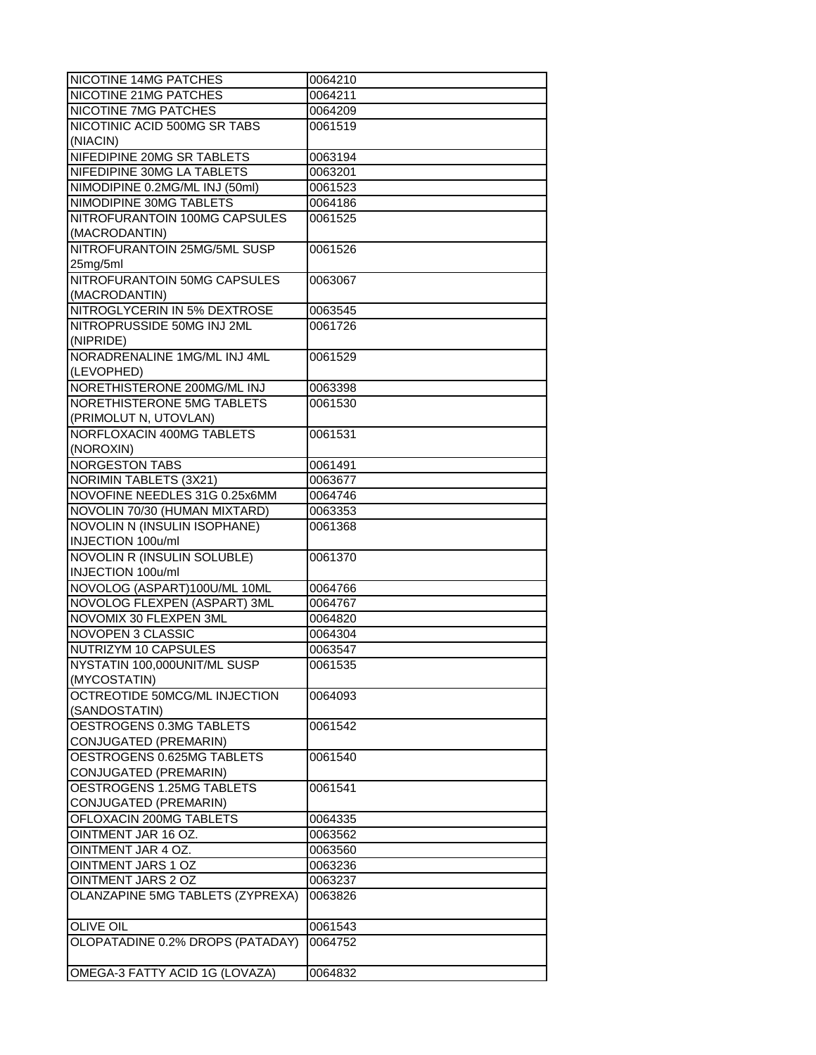| | |
|---|---|
| NICOTINE 14MG PATCHES | 0064210 |
| NICOTINE 21MG PATCHES | 0064211 |
| NICOTINE 7MG PATCHES | 0064209 |
| NICOTINIC ACID 500MG SR TABS (NIACIN) | 0061519 |
| NIFEDIPINE 20MG SR TABLETS | 0063194 |
| NIFEDIPINE 30MG LA TABLETS | 0063201 |
| NIMODIPINE 0.2MG/ML INJ (50ml) | 0061523 |
| NIMODIPINE 30MG TABLETS | 0064186 |
| NITROFURANTOIN 100MG CAPSULES (MACRODANTIN) | 0061525 |
| NITROFURANTOIN 25MG/5ML SUSP 25mg/5ml | 0061526 |
| NITROFURANTOIN 50MG CAPSULES (MACRODANTIN) | 0063067 |
| NITROGLYCERIN IN 5% DEXTROSE | 0063545 |
| NITROPRUSSIDE 50MG INJ 2ML (NIPRIDE) | 0061726 |
| NORADRENALINE 1MG/ML INJ 4ML (LEVOPHED) | 0061529 |
| NORETHISTERONE 200MG/ML INJ | 0063398 |
| NORETHISTERONE 5MG TABLETS (PRIMOLUT N, UTOVLAN) | 0061530 |
| NORFLOXACIN 400MG TABLETS (NOROXIN) | 0061531 |
| NORGESTON TABS | 0061491 |
| NORIMIN TABLETS (3X21) | 0063677 |
| NOVOFINE NEEDLES 31G 0.25x6MM | 0064746 |
| NOVOLIN 70/30 (HUMAN MIXTARD) | 0063353 |
| NOVOLIN N (INSULIN ISOPHANE) INJECTION 100u/ml | 0061368 |
| NOVOLIN R (INSULIN SOLUBLE) INJECTION 100u/ml | 0061370 |
| NOVOLOG (ASPART)100U/ML 10ML | 0064766 |
| NOVOLOG FLEXPEN (ASPART) 3ML | 0064767 |
| NOVOMIX 30 FLEXPEN 3ML | 0064820 |
| NOVOPEN 3 CLASSIC | 0064304 |
| NUTRIZYM 10 CAPSULES | 0063547 |
| NYSTATIN 100,000UNIT/ML SUSP (MYCOSTATIN) | 0061535 |
| OCTREOTIDE 50MCG/ML INJECTION (SANDOSTATIN) | 0064093 |
| OESTROGENS 0.3MG TABLETS CONJUGATED (PREMARIN) | 0061542 |
| OESTROGENS 0.625MG TABLETS CONJUGATED (PREMARIN) | 0061540 |
| OESTROGENS 1.25MG TABLETS CONJUGATED (PREMARIN) | 0061541 |
| OFLOXACIN 200MG TABLETS | 0064335 |
| OINTMENT JAR 16 OZ. | 0063562 |
| OINTMENT JAR 4 OZ. | 0063560 |
| OINTMENT JARS 1 OZ | 0063236 |
| OINTMENT JARS 2 OZ | 0063237 |
| OLANZAPINE 5MG TABLETS (ZYPREXA) | 0063826 |
| OLIVE OIL | 0061543 |
| OLOPATADINE 0.2% DROPS (PATADAY) | 0064752 |
| OMEGA-3 FATTY ACID 1G (LOVAZA) | 0064832 |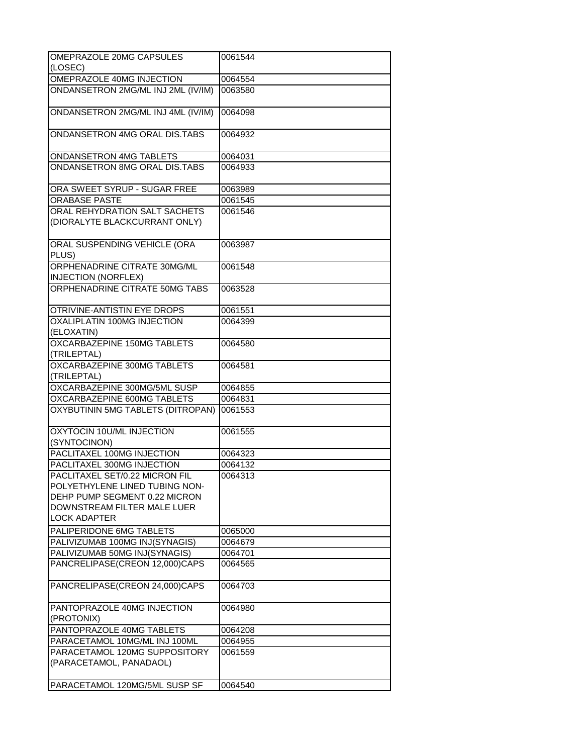| | |
|---|---|
| OMEPRAZOLE 20MG CAPSULES (LOSEC) | 0061544 |
| OMEPRAZOLE 40MG INJECTION | 0064554 |
| ONDANSETRON 2MG/ML INJ 2ML (IV/IM) | 0063580 |
| ONDANSETRON 2MG/ML INJ 4ML (IV/IM) | 0064098 |
| ONDANSETRON 4MG ORAL DIS.TABS | 0064932 |
| ONDANSETRON 4MG TABLETS | 0064031 |
| ONDANSETRON 8MG ORAL DIS.TABS | 0064933 |
| ORA SWEET SYRUP - SUGAR FREE | 0063989 |
| ORABASE PASTE | 0061545 |
| ORAL REHYDRATION SALT SACHETS (DIORALYTE BLACKCURRANT ONLY) | 0061546 |
| ORAL SUSPENDING VEHICLE (ORA PLUS) | 0063987 |
| ORPHENADRINE CITRATE 30MG/ML INJECTION (NORFLEX) | 0061548 |
| ORPHENADRINE CITRATE 50MG TABS | 0063528 |
| OTRIVINE-ANTISTIN EYE DROPS | 0061551 |
| OXALIPLATIN 100MG INJECTION (ELOXATIN) | 0064399 |
| OXCARBAZEPINE 150MG TABLETS (TRILEPTAL) | 0064580 |
| OXCARBAZEPINE 300MG TABLETS (TRILEPTAL) | 0064581 |
| OXCARBAZEPINE 300MG/5ML SUSP | 0064855 |
| OXCARBAZEPINE 600MG TABLETS | 0064831 |
| OXYBUTININ 5MG TABLETS (DITROPAN) | 0061553 |
| OXYTOCIN 10U/ML INJECTION (SYNTOCINON) | 0061555 |
| PACLITAXEL 100MG INJECTION | 0064323 |
| PACLITAXEL 300MG INJECTION | 0064132 |
| PACLITAXEL SET/0.22 MICRON FIL POLYETHYLENE LINED TUBING NON-DEHP PUMP SEGMENT 0.22 MICRON DOWNSTREAM FILTER MALE LUER LOCK ADAPTER | 0064313 |
| PALIPERIDONE 6MG TABLETS | 0065000 |
| PALIVIZUMAB 100MG INJ(SYNAGIS) | 0064679 |
| PALIVIZUMAB 50MG INJ(SYNAGIS) | 0064701 |
| PANCRELIPASE(CREON 12,000)CAPS | 0064565 |
| PANCRELIPASE(CREON 24,000)CAPS | 0064703 |
| PANTOPRAZOLE 40MG INJECTION (PROTONIX) | 0064980 |
| PANTOPRAZOLE 40MG TABLETS | 0064208 |
| PARACETAMOL 10MG/ML INJ 100ML | 0064955 |
| PARACETAMOL 120MG SUPPOSITORY (PARACETAMOL, PANADAOL) | 0061559 |
| PARACETAMOL 120MG/5ML SUSP SF | 0064540 |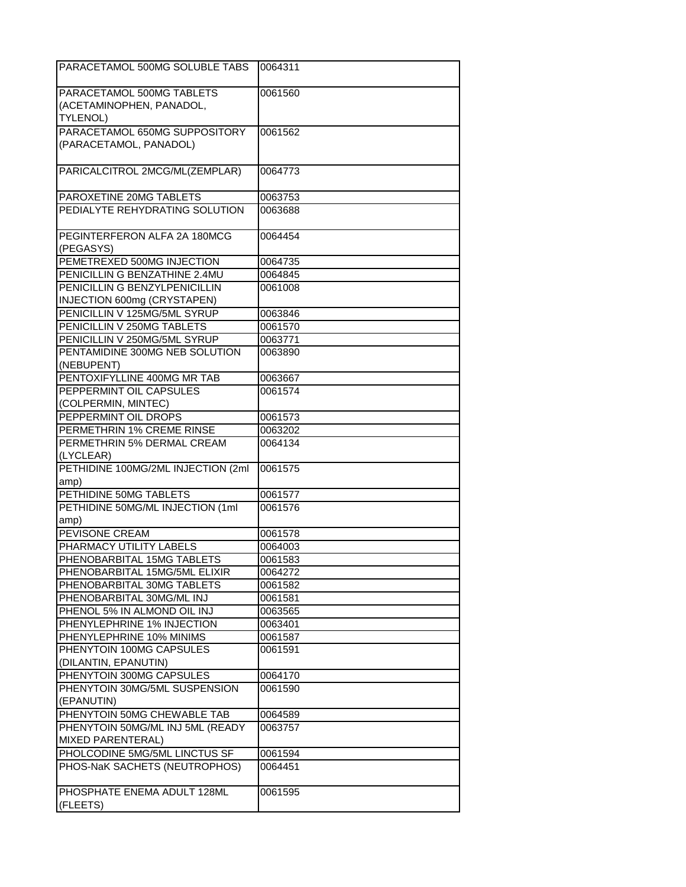| PARACETAMOL 500MG SOLUBLE TABS | 0064311 |
|---|---|
| PARACETAMOL 500MG TABLETS (ACETAMINOPHEN, PANADOL, TYLENOL) | 0061560 |
| PARACETAMOL 650MG SUPPOSITORY (PARACETAMOL, PANADOL) | 0061562 |
| PARICALCITROL 2MCG/ML(ZEMPLAR) | 0064773 |
| PAROXETINE 20MG TABLETS | 0063753 |
| PEDIALYTE REHYDRATING SOLUTION | 0063688 |
| PEGINTERFERON ALFA 2A 180MCG (PEGASYS) | 0064454 |
| PEMETREXED 500MG INJECTION | 0064735 |
| PENICILLIN G BENZATHINE 2.4MU | 0064845 |
| PENICILLIN G BENZYLPENICILLIN INJECTION 600mg (CRYSTAPEN) | 0061008 |
| PENICILLIN V 125MG/5ML SYRUP | 0063846 |
| PENICILLIN V 250MG TABLETS | 0061570 |
| PENICILLIN V 250MG/5ML SYRUP | 0063771 |
| PENTAMIDINE 300MG NEB SOLUTION (NEBUPENT) | 0063890 |
| PENTOXIFYLLINE 400MG MR TAB | 0063667 |
| PEPPERMINT OIL CAPSULES (COLPERMIN, MINTEC) | 0061574 |
| PEPPERMINT OIL DROPS | 0061573 |
| PERMETHRIN 1% CREME RINSE | 0063202 |
| PERMETHRIN 5% DERMAL CREAM (LYCLEAR) | 0064134 |
| PETHIDINE 100MG/2ML INJECTION (2ml amp) | 0061575 |
| PETHIDINE 50MG TABLETS | 0061577 |
| PETHIDINE 50MG/ML INJECTION (1ml amp) | 0061576 |
| PEVISONE CREAM | 0061578 |
| PHARMACY UTILITY LABELS | 0064003 |
| PHENOBARBITAL 15MG TABLETS | 0061583 |
| PHENOBARBITAL 15MG/5ML ELIXIR | 0064272 |
| PHENOBARBITAL 30MG TABLETS | 0061582 |
| PHENOBARBITAL 30MG/ML INJ | 0061581 |
| PHENOL 5% IN ALMOND OIL INJ | 0063565 |
| PHENYLEPHRINE 1% INJECTION | 0063401 |
| PHENYLEPHRINE 10% MINIMS | 0061587 |
| PHENYTOIN 100MG CAPSULES (DILANTIN, EPANUTIN) | 0061591 |
| PHENYTOIN 300MG CAPSULES | 0064170 |
| PHENYTOIN 30MG/5ML SUSPENSION (EPANUTIN) | 0061590 |
| PHENYTOIN 50MG CHEWABLE TAB | 0064589 |
| PHENYTOIN 50MG/ML INJ 5ML (READY MIXED PARENTERAL) | 0063757 |
| PHOLCODINE 5MG/5ML LINCTUS SF | 0061594 |
| PHOS-NaK SACHETS (NEUTROPHOS) | 0064451 |
| PHOSPHATE ENEMA ADULT 128ML (FLEETS) | 0061595 |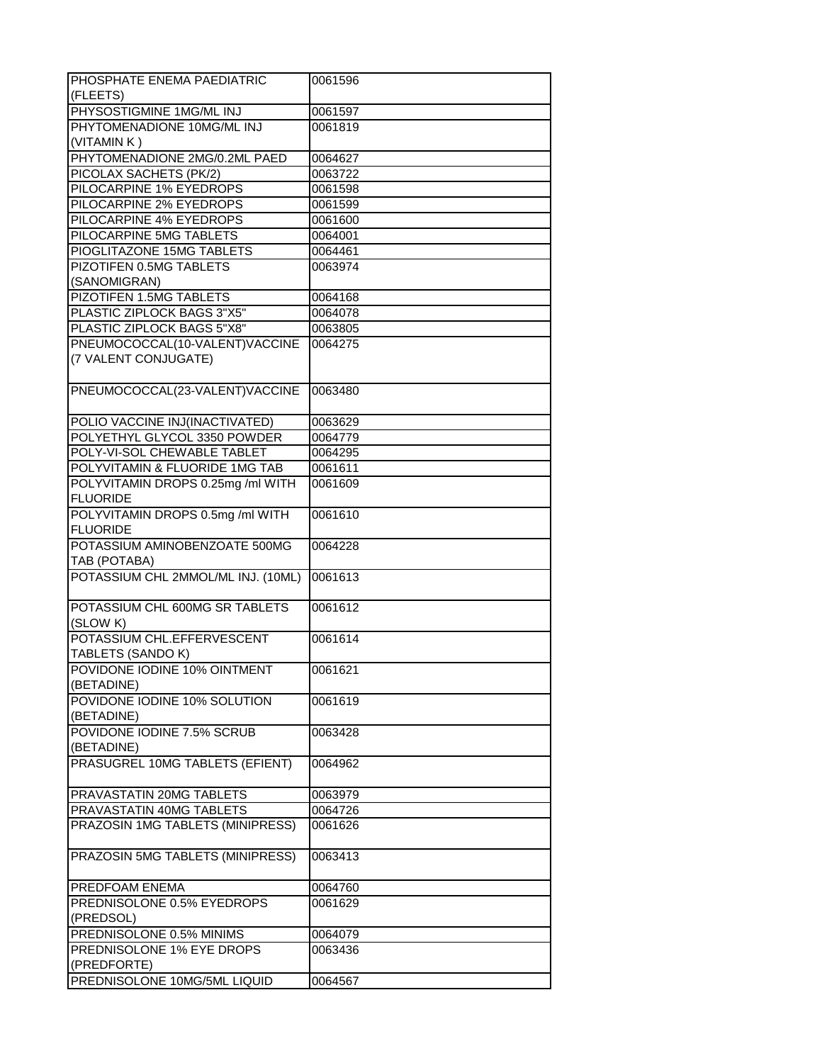| | |
|---|---|
| PHOSPHATE ENEMA PAEDIATRIC (FLEETS) | 0061596 |
| PHYSOSTIGMINE 1MG/ML INJ | 0061597 |
| PHYTOMENADIONE 10MG/ML INJ (VITAMIN K ) | 0061819 |
| PHYTOMENADIONE 2MG/0.2ML PAED | 0064627 |
| PICOLAX SACHETS (PK/2) | 0063722 |
| PILOCARPINE 1% EYEDROPS | 0061598 |
| PILOCARPINE 2% EYEDROPS | 0061599 |
| PILOCARPINE 4% EYEDROPS | 0061600 |
| PILOCARPINE 5MG TABLETS | 0064001 |
| PIOGLITAZONE 15MG TABLETS | 0064461 |
| PIZOTIFEN 0.5MG TABLETS (SANOMIGRAN) | 0063974 |
| PIZOTIFEN 1.5MG TABLETS | 0064168 |
| PLASTIC ZIPLOCK BAGS 3"X5" | 0064078 |
| PLASTIC ZIPLOCK BAGS 5"X8" | 0063805 |
| PNEUMOCOCCAL(10-VALENT)VACCINE (7 VALENT CONJUGATE) | 0064275 |
| PNEUMOCOCCAL(23-VALENT)VACCINE | 0063480 |
| POLIO VACCINE INJ(INACTIVATED) | 0063629 |
| POLYETHYL GLYCOL 3350 POWDER | 0064779 |
| POLY-VI-SOL CHEWABLE TABLET | 0064295 |
| POLYVITAMIN & FLUORIDE 1MG TAB | 0061611 |
| POLYVITAMIN DROPS 0.25mg /ml WITH FLUORIDE | 0061609 |
| POLYVITAMIN DROPS 0.5mg /ml WITH FLUORIDE | 0061610 |
| POTASSIUM AMINOBENZOATE 500MG TAB (POTABA) | 0064228 |
| POTASSIUM CHL 2MMOL/ML INJ. (10ML) | 0061613 |
| POTASSIUM CHL 600MG SR TABLETS (SLOW K) | 0061612 |
| POTASSIUM CHL.EFFERVESCENT TABLETS (SANDO K) | 0061614 |
| POVIDONE IODINE 10% OINTMENT (BETADINE) | 0061621 |
| POVIDONE IODINE 10% SOLUTION (BETADINE) | 0061619 |
| POVIDONE IODINE 7.5% SCRUB (BETADINE) | 0063428 |
| PRASUGREL 10MG TABLETS (EFIENT) | 0064962 |
| PRAVASTATIN 20MG TABLETS | 0063979 |
| PRAVASTATIN 40MG TABLETS | 0064726 |
| PRAZOSIN 1MG TABLETS (MINIPRESS) | 0061626 |
| PRAZOSIN 5MG TABLETS (MINIPRESS) | 0063413 |
| PREDFOAM ENEMA | 0064760 |
| PREDNISOLONE 0.5% EYEDROPS (PREDSOL) | 0061629 |
| PREDNISOLONE 0.5% MINIMS | 0064079 |
| PREDNISOLONE 1% EYE DROPS (PREDFORTE) | 0063436 |
| PREDNISOLONE 10MG/5ML LIQUID | 0064567 |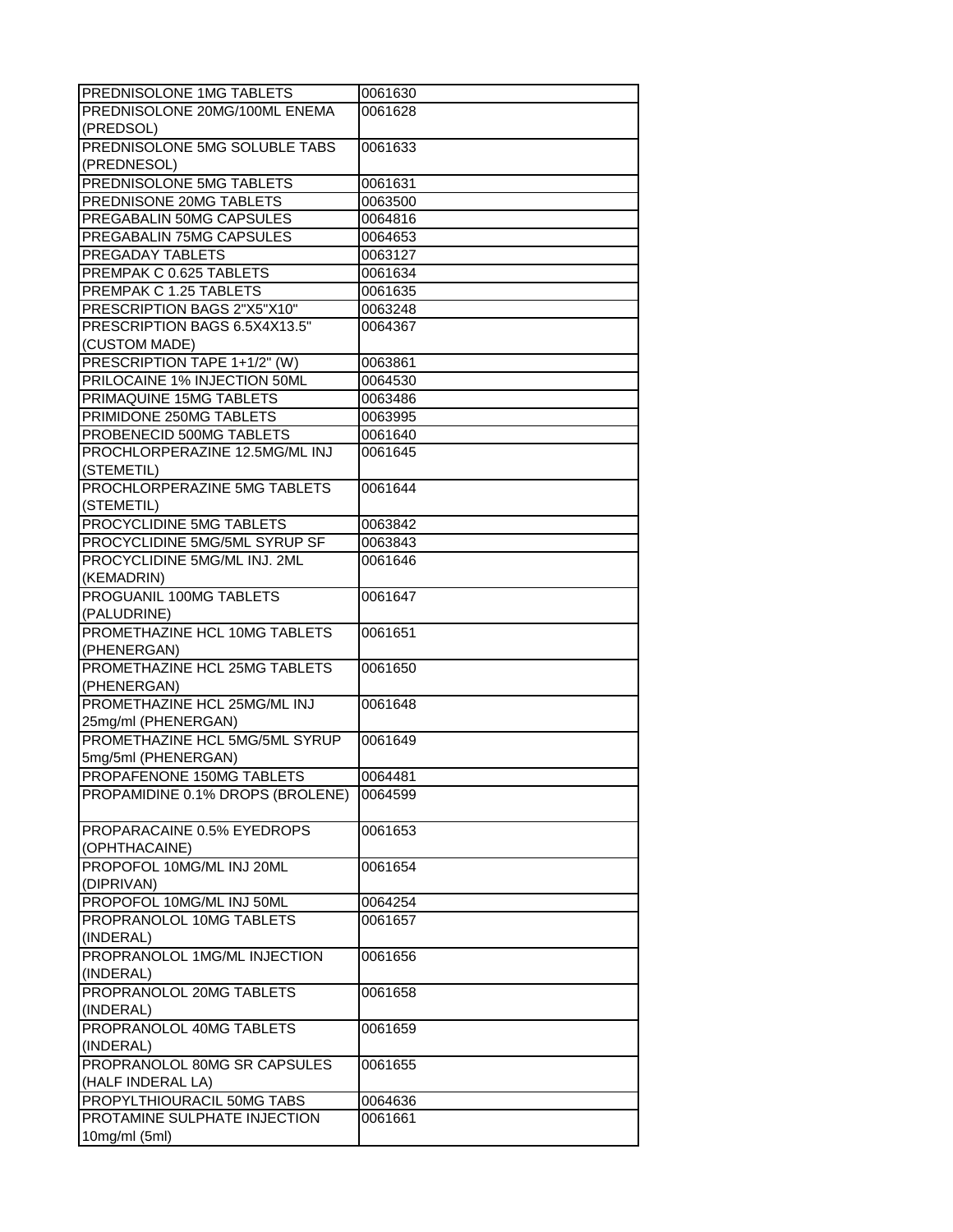| PREDNISOLONE 1MG TABLETS | 0061630 |
|---|---|
| PREDNISOLONE 20MG/100ML ENEMA (PREDSOL) | 0061628 |
| PREDNISOLONE 5MG SOLUBLE TABS (PREDNESOL) | 0061633 |
| PREDNISOLONE 5MG TABLETS | 0061631 |
| PREDNISONE 20MG TABLETS | 0063500 |
| PREGABALIN 50MG CAPSULES | 0064816 |
| PREGABALIN 75MG CAPSULES | 0064653 |
| PREGADAY TABLETS | 0063127 |
| PREMPAK C 0.625 TABLETS | 0061634 |
| PREMPAK C 1.25 TABLETS | 0061635 |
| PRESCRIPTION BAGS 2"X5"X10" | 0063248 |
| PRESCRIPTION BAGS 6.5X4X13.5" (CUSTOM MADE) | 0064367 |
| PRESCRIPTION TAPE 1+1/2" (W) | 0063861 |
| PRILOCAINE 1% INJECTION 50ML | 0064530 |
| PRIMAQUINE 15MG TABLETS | 0063486 |
| PRIMIDONE 250MG TABLETS | 0063995 |
| PROBENECID 500MG TABLETS | 0061640 |
| PROCHLORPERAZINE 12.5MG/ML INJ (STEMETIL) | 0061645 |
| PROCHLORPERAZINE 5MG TABLETS (STEMETIL) | 0061644 |
| PROCYCLIDINE 5MG TABLETS | 0063842 |
| PROCYCLIDINE 5MG/5ML SYRUP SF | 0063843 |
| PROCYCLIDINE 5MG/ML INJ. 2ML (KEMADRIN) | 0061646 |
| PROGUANIL 100MG TABLETS (PALUDRINE) | 0061647 |
| PROMETHAZINE HCL 10MG TABLETS (PHENERGAN) | 0061651 |
| PROMETHAZINE HCL 25MG TABLETS (PHENERGAN) | 0061650 |
| PROMETHAZINE HCL 25MG/ML INJ 25mg/ml (PHENERGAN) | 0061648 |
| PROMETHAZINE HCL 5MG/5ML SYRUP 5mg/5ml (PHENERGAN) | 0061649 |
| PROPAFENONE 150MG TABLETS | 0064481 |
| PROPAMIDINE 0.1% DROPS (BROLENE) | 0064599 |
| PROPARACAINE 0.5% EYEDROPS (OPHTHACAINE) | 0061653 |
| PROPOFOL 10MG/ML INJ 20ML (DIPRIVAN) | 0061654 |
| PROPOFOL 10MG/ML INJ 50ML | 0064254 |
| PROPRANOLOL 10MG TABLETS (INDERAL) | 0061657 |
| PROPRANOLOL 1MG/ML INJECTION (INDERAL) | 0061656 |
| PROPRANOLOL 20MG TABLETS (INDERAL) | 0061658 |
| PROPRANOLOL 40MG TABLETS (INDERAL) | 0061659 |
| PROPRANOLOL 80MG SR CAPSULES (HALF INDERAL LA) | 0061655 |
| PROPYLTHIOURACIL 50MG TABS | 0064636 |
| PROTAMINE SULPHATE INJECTION 10mg/ml (5ml) | 0061661 |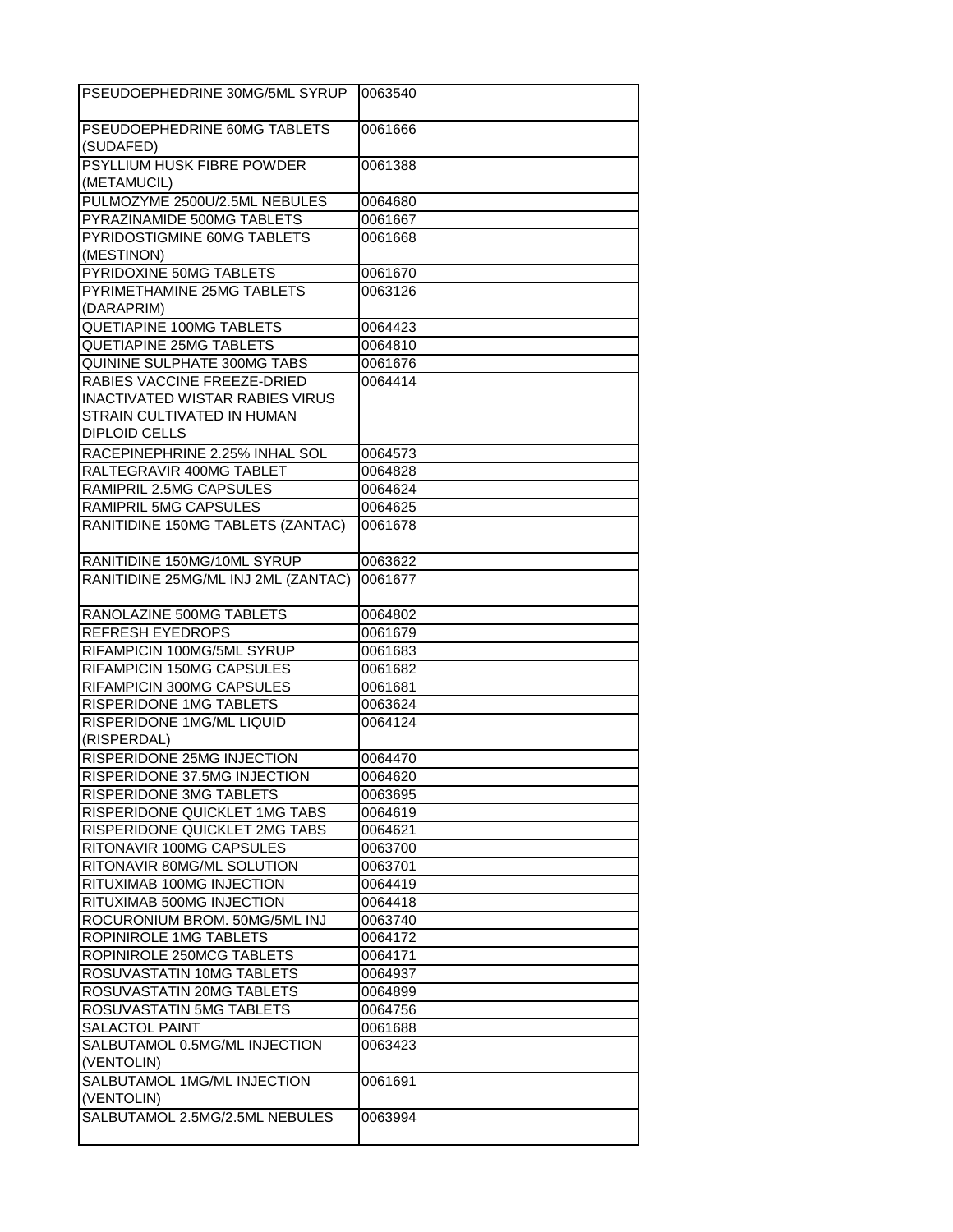| PSEUDOEPHEDRINE 30MG/5ML SYRUP | 0063540 |
|---|---|
| PSEUDOEPHEDRINE 60MG TABLETS (SUDAFED) | 0061666 |
| PSYLLIUM HUSK FIBRE POWDER (METAMUCIL) | 0061388 |
| PULMOZYME 2500U/2.5ML NEBULES | 0064680 |
| PYRAZINAMIDE 500MG TABLETS | 0061667 |
| PYRIDOSTIGMINE 60MG TABLETS (MESTINON) | 0061668 |
| PYRIDOXINE 50MG TABLETS | 0061670 |
| PYRIMETHAMINE 25MG TABLETS (DARAPRIM) | 0063126 |
| QUETIAPINE 100MG TABLETS | 0064423 |
| QUETIAPINE 25MG TABLETS | 0064810 |
| QUININE SULPHATE 300MG TABS | 0061676 |
| RABIES VACCINE FREEZE-DRIED INACTIVATED WISTAR RABIES VIRUS STRAIN CULTIVATED IN HUMAN DIPLOID CELLS | 0064414 |
| RACEPINEPHRINE 2.25% INHAL SOL | 0064573 |
| RALTEGRAVIR 400MG TABLET | 0064828 |
| RAMIPRIL 2.5MG CAPSULES | 0064624 |
| RAMIPRIL 5MG CAPSULES | 0064625 |
| RANITIDINE 150MG TABLETS (ZANTAC) | 0061678 |
| RANITIDINE 150MG/10ML SYRUP | 0063622 |
| RANITIDINE 25MG/ML INJ 2ML (ZANTAC) | 0061677 |
| RANOLAZINE 500MG TABLETS | 0064802 |
| REFRESH EYEDROPS | 0061679 |
| RIFAMPICIN 100MG/5ML SYRUP | 0061683 |
| RIFAMPICIN 150MG CAPSULES | 0061682 |
| RIFAMPICIN 300MG CAPSULES | 0061681 |
| RISPERIDONE 1MG TABLETS | 0063624 |
| RISPERIDONE 1MG/ML LIQUID (RISPERDAL) | 0064124 |
| RISPERIDONE 25MG INJECTION | 0064470 |
| RISPERIDONE 37.5MG INJECTION | 0064620 |
| RISPERIDONE 3MG TABLETS | 0063695 |
| RISPERIDONE QUICKLET 1MG TABS | 0064619 |
| RISPERIDONE QUICKLET 2MG TABS | 0064621 |
| RITONAVIR 100MG CAPSULES | 0063700 |
| RITONAVIR 80MG/ML SOLUTION | 0063701 |
| RITUXIMAB 100MG INJECTION | 0064419 |
| RITUXIMAB 500MG INJECTION | 0064418 |
| ROCURONIUM BROM. 50MG/5ML INJ | 0063740 |
| ROPINIROLE 1MG TABLETS | 0064172 |
| ROPINIROLE 250MCG TABLETS | 0064171 |
| ROSUVASTATIN 10MG TABLETS | 0064937 |
| ROSUVASTATIN 20MG TABLETS | 0064899 |
| ROSUVASTATIN 5MG TABLETS | 0064756 |
| SALACTOL PAINT | 0061688 |
| SALBUTAMOL 0.5MG/ML INJECTION (VENTOLIN) | 0063423 |
| SALBUTAMOL 1MG/ML INJECTION (VENTOLIN) | 0061691 |
| SALBUTAMOL 2.5MG/2.5ML NEBULES | 0063994 |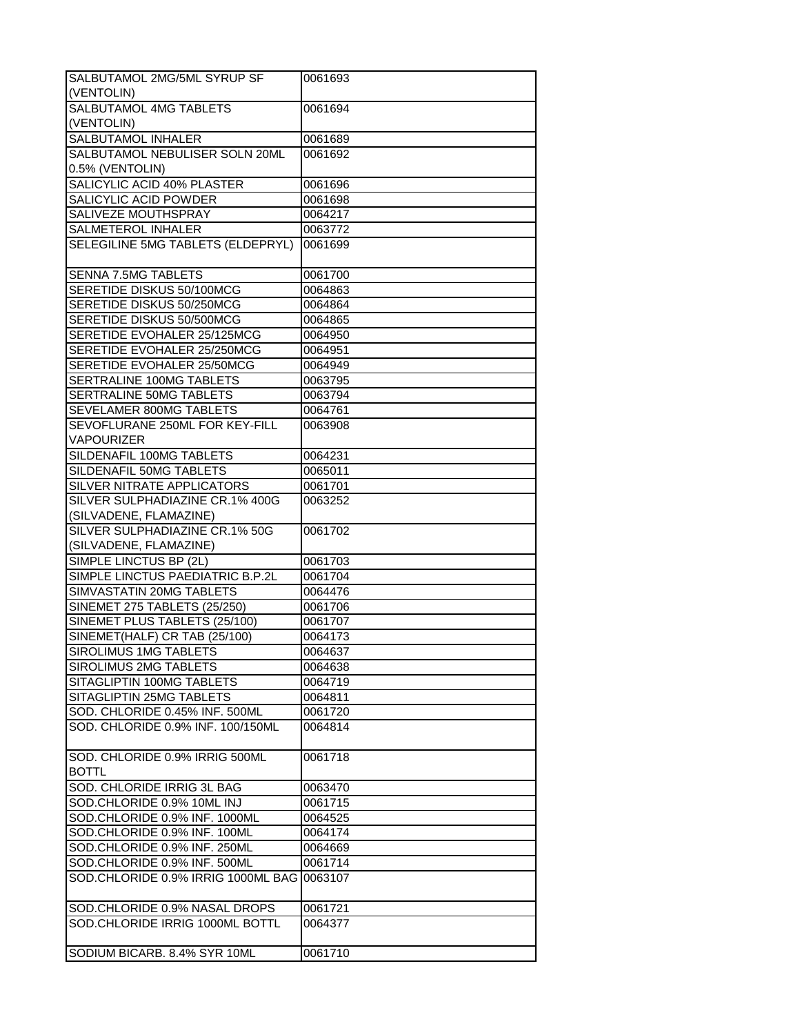| | |
|---|---|
| SALBUTAMOL 2MG/5ML SYRUP SF (VENTOLIN) | 0061693 |
| SALBUTAMOL 4MG TABLETS (VENTOLIN) | 0061694 |
| SALBUTAMOL INHALER | 0061689 |
| SALBUTAMOL NEBULISER SOLN 20ML 0.5% (VENTOLIN) | 0061692 |
| SALICYLIC ACID 40% PLASTER | 0061696 |
| SALICYLIC ACID POWDER | 0061698 |
| SALIVEZE MOUTHSPRAY | 0064217 |
| SALMETEROL INHALER | 0063772 |
| SELEGILINE 5MG TABLETS (ELDEPRYL) | 0061699 |
| SENNA 7.5MG TABLETS | 0061700 |
| SERETIDE DISKUS 50/100MCG | 0064863 |
| SERETIDE DISKUS 50/250MCG | 0064864 |
| SERETIDE DISKUS 50/500MCG | 0064865 |
| SERETIDE EVOHALER 25/125MCG | 0064950 |
| SERETIDE EVOHALER 25/250MCG | 0064951 |
| SERETIDE EVOHALER 25/50MCG | 0064949 |
| SERTRALINE 100MG TABLETS | 0063795 |
| SERTRALINE 50MG TABLETS | 0063794 |
| SEVELAMER 800MG TABLETS | 0064761 |
| SEVOFLURANE 250ML FOR KEY-FILL VAPOURIZER | 0063908 |
| SILDENAFIL 100MG TABLETS | 0064231 |
| SILDENAFIL 50MG TABLETS | 0065011 |
| SILVER NITRATE APPLICATORS | 0061701 |
| SILVER SULPHADIAZINE CR.1% 400G (SILVADENE, FLAMAZINE) | 0063252 |
| SILVER SULPHADIAZINE CR.1% 50G (SILVADENE, FLAMAZINE) | 0061702 |
| SIMPLE LINCTUS BP (2L) | 0061703 |
| SIMPLE LINCTUS PAEDIATRIC B.P.2L | 0061704 |
| SIMVASTATIN 20MG TABLETS | 0064476 |
| SINEMET 275 TABLETS (25/250) | 0061706 |
| SINEMET PLUS TABLETS (25/100) | 0061707 |
| SINEMET(HALF) CR TAB (25/100) | 0064173 |
| SIROLIMUS 1MG TABLETS | 0064637 |
| SIROLIMUS 2MG TABLETS | 0064638 |
| SITAGLIPTIN 100MG TABLETS | 0064719 |
| SITAGLIPTIN 25MG TABLETS | 0064811 |
| SOD. CHLORIDE 0.45% INF. 500ML | 0061720 |
| SOD. CHLORIDE 0.9% INF. 100/150ML | 0064814 |
| SOD. CHLORIDE 0.9% IRRIG 500ML BOTTL | 0061718 |
| SOD. CHLORIDE IRRIG 3L BAG | 0063470 |
| SOD.CHLORIDE 0.9% 10ML INJ | 0061715 |
| SOD.CHLORIDE 0.9% INF. 1000ML | 0064525 |
| SOD.CHLORIDE 0.9% INF. 100ML | 0064174 |
| SOD.CHLORIDE 0.9% INF. 250ML | 0064669 |
| SOD.CHLORIDE 0.9% INF. 500ML | 0061714 |
| SOD.CHLORIDE 0.9% IRRIG 1000ML BAG | 0063107 |
| SOD.CHLORIDE 0.9% NASAL DROPS | 0061721 |
| SOD.CHLORIDE IRRIG 1000ML BOTTL | 0064377 |
| SODIUM BICARB. 8.4% SYR 10ML | 0061710 |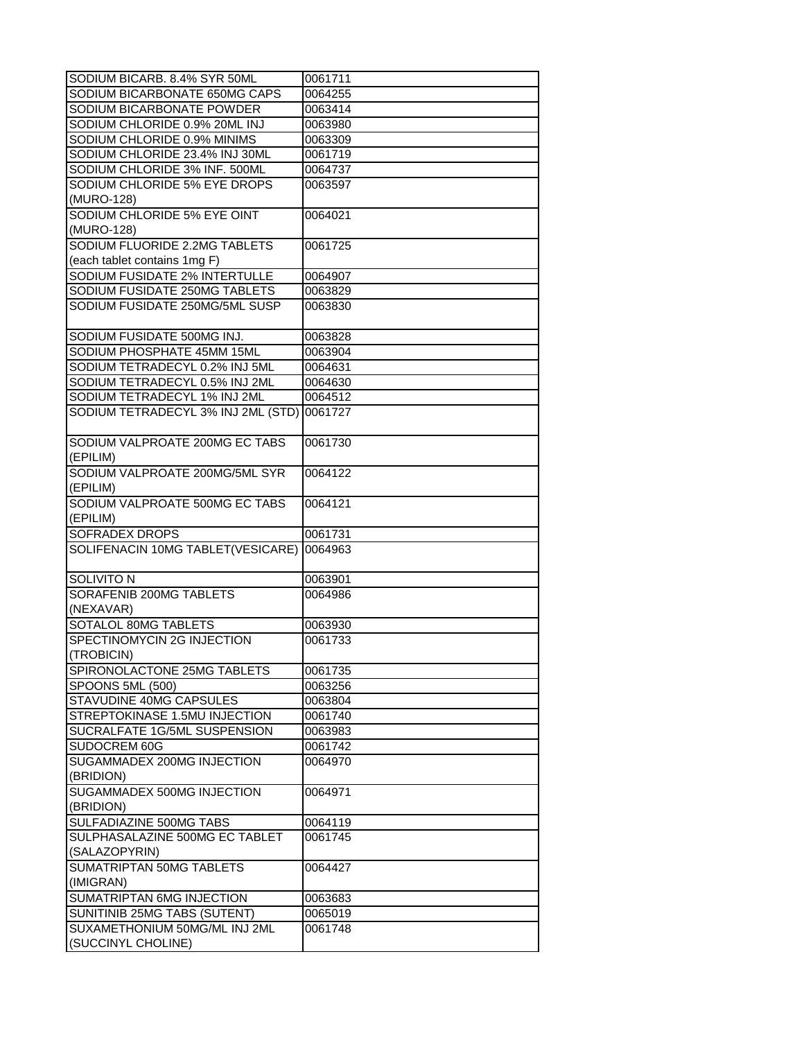| SODIUM BICARB. 8.4% SYR 50ML | 0061711 |
|---|---|
| SODIUM BICARBONATE 650MG CAPS | 0064255 |
| SODIUM BICARBONATE POWDER | 0063414 |
| SODIUM CHLORIDE 0.9% 20ML INJ | 0063980 |
| SODIUM CHLORIDE 0.9% MINIMS | 0063309 |
| SODIUM CHLORIDE 23.4% INJ 30ML | 0061719 |
| SODIUM CHLORIDE 3% INF. 500ML | 0064737 |
| SODIUM CHLORIDE 5% EYE DROPS (MURO-128) | 0063597 |
| SODIUM CHLORIDE 5% EYE OINT (MURO-128) | 0064021 |
| SODIUM FLUORIDE 2.2MG TABLETS (each tablet contains 1mg F) | 0061725 |
| SODIUM FUSIDATE 2% INTERTULLE | 0064907 |
| SODIUM FUSIDATE 250MG TABLETS | 0063829 |
| SODIUM FUSIDATE 250MG/5ML SUSP | 0063830 |
| SODIUM FUSIDATE 500MG INJ. | 0063828 |
| SODIUM PHOSPHATE 45MM 15ML | 0063904 |
| SODIUM TETRADECYL 0.2% INJ 5ML | 0064631 |
| SODIUM TETRADECYL 0.5% INJ 2ML | 0064630 |
| SODIUM TETRADECYL 1% INJ 2ML | 0064512 |
| SODIUM TETRADECYL 3% INJ 2ML (STD) | 0061727 |
| SODIUM VALPROATE 200MG EC TABS (EPILIM) | 0061730 |
| SODIUM VALPROATE 200MG/5ML SYR (EPILIM) | 0064122 |
| SODIUM VALPROATE 500MG EC TABS (EPILIM) | 0064121 |
| SOFRADEX DROPS | 0061731 |
| SOLIFENACIN 10MG TABLET(VESICARE) | 0064963 |
| SOLIVITO N | 0063901 |
| SORAFENIB 200MG TABLETS (NEXAVAR) | 0064986 |
| SOTALOL 80MG TABLETS | 0063930 |
| SPECTINOMYCIN 2G INJECTION (TROBICIN) | 0061733 |
| SPIRONOLACTONE 25MG TABLETS | 0061735 |
| SPOONS 5ML (500) | 0063256 |
| STAVUDINE 40MG CAPSULES | 0063804 |
| STREPTOKINASE 1.5MU INJECTION | 0061740 |
| SUCRALFATE 1G/5ML SUSPENSION | 0063983 |
| SUDOCREM 60G | 0061742 |
| SUGAMMADEX 200MG INJECTION (BRIDION) | 0064970 |
| SUGAMMADEX 500MG INJECTION (BRIDION) | 0064971 |
| SULFADIAZINE 500MG TABS | 0064119 |
| SULPHASALAZINE 500MG EC TABLET (SALAZOPYRIN) | 0061745 |
| SUMATRIPTAN 50MG TABLETS (IMIGRAN) | 0064427 |
| SUMATRIPTAN 6MG INJECTION | 0063683 |
| SUNITINIB 25MG TABS (SUTENT) | 0065019 |
| SUXAMETHONIUM 50MG/ML INJ 2ML (SUCCINYL CHOLINE) | 0061748 |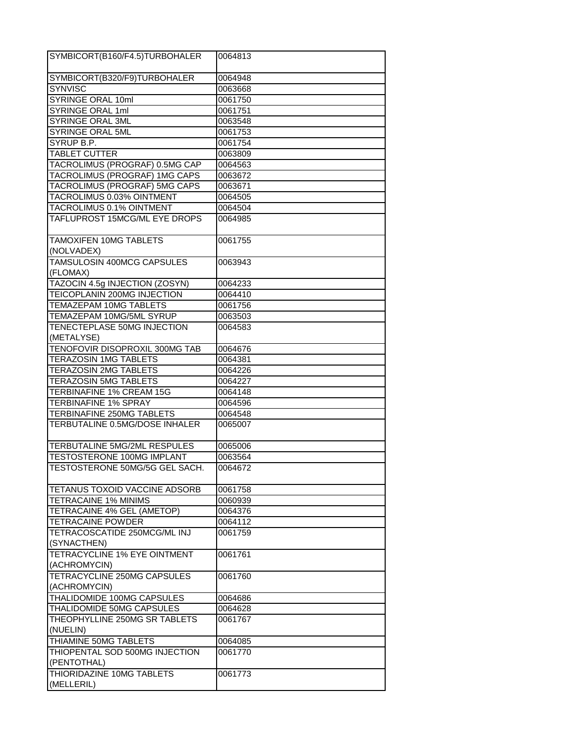| SYMBICORT(B160/F4.5)TURBOHALER | 0064813 |
|---|---|
| SYMBICORT(B320/F9)TURBOHALER | 0064948 |
| SYNVISC | 0063668 |
| SYRINGE ORAL 10ml | 0061750 |
| SYRINGE ORAL 1ml | 0061751 |
| SYRINGE ORAL 3ML | 0063548 |
| SYRINGE ORAL 5ML | 0061753 |
| SYRUP B.P. | 0061754 |
| TABLET CUTTER | 0063809 |
| TACROLIMUS (PROGRAF) 0.5MG CAP | 0064563 |
| TACROLIMUS (PROGRAF) 1MG CAPS | 0063672 |
| TACROLIMUS (PROGRAF) 5MG CAPS | 0063671 |
| TACROLIMUS 0.03% OINTMENT | 0064505 |
| TACROLIMUS 0.1% OINTMENT | 0064504 |
| TAFLUPROST 15MCG/ML EYE DROPS | 0064985 |
| TAMOXIFEN 10MG TABLETS (NOLVADEX) | 0061755 |
| TAMSULOSIN 400MCG CAPSULES (FLOMAX) | 0063943 |
| TAZOCIN 4.5g INJECTION (ZOSYN) | 0064233 |
| TEICOPLANIN 200MG INJECTION | 0064410 |
| TEMAZEPAM 10MG TABLETS | 0061756 |
| TEMAZEPAM 10MG/5ML SYRUP | 0063503 |
| TENECTEPLASE 50MG INJECTION (METALYSE) | 0064583 |
| TENOFOVIR DISOPROXIL 300MG TAB | 0064676 |
| TERAZOSIN 1MG TABLETS | 0064381 |
| TERAZOSIN 2MG TABLETS | 0064226 |
| TERAZOSIN 5MG TABLETS | 0064227 |
| TERBINAFINE 1% CREAM 15G | 0064148 |
| TERBINAFINE 1% SPRAY | 0064596 |
| TERBINAFINE 250MG TABLETS | 0064548 |
| TERBUTALINE 0.5MG/DOSE INHALER | 0065007 |
| TERBUTALINE 5MG/2ML RESPULES | 0065006 |
| TESTOSTERONE 100MG IMPLANT | 0063564 |
| TESTOSTERONE 50MG/5G GEL SACH. | 0064672 |
| TETANUS TOXOID VACCINE ADSORB | 0061758 |
| TETRACAINE 1% MINIMS | 0060939 |
| TETRACAINE 4% GEL (AMETOP) | 0064376 |
| TETRACAINE POWDER | 0064112 |
| TETRACOSCATIDE 250MCG/ML INJ (SYNACTHEN) | 0061759 |
| TETRACYCLINE 1% EYE OINTMENT (ACHROMYCIN) | 0061761 |
| TETRACYCLINE 250MG CAPSULES (ACHROMYCIN) | 0061760 |
| THALIDOMIDE 100MG CAPSULES | 0064686 |
| THALIDOMIDE 50MG CAPSULES | 0064628 |
| THEOPHYLLINE 250MG SR TABLETS (NUELIN) | 0061767 |
| THIAMINE 50MG TABLETS | 0064085 |
| THIOPENTAL SOD 500MG INJECTION (PENTOTHAL) | 0061770 |
| THIORIDAZINE 10MG TABLETS (MELLERIL) | 0061773 |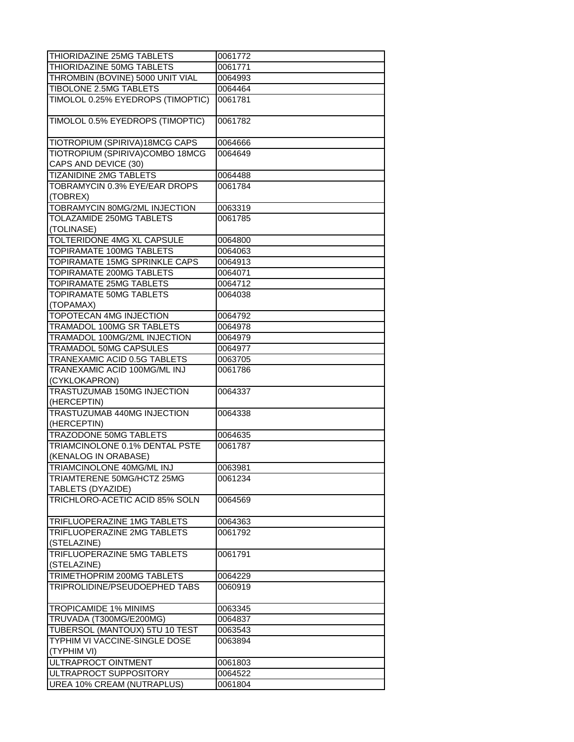| THIORIDAZINE 25MG TABLETS | 0061772 |
|---|---|
| THIORIDAZINE 50MG TABLETS | 0061771 |
| THROMBIN (BOVINE) 5000 UNIT VIAL | 0064993 |
| TIBOLONE 2.5MG TABLETS | 0064464 |
| TIMOLOL 0.25% EYEDROPS (TIMOPTIC) | 0061781 |
| TIMOLOL 0.5% EYEDROPS (TIMOPTIC) | 0061782 |
| TIOTROPIUM (SPIRIVA)18MCG CAPS | 0064666 |
| TIOTROPIUM (SPIRIVA)COMBO 18MCG CAPS AND DEVICE (30) | 0064649 |
| TIZANIDINE 2MG TABLETS | 0064488 |
| TOBRAMYCIN 0.3% EYE/EAR DROPS (TOBREX) | 0061784 |
| TOBRAMYCIN 80MG/2ML INJECTION | 0063319 |
| TOLAZAMIDE 250MG TABLETS (TOLINASE) | 0061785 |
| TOLTERIDONE 4MG XL CAPSULE | 0064800 |
| TOPIRAMATE 100MG TABLETS | 0064063 |
| TOPIRAMATE 15MG SPRINKLE CAPS | 0064913 |
| TOPIRAMATE 200MG TABLETS | 0064071 |
| TOPIRAMATE 25MG TABLETS | 0064712 |
| TOPIRAMATE 50MG TABLETS (TOPAMAX) | 0064038 |
| TOPOTECAN 4MG INJECTION | 0064792 |
| TRAMADOL 100MG SR TABLETS | 0064978 |
| TRAMADOL 100MG/2ML INJECTION | 0064979 |
| TRAMADOL 50MG CAPSULES | 0064977 |
| TRANEXAMIC ACID 0.5G TABLETS | 0063705 |
| TRANEXAMIC ACID 100MG/ML INJ (CYKLOKAPRON) | 0061786 |
| TRASTUZUMAB 150MG INJECTION (HERCEPTIN) | 0064337 |
| TRASTUZUMAB 440MG INJECTION (HERCEPTIN) | 0064338 |
| TRAZODONE 50MG TABLETS | 0064635 |
| TRIAMCINOLONE 0.1% DENTAL PSTE (KENALOG IN ORABASE) | 0061787 |
| TRIAMCINOLONE 40MG/ML INJ | 0063981 |
| TRIAMTERENE 50MG/HCTZ 25MG TABLETS (DYAZIDE) | 0061234 |
| TRICHLORO-ACETIC ACID 85% SOLN | 0064569 |
| TRIFLUOPERAZINE 1MG TABLETS | 0064363 |
| TRIFLUOPERAZINE 2MG TABLETS (STELAZINE) | 0061792 |
| TRIFLUOPERAZINE 5MG TABLETS (STELAZINE) | 0061791 |
| TRIMETHOPRIM 200MG TABLETS | 0064229 |
| TRIPROLIDINE/PSEUDOEPHED TABS | 0060919 |
| TROPICAMIDE 1% MINIMS | 0063345 |
| TRUVADA (T300MG/E200MG) | 0064837 |
| TUBERSOL (MANTOUX) 5TU 10 TEST | 0063543 |
| TYPHIM VI VACCINE-SINGLE DOSE (TYPHIM VI) | 0063894 |
| ULTRAPROCT OINTMENT | 0061803 |
| ULTRAPROCT SUPPOSITORY | 0064522 |
| UREA 10% CREAM (NUTRAPLUS) | 0061804 |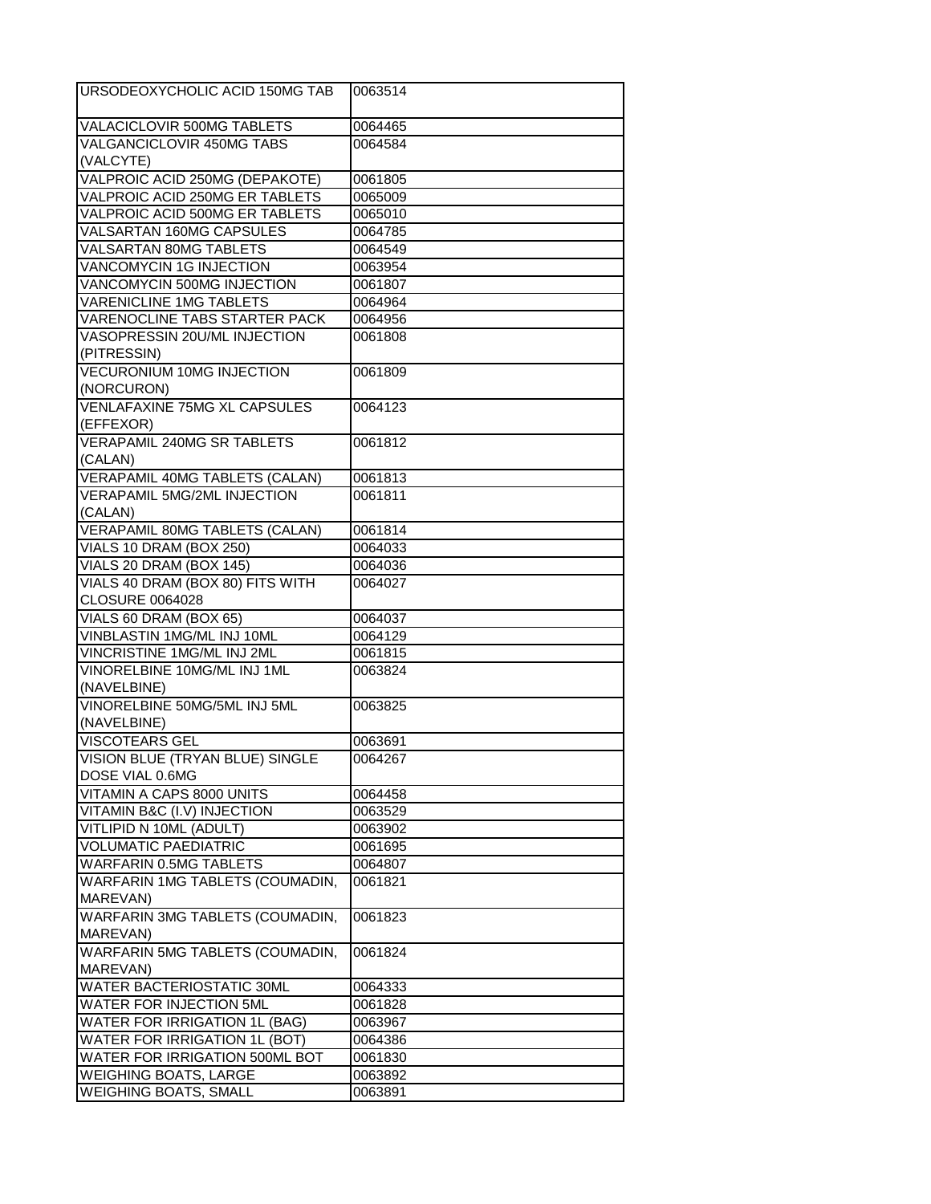| | |
|---|---|
| URSODEOXYCHOLIC ACID 150MG TAB | 0063514 |
| VALACICLOVIR 500MG TABLETS | 0064465 |
| VALGANCICLOVIR 450MG TABS (VALCYTE) | 0064584 |
| VALPROIC ACID 250MG (DEPAKOTE) | 0061805 |
| VALPROIC ACID 250MG ER TABLETS | 0065009 |
| VALPROIC ACID 500MG ER TABLETS | 0065010 |
| VALSARTAN 160MG CAPSULES | 0064785 |
| VALSARTAN 80MG TABLETS | 0064549 |
| VANCOMYCIN 1G INJECTION | 0063954 |
| VANCOMYCIN 500MG INJECTION | 0061807 |
| VARENICLINE 1MG TABLETS | 0064964 |
| VARENOCLINE TABS STARTER PACK | 0064956 |
| VASOPRESSIN 20U/ML INJECTION (PITRESSIN) | 0061808 |
| VECURONIUM 10MG INJECTION (NORCURON) | 0061809 |
| VENLAFAXINE 75MG XL CAPSULES (EFFEXOR) | 0064123 |
| VERAPAMIL 240MG SR TABLETS (CALAN) | 0061812 |
| VERAPAMIL 40MG TABLETS (CALAN) | 0061813 |
| VERAPAMIL 5MG/2ML INJECTION (CALAN) | 0061811 |
| VERAPAMIL 80MG TABLETS (CALAN) | 0061814 |
| VIALS 10 DRAM (BOX 250) | 0064033 |
| VIALS 20 DRAM (BOX 145) | 0064036 |
| VIALS 40 DRAM (BOX 80) FITS WITH CLOSURE 0064028 | 0064027 |
| VIALS 60 DRAM (BOX 65) | 0064037 |
| VINBLASTIN 1MG/ML INJ 10ML | 0064129 |
| VINCRISTINE 1MG/ML INJ 2ML | 0061815 |
| VINORELBINE 10MG/ML INJ 1ML (NAVELBINE) | 0063824 |
| VINORELBINE 50MG/5ML INJ 5ML (NAVELBINE) | 0063825 |
| VISCOTEARS GEL | 0063691 |
| VISION BLUE (TRYAN BLUE) SINGLE DOSE VIAL 0.6MG | 0064267 |
| VITAMIN A CAPS 8000 UNITS | 0064458 |
| VITAMIN B&C (I.V) INJECTION | 0063529 |
| VITLIPID N 10ML (ADULT) | 0063902 |
| VOLUMATIC PAEDIATRIC | 0061695 |
| WARFARIN 0.5MG TABLETS | 0064807 |
| WARFARIN 1MG TABLETS (COUMADIN, MAREVAN) | 0061821 |
| WARFARIN 3MG TABLETS (COUMADIN, MAREVAN) | 0061823 |
| WARFARIN 5MG TABLETS (COUMADIN, MAREVAN) | 0061824 |
| WATER BACTERIOSTATIC 30ML | 0064333 |
| WATER FOR INJECTION 5ML | 0061828 |
| WATER FOR IRRIGATION 1L (BAG) | 0063967 |
| WATER FOR IRRIGATION 1L (BOT) | 0064386 |
| WATER FOR IRRIGATION 500ML BOT | 0061830 |
| WEIGHING BOATS, LARGE | 0063892 |
| WEIGHING BOATS, SMALL | 0063891 |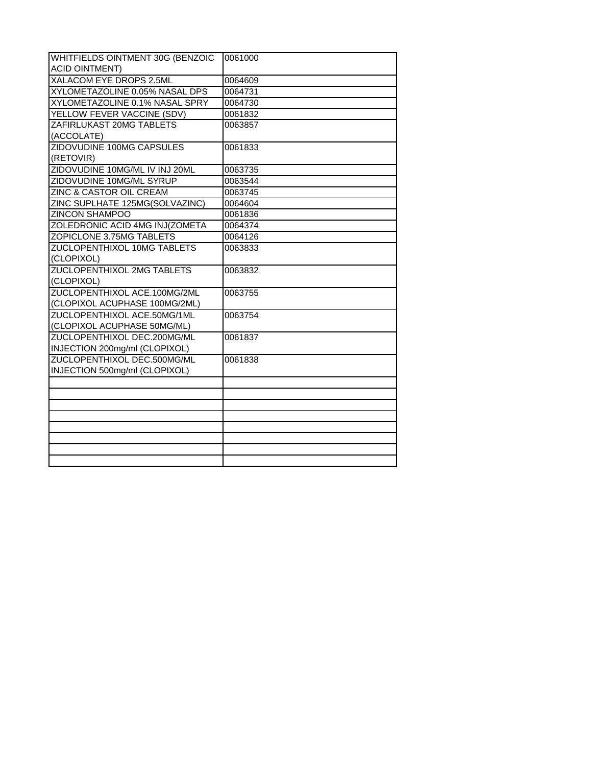| | |
|---|---|
| WHITFIELDS OINTMENT 30G (BENZOIC ACID OINTMENT) | 0061000 |
| XALACOM EYE DROPS 2.5ML | 0064609 |
| XYLOMETAZOLINE 0.05% NASAL DPS | 0064731 |
| XYLOMETAZOLINE 0.1% NASAL SPRY | 0064730 |
| YELLOW FEVER VACCINE (SDV) | 0061832 |
| ZAFIRLUKAST 20MG TABLETS (ACCOLATE) | 0063857 |
| ZIDOVUDINE 100MG CAPSULES (RETOVIR) | 0061833 |
| ZIDOVUDINE 10MG/ML IV INJ 20ML | 0063735 |
| ZIDOVUDINE 10MG/ML SYRUP | 0063544 |
| ZINC & CASTOR OIL CREAM | 0063745 |
| ZINC SUPLHATE 125MG(SOLVAZINC) | 0064604 |
| ZINCON SHAMPOO | 0061836 |
| ZOLEDRONIC ACID 4MG INJ(ZOMETA | 0064374 |
| ZOPICLONE 3.75MG TABLETS | 0064126 |
| ZUCLOPENTHIXOL 10MG TABLETS (CLOPIXOL) | 0063833 |
| ZUCLOPENTHIXOL 2MG TABLETS (CLOPIXOL) | 0063832 |
| ZUCLOPENTHIXOL ACE.100MG/2ML (CLOPIXOL ACUPHASE 100MG/2ML) | 0063755 |
| ZUCLOPENTHIXOL ACE.50MG/1ML (CLOPIXOL ACUPHASE 50MG/ML) | 0063754 |
| ZUCLOPENTHIXOL DEC.200MG/ML INJECTION 200mg/ml (CLOPIXOL) | 0061837 |
| ZUCLOPENTHIXOL DEC.500MG/ML INJECTION 500mg/ml (CLOPIXOL) | 0061838 |
| | |
| | |
| | |
| | |
| | |
| | |
| | |
| | |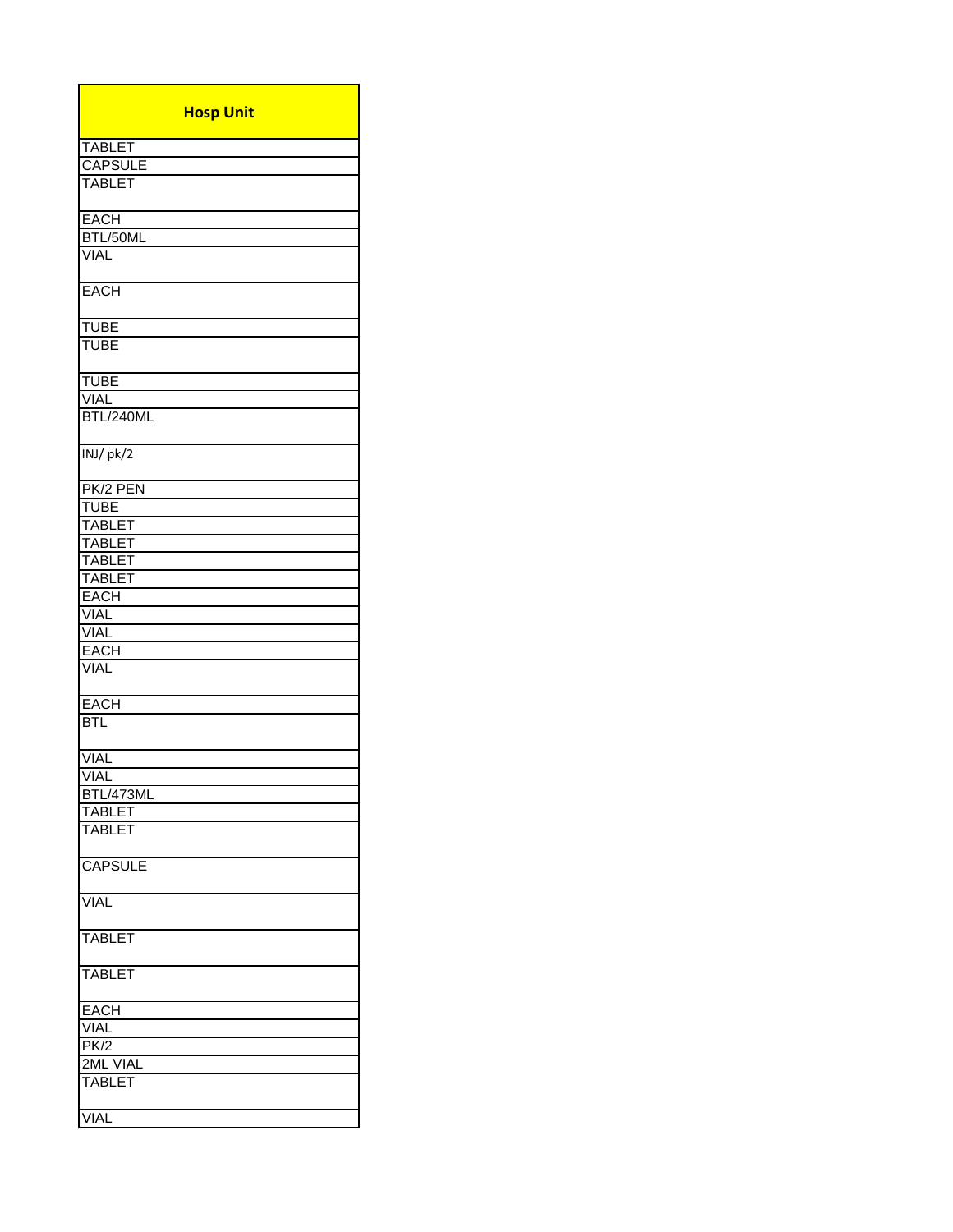| Hosp Unit |
|---|
| TABLET |
| CAPSULE |
| TABLET |
| EACH |
| BTL/50ML |
| VIAL |
| EACH |
| TUBE |
| TUBE |
| TUBE |
| VIAL |
| BTL/240ML |
| INJ/ pk/2 |
| PK/2 PEN |
| TUBE |
| TABLET |
| TABLET |
| TABLET |
| TABLET |
| EACH |
| VIAL |
| VIAL |
| EACH |
| VIAL |
| EACH |
| BTL |
| VIAL |
| VIAL |
| BTL/473ML |
| TABLET |
| TABLET |
| CAPSULE |
| VIAL |
| TABLET |
| TABLET |
| EACH |
| VIAL |
| PK/2 |
| 2ML VIAL |
| TABLET |
| VIAL |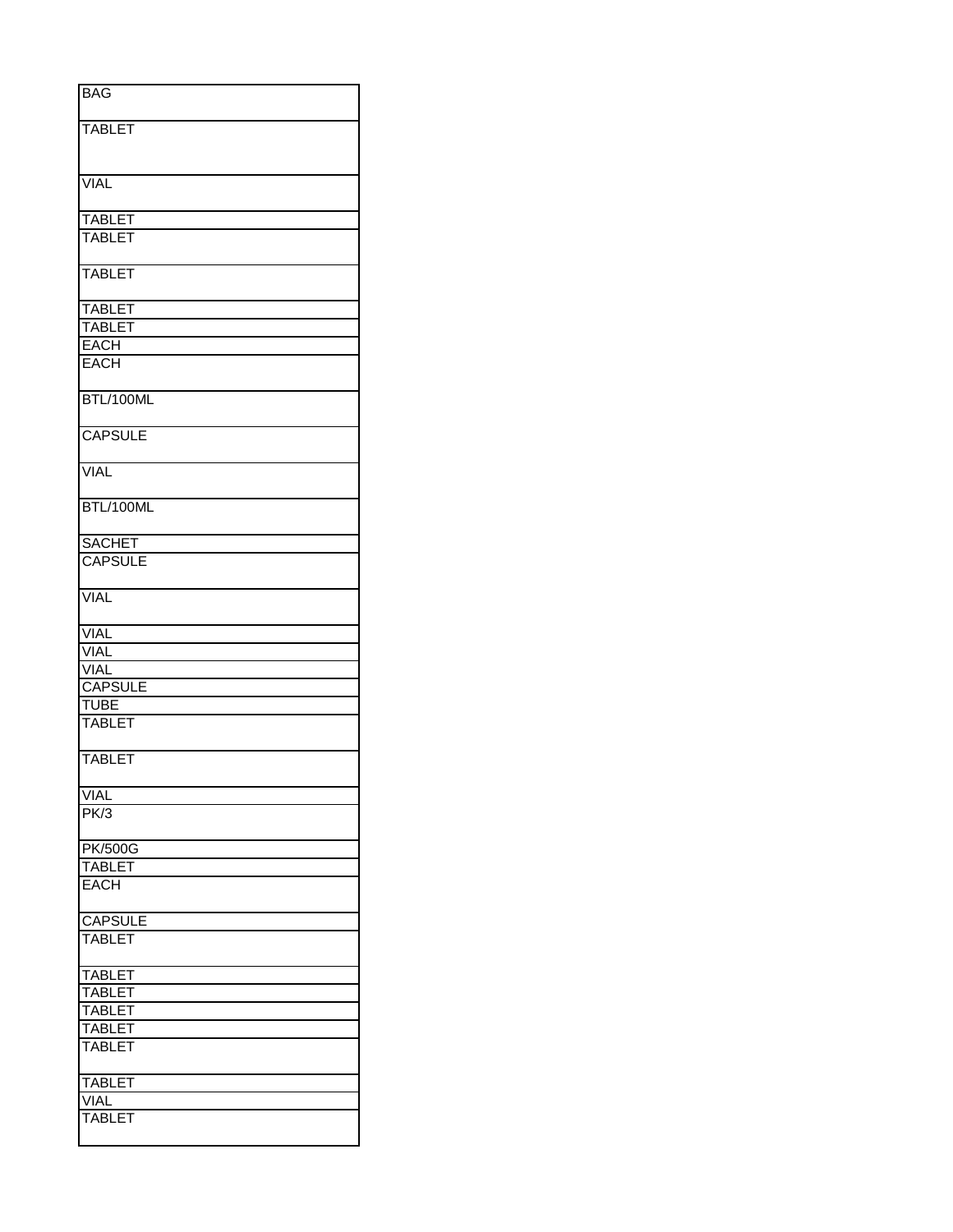| BAG |
|---|
| TABLET |
| VIAL |
| TABLET |
| TABLET |
| TABLET |
| TABLET |
| TABLET |
| EACH |
| EACH |
| BTL/100ML |
| CAPSULE |
| VIAL |
| BTL/100ML |
| SACHET |
| CAPSULE |
| VIAL |
| VIAL |
| VIAL |
| VIAL |
| CAPSULE |
| TUBE |
| TABLET |
| TABLET |
| VIAL |
| PK/3 |
| PK/500G |
| TABLET |
| EACH |
| CAPSULE |
| TABLET |
| TABLET |
| TABLET |
| TABLET |
| TABLET |
| TABLET |
| TABLET |
| VIAL |
| TABLET |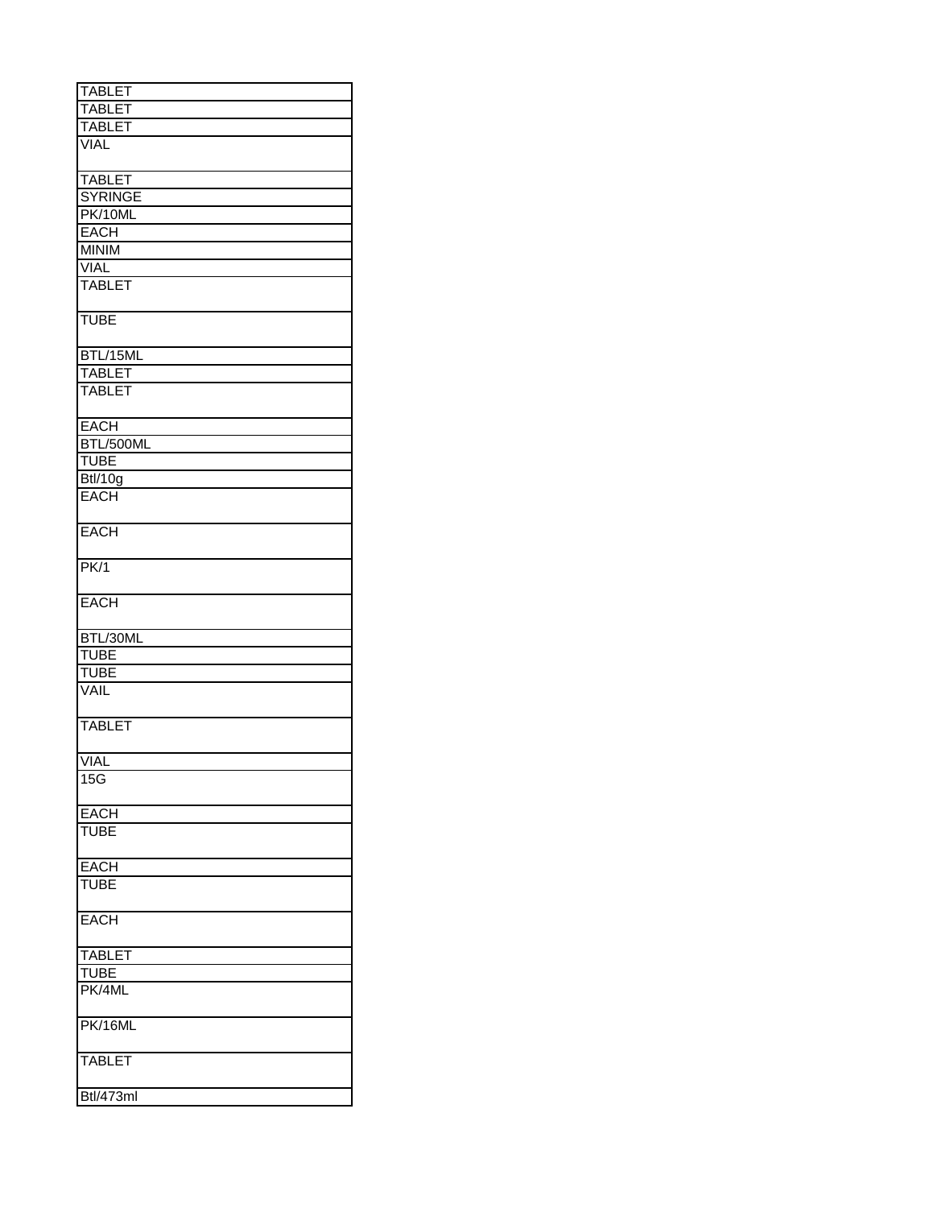| TABLET |
| --- |
| TABLET |
| TABLET |
| VIAL |
| TABLET |
| SYRINGE |
| PK/10ML |
| EACH |
| MINIM |
| VIAL |
| TABLET |
| TUBE |
| BTL/15ML |
| TABLET |
| TABLET |
| EACH |
| BTL/500ML |
| TUBE |
| Btl/10g |
| EACH |
| EACH |
| PK/1 |
| EACH |
| BTL/30ML |
| TUBE |
| TUBE |
| VAIL |
| TABLET |
| VIAL |
| 15G |
| EACH |
| TUBE |
| EACH |
| TUBE |
| EACH |
| TABLET |
| TUBE |
| PK/4ML |
| PK/16ML |
| TABLET |
| Btl/473ml |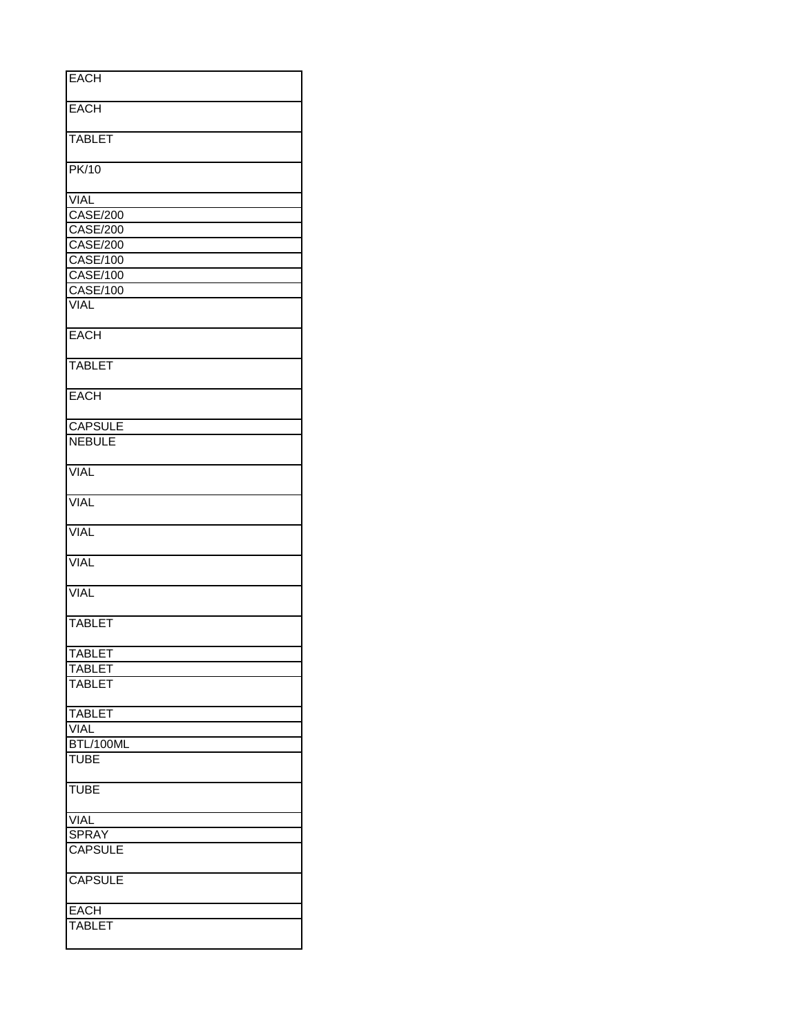| EACH |
|---|
| EACH |
| TABLET |
| PK/10 |
| VIAL |
| CASE/200 |
| CASE/200 |
| CASE/200 |
| CASE/100 |
| CASE/100 |
| CASE/100 |
| VIAL |
| EACH |
| TABLET |
| EACH |
| CAPSULE |
| NEBULE |
| VIAL |
| VIAL |
| VIAL |
| VIAL |
| VIAL |
| TABLET |
| TABLET |
| TABLET |
| TABLET |
| TABLET |
| VIAL |
| BTL/100ML |
| TUBE |
| TUBE |
| VIAL |
| SPRAY |
| CAPSULE |
| CAPSULE |
| EACH |
| TABLET |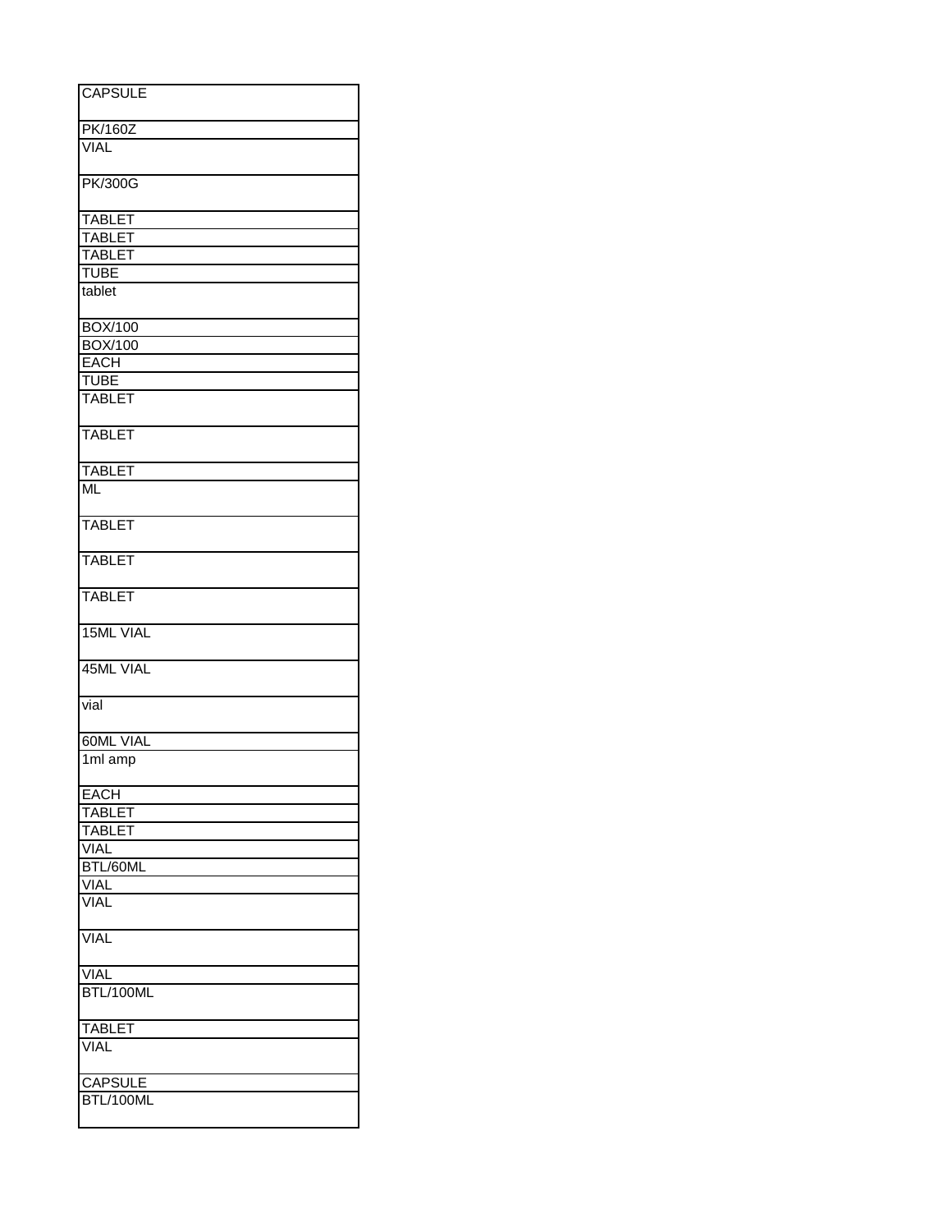| CAPSULE |
|---|
| PK/160Z |
| VIAL |
| PK/300G |
| TABLET |
| TABLET |
| TABLET |
| TUBE |
| tablet |
| BOX/100 |
| BOX/100 |
| EACH |
| TUBE |
| TABLET |
| TABLET |
| TABLET |
| ML |
| TABLET |
| TABLET |
| TABLET |
| 15ML VIAL |
| 45ML VIAL |
| vial |
| 60ML VIAL |
| 1ml amp |
| EACH |
| TABLET |
| TABLET |
| VIAL |
| BTL/60ML |
| VIAL |
| VIAL |
| VIAL |
| VIAL |
| BTL/100ML |
| TABLET |
| VIAL |
| CAPSULE |
| BTL/100ML |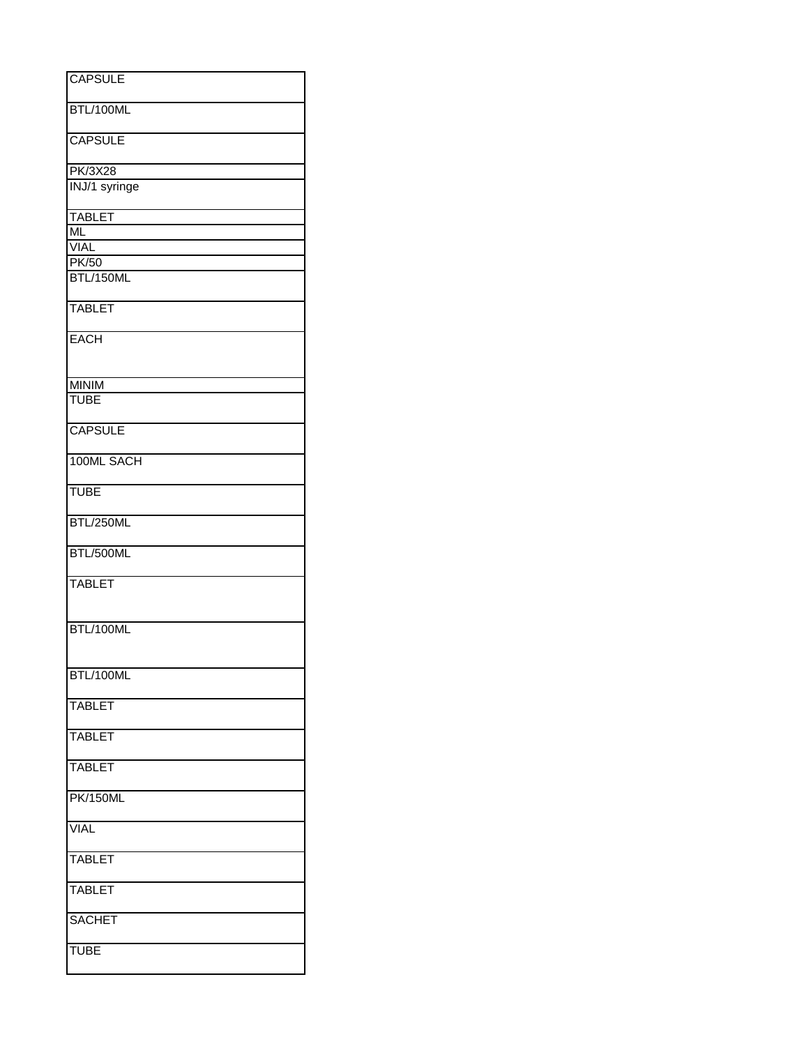| CAPSULE |
|---|
| BTL/100ML |
| CAPSULE |
| PK/3X28 |
| INJ/1 syringe |
| TABLET |
| ML |
| VIAL |
| PK/50 |
| BTL/150ML |
| TABLET |
| EACH |
| MINIM |
| TUBE |
| CAPSULE |
| 100ML SACH |
| TUBE |
| BTL/250ML |
| BTL/500ML |
| TABLET |
| BTL/100ML |
| BTL/100ML |
| TABLET |
| TABLET |
| TABLET |
| PK/150ML |
| VIAL |
| TABLET |
| TABLET |
| SACHET |
| TUBE |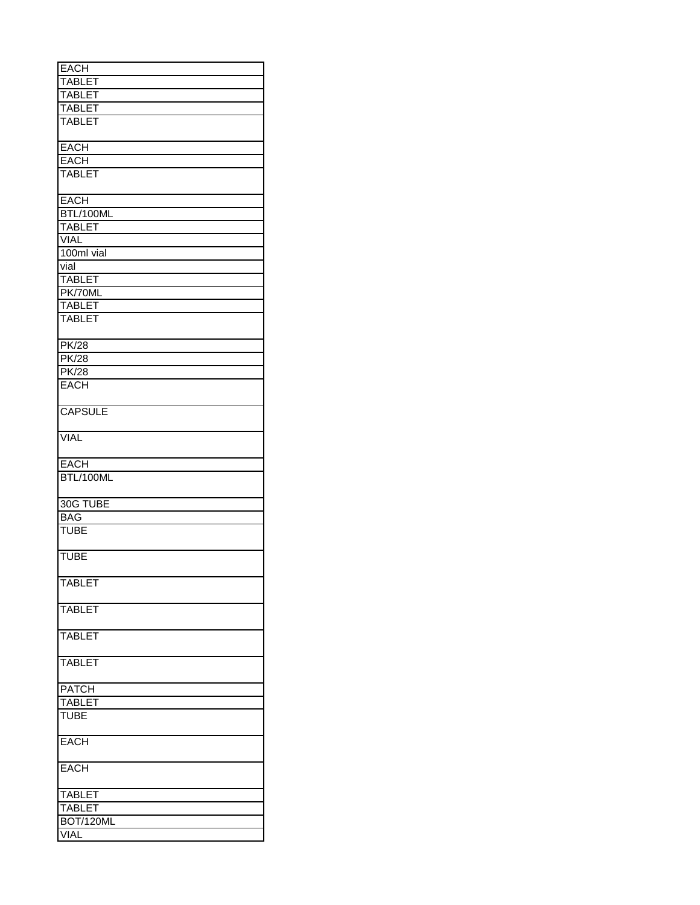| EACH |
|---|
| TABLET |
| TABLET |
| TABLET |
| TABLET |
| EACH |
| EACH |
| TABLET |
| EACH |
| BTL/100ML |
| TABLET |
| VIAL |
| 100ml vial |
| vial |
| TABLET |
| PK/70ML |
| TABLET |
| TABLET |
| PK/28 |
| PK/28 |
| PK/28 |
| EACH |
| CAPSULE |
| VIAL |
| EACH |
| BTL/100ML |
| 30G TUBE |
| BAG |
| TUBE |
| TUBE |
| TABLET |
| TABLET |
| TABLET |
| TABLET |
| PATCH |
| TABLET |
| TUBE |
| EACH |
| EACH |
| TABLET |
| TABLET |
| BOT/120ML |
| VIAL |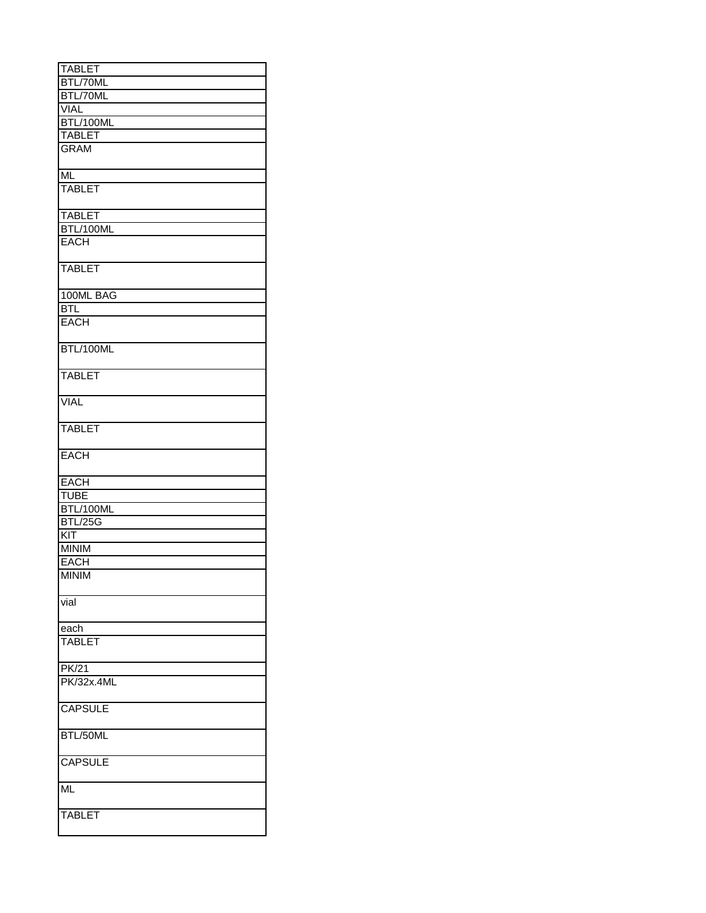| TABLET |
|---|
| BTL/70ML |
| BTL/70ML |
| VIAL |
| BTL/100ML |
| TABLET |
| GRAM |
| ML |
| TABLET |
| TABLET |
| BTL/100ML |
| EACH |
| TABLET |
| 100ML BAG |
| BTL |
| EACH |
| BTL/100ML |
| TABLET |
| VIAL |
| TABLET |
| EACH |
| EACH |
| TUBE |
| BTL/100ML |
| BTL/25G |
| KIT |
| MINIM |
| EACH |
| MINIM |
| vial |
| each |
| TABLET |
| PK/21 |
| PK/32x.4ML |
| CAPSULE |
| BTL/50ML |
| CAPSULE |
| ML |
| TABLET |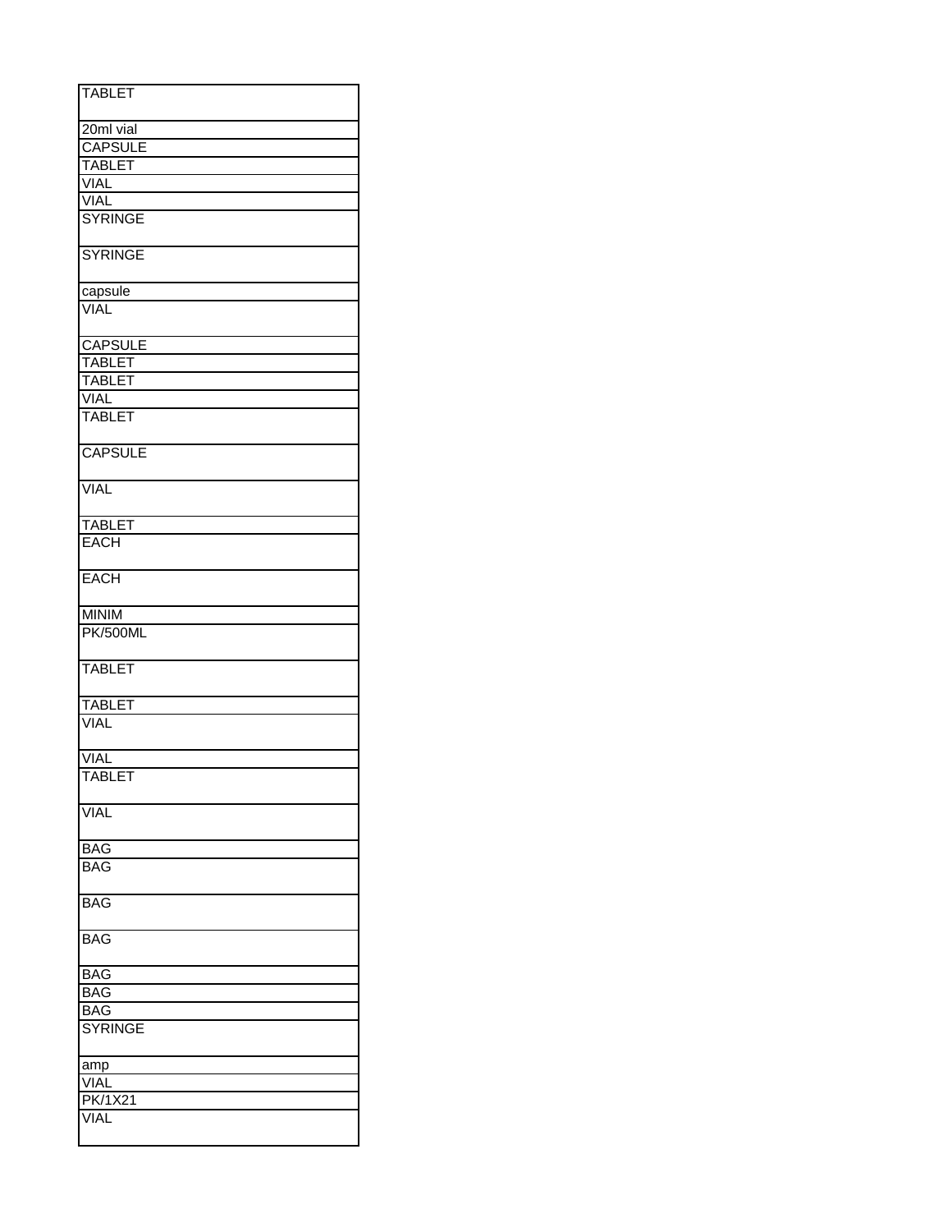| TABLET |
|---|
| 20ml vial |
| CAPSULE |
| TABLET |
| VIAL |
| VIAL |
| SYRINGE |
| SYRINGE |
| capsule |
| VIAL |
| CAPSULE |
| TABLET |
| TABLET |
| VIAL |
| TABLET |
| CAPSULE |
| VIAL |
| TABLET |
| EACH |
| EACH |
| MINIM |
| PK/500ML |
| TABLET |
| TABLET |
| VIAL |
| VIAL |
| TABLET |
| VIAL |
| BAG |
| BAG |
| BAG |
| BAG |
| BAG |
| BAG |
| BAG |
| SYRINGE |
| amp |
| VIAL |
| PK/1X21 |
| VIAL |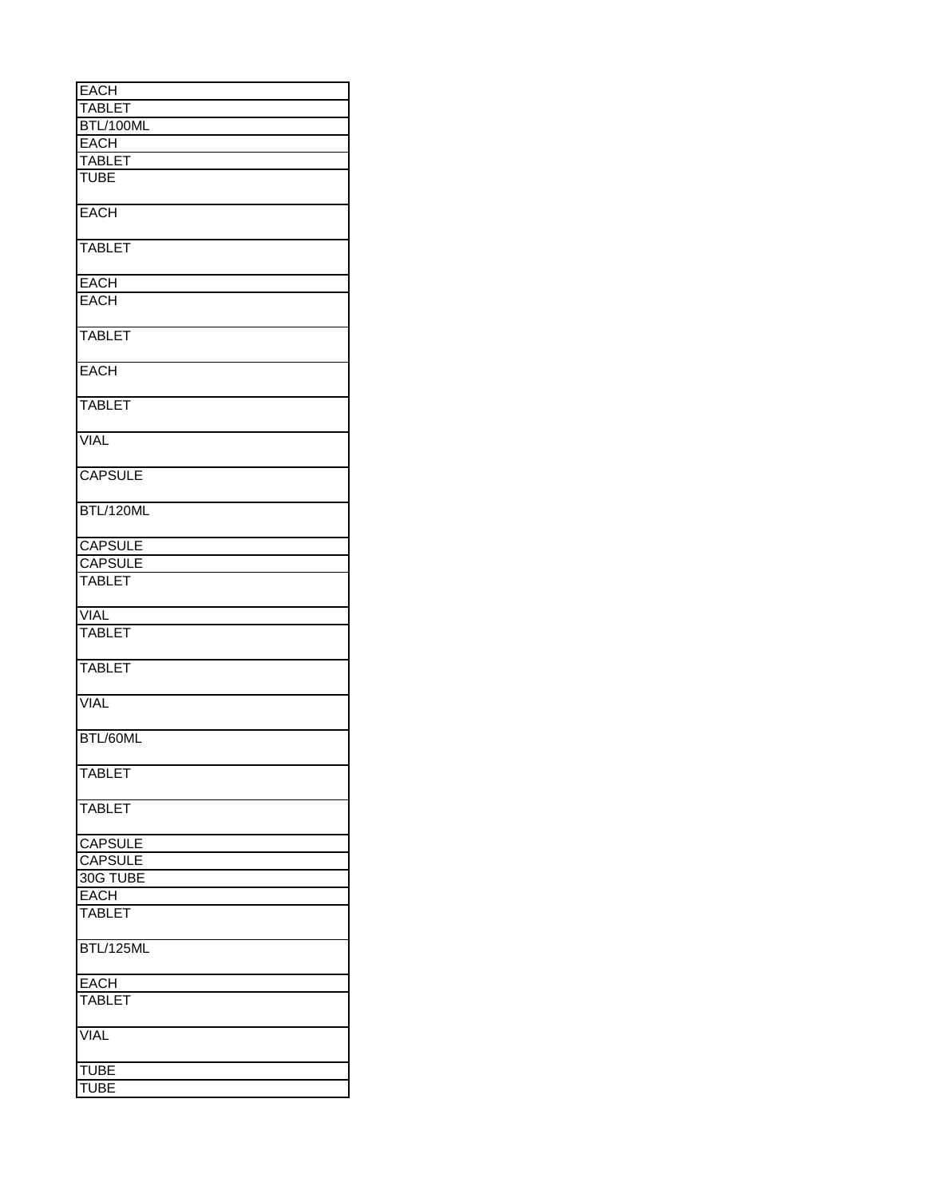| EACH |
| --- |
| TABLET |
| BTL/100ML |
| EACH |
| TABLET |
| TUBE |
| EACH |
| TABLET |
| EACH |
| EACH |
| TABLET |
| EACH |
| TABLET |
| VIAL |
| CAPSULE |
| BTL/120ML |
| CAPSULE |
| CAPSULE |
| TABLET |
| VIAL |
| TABLET |
| TABLET |
| VIAL |
| BTL/60ML |
| TABLET |
| TABLET |
| CAPSULE |
| CAPSULE |
| 30G TUBE |
| EACH |
| TABLET |
| BTL/125ML |
| EACH |
| TABLET |
| VIAL |
| TUBE |
| TUBE |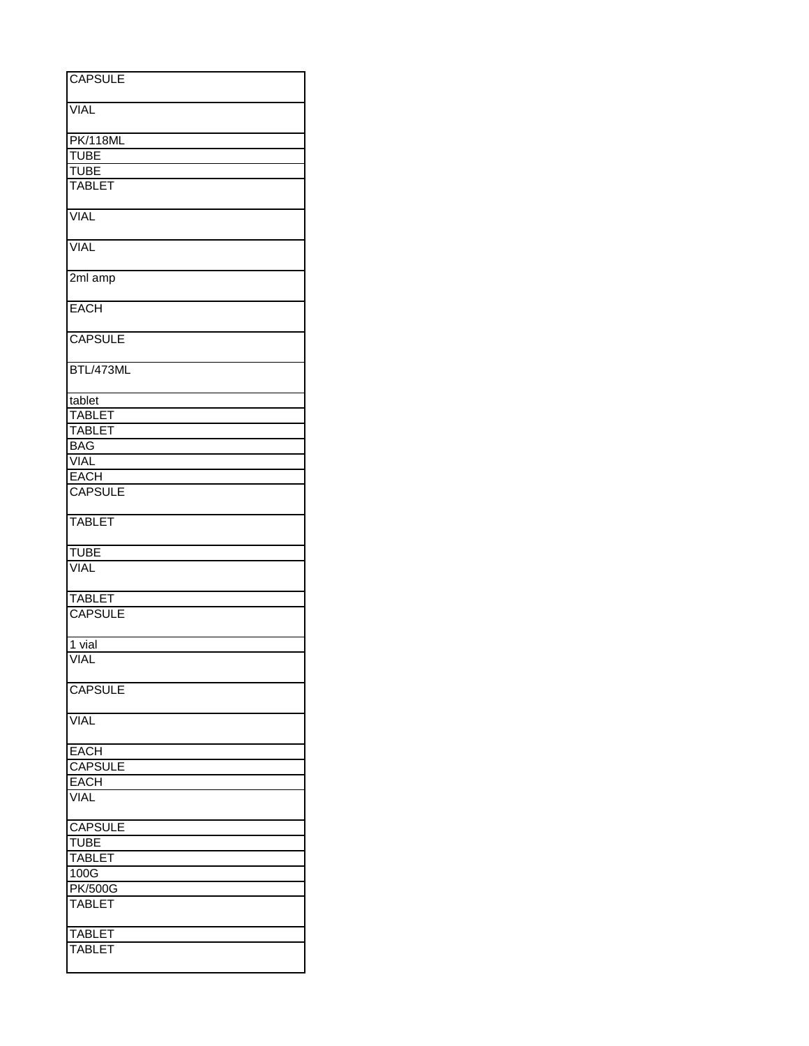| CAPSULE |
| --- |
| VIAL |
| PK/118ML |
| TUBE |
| TUBE |
| TABLET |
| VIAL |
| VIAL |
| 2ml amp |
| EACH |
| CAPSULE |
| BTL/473ML |
| tablet |
| TABLET |
| TABLET |
| BAG |
| VIAL |
| EACH |
| CAPSULE |
| TABLET |
| TUBE |
| VIAL |
| TABLET |
| CAPSULE |
| 1 vial |
| VIAL |
| CAPSULE |
| VIAL |
| EACH |
| CAPSULE |
| EACH |
| VIAL |
| CAPSULE |
| TUBE |
| TABLET |
| 100G |
| PK/500G |
| TABLET |
| TABLET |
| TABLET |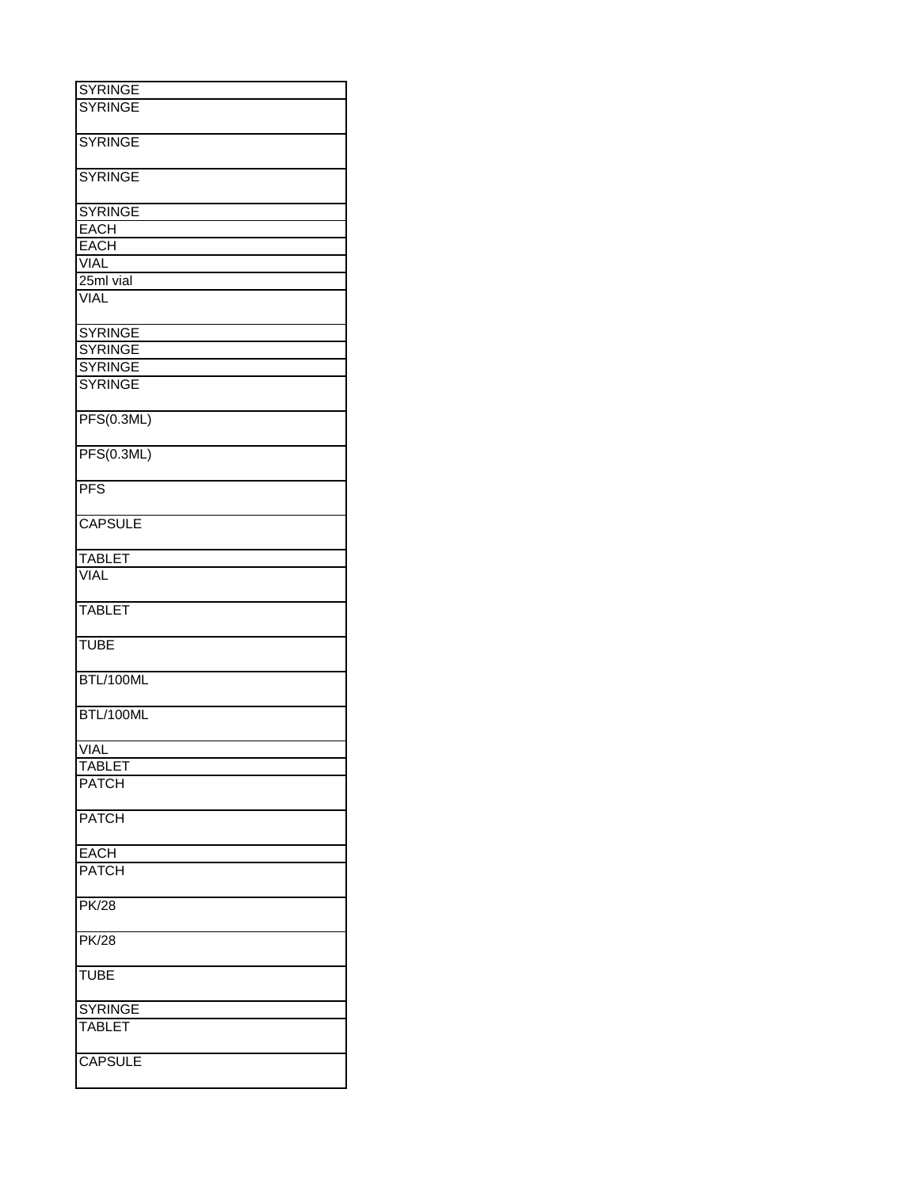| |
|---|
| SYRINGE |
| SYRINGE |
| SYRINGE |
| SYRINGE |
| SYRINGE |
| EACH |
| EACH |
| VIAL |
| 25ml vial |
| VIAL |
| SYRINGE |
| SYRINGE |
| SYRINGE |
| SYRINGE |
| PFS(0.3ML) |
| PFS(0.3ML) |
| PFS |
| CAPSULE |
| TABLET |
| VIAL |
| TABLET |
| TUBE |
| BTL/100ML |
| BTL/100ML |
| VIAL |
| TABLET |
| PATCH |
| PATCH |
| EACH |
| PATCH |
| PK/28 |
| PK/28 |
| TUBE |
| SYRINGE |
| TABLET |
| CAPSULE |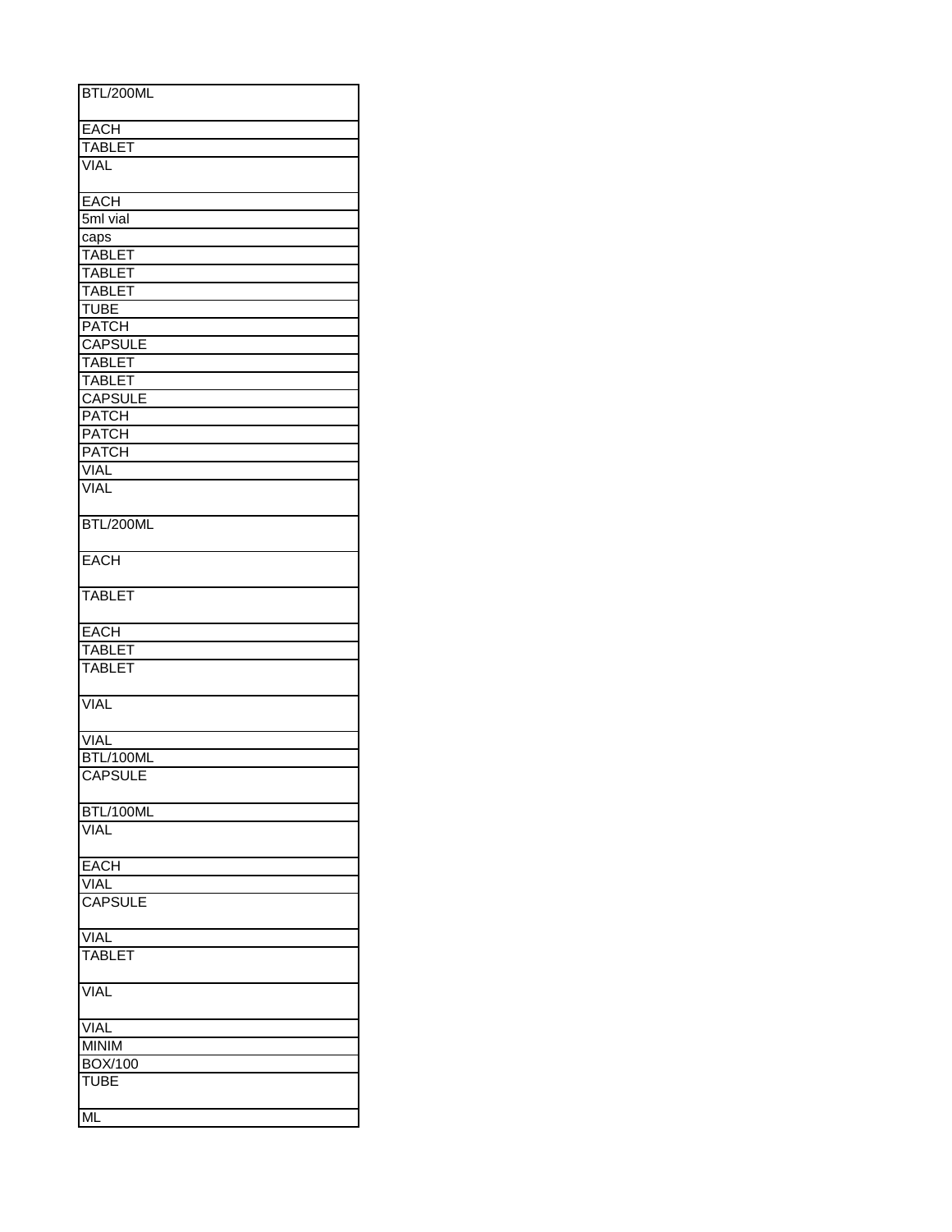| BTL/200ML |
|---|
| EACH |
| TABLET |
| VIAL |
| EACH |
| 5ml vial |
| caps |
| TABLET |
| TABLET |
| TABLET |
| TUBE |
| PATCH |
| CAPSULE |
| TABLET |
| TABLET |
| CAPSULE |
| PATCH |
| PATCH |
| PATCH |
| VIAL |
| VIAL |
| BTL/200ML |
| EACH |
| TABLET |
| EACH |
| TABLET |
| TABLET |
| VIAL |
| VIAL |
| BTL/100ML |
| CAPSULE |
| BTL/100ML |
| VIAL |
| EACH |
| VIAL |
| CAPSULE |
| VIAL |
| TABLET |
| VIAL |
| VIAL |
| MINIM |
| BOX/100 |
| TUBE |
| ML |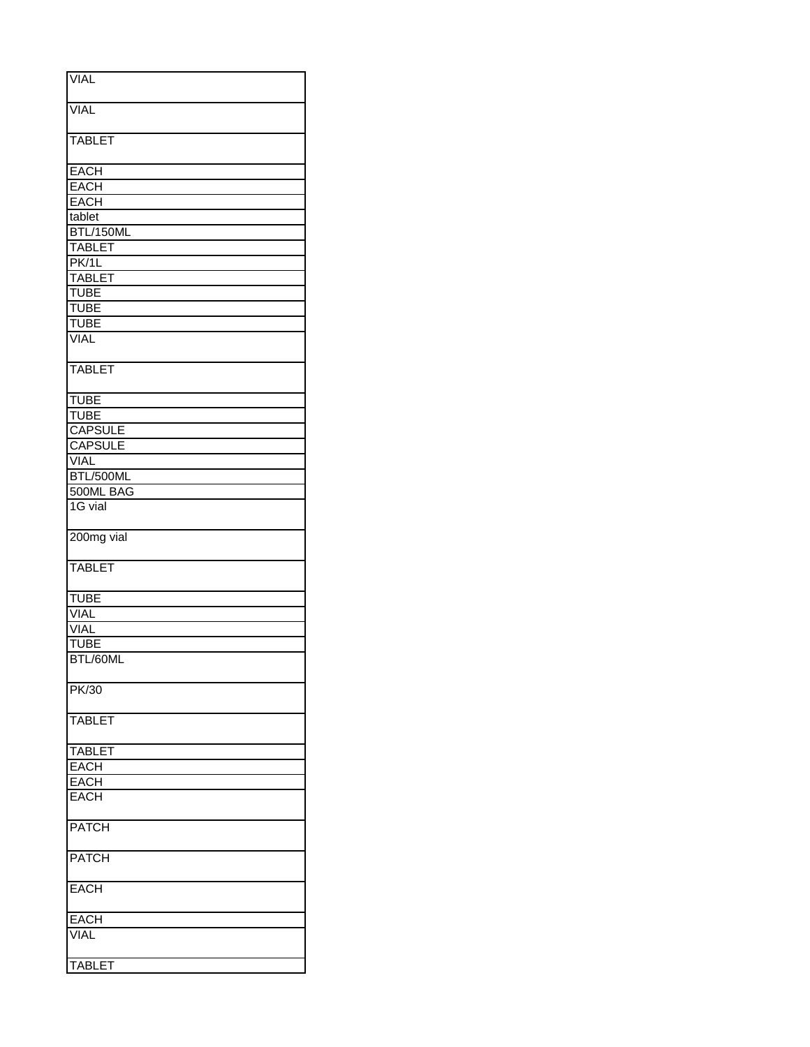| VIAL |
|---|
| VIAL |
| TABLET |
| EACH |
| EACH |
| EACH |
| tablet |
| BTL/150ML |
| TABLET |
| PK/1L |
| TABLET |
| TUBE |
| TUBE |
| TUBE |
| VIAL |
| TABLET |
| TUBE |
| TUBE |
| CAPSULE |
| CAPSULE |
| VIAL |
| BTL/500ML |
| 500ML BAG |
| 1G vial |
| 200mg vial |
| TABLET |
| TUBE |
| VIAL |
| VIAL |
| TUBE |
| BTL/60ML |
| PK/30 |
| TABLET |
| TABLET |
| EACH |
| EACH |
| EACH |
| PATCH |
| PATCH |
| EACH |
| EACH |
| VIAL |
| TABLET |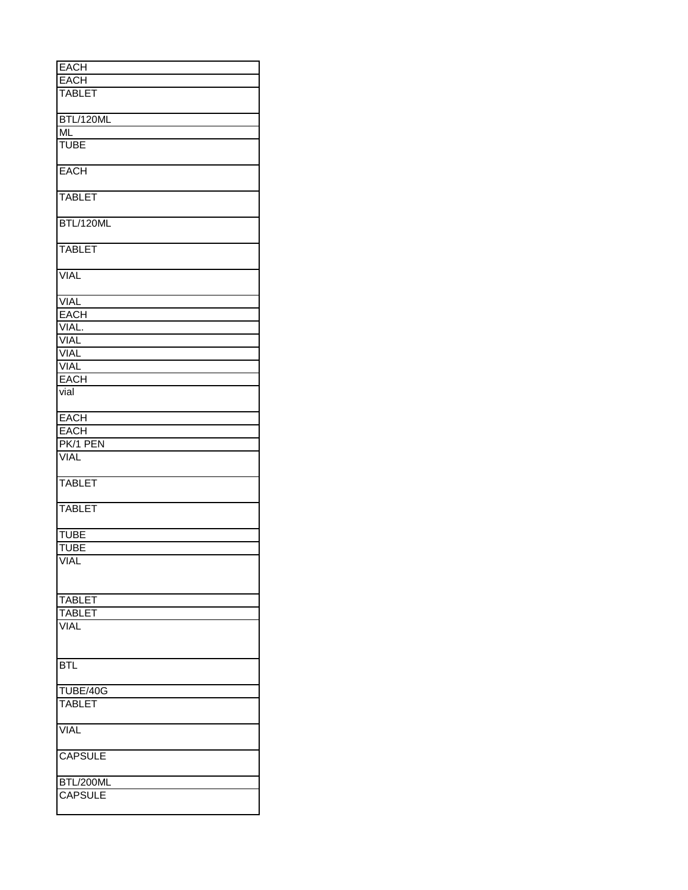| EACH |
|---|
| EACH |
| TABLET |
| BTL/120ML |
| ML |
| TUBE |
| EACH |
| TABLET |
| BTL/120ML |
| TABLET |
| VIAL |
| VIAL |
| EACH |
| VIAL. |
| VIAL |
| VIAL |
| VIAL |
| EACH |
| vial |
| EACH |
| EACH |
| PK/1 PEN |
| VIAL |
| TABLET |
| TABLET |
| TUBE |
| TUBE |
| VIAL |
| TABLET |
| TABLET |
| VIAL |
| BTL |
| TUBE/40G |
| TABLET |
| VIAL |
| CAPSULE |
| BTL/200ML |
| CAPSULE |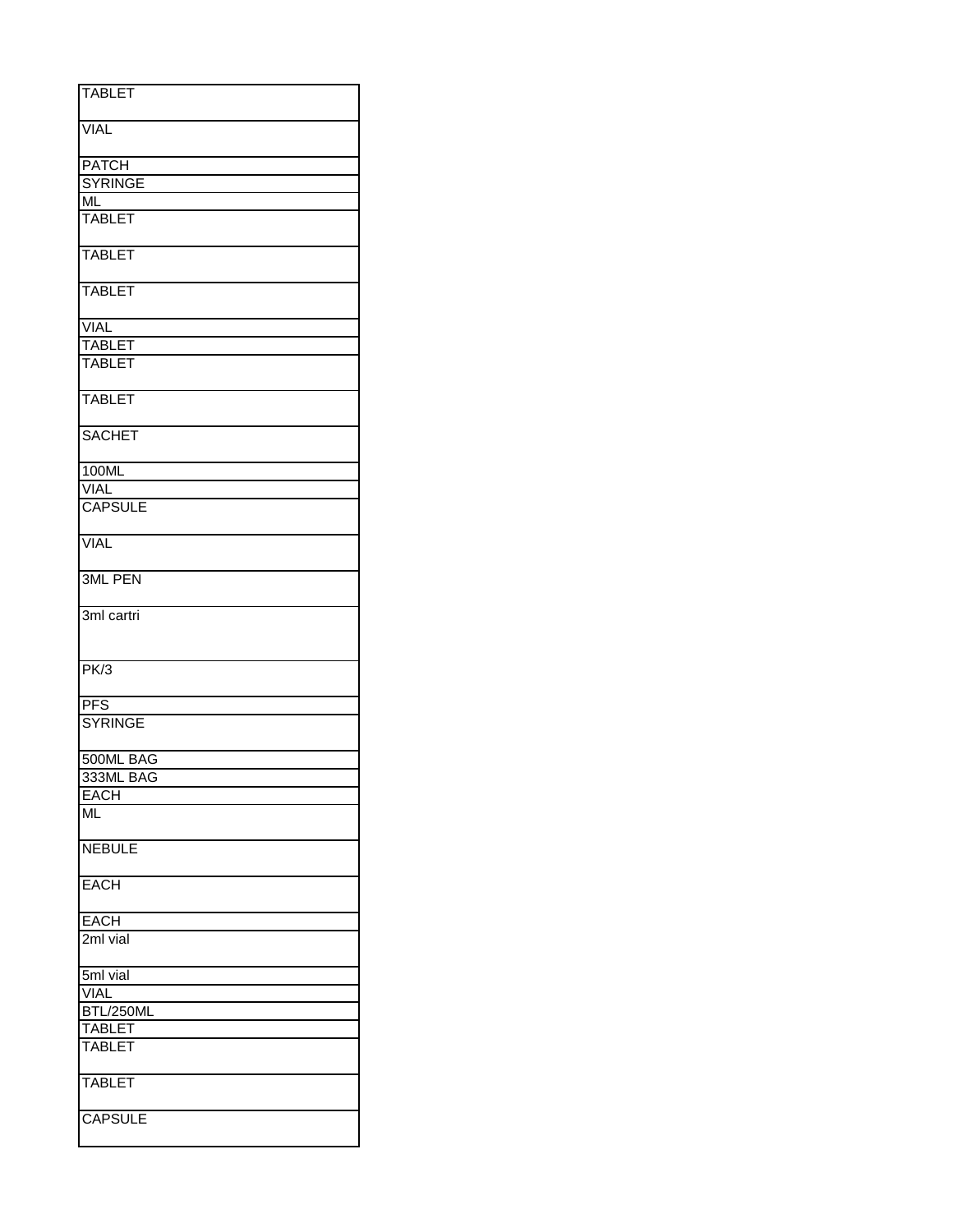| TABLET |
|---|
| VIAL |
| PATCH |
| SYRINGE |
| ML |
| TABLET |
| TABLET |
| TABLET |
| VIAL |
| TABLET |
| TABLET |
| TABLET |
| SACHET |
| 100ML |
| VIAL |
| CAPSULE |
| VIAL |
| 3ML PEN |
| 3ml cartri |
| PK/3 |
| PFS |
| SYRINGE |
| 500ML BAG |
| 333ML BAG |
| EACH |
| ML |
| NEBULE |
| EACH |
| EACH |
| 2ml vial |
| 5ml vial |
| VIAL |
| BTL/250ML |
| TABLET |
| TABLET |
| TABLET |
| CAPSULE |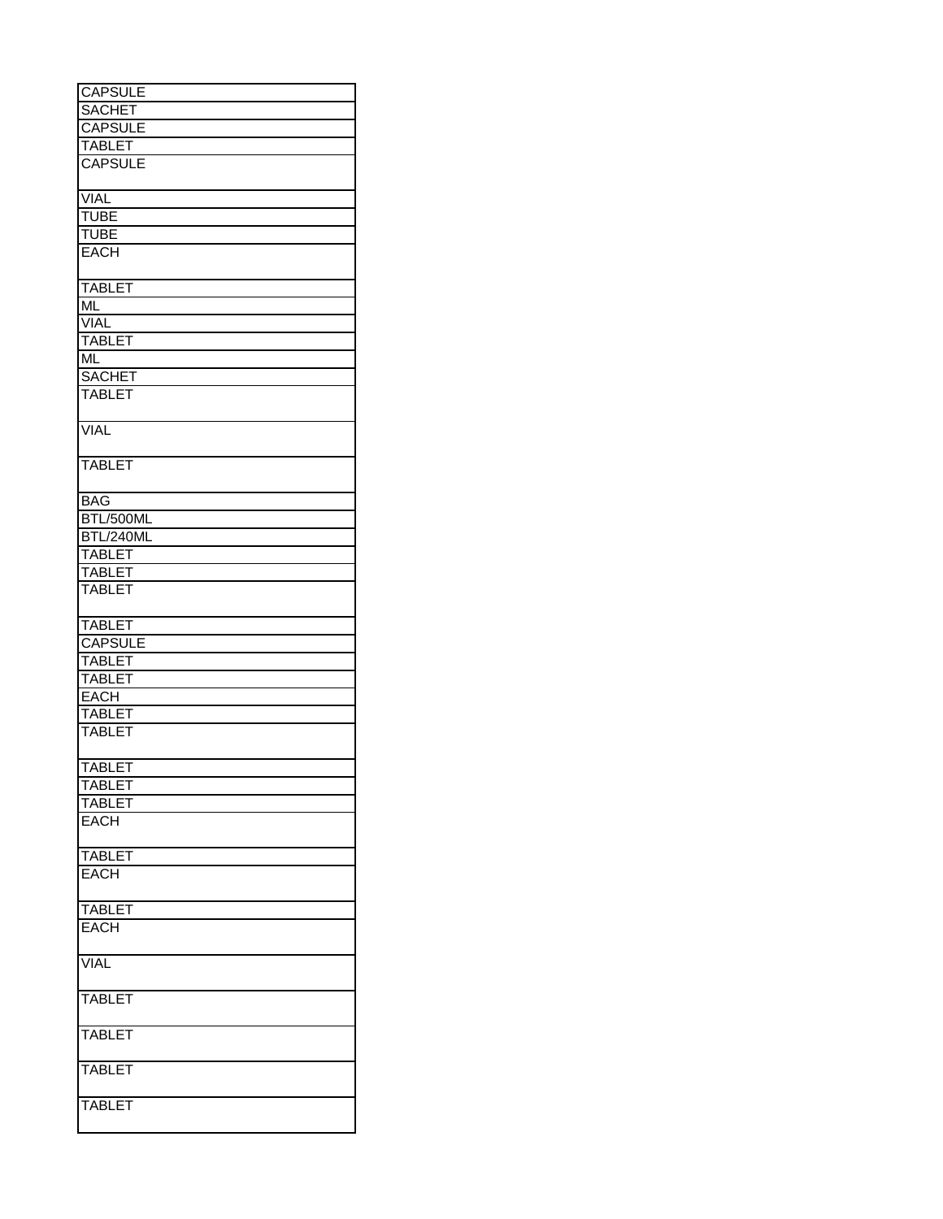| CAPSULE |
| --- |
| SACHET |
| CAPSULE |
| TABLET |
| CAPSULE |
| VIAL |
| TUBE |
| TUBE |
| EACH |
| TABLET |
| ML |
| VIAL |
| TABLET |
| ML |
| SACHET |
| TABLET |
| VIAL |
| TABLET |
| BAG |
| BTL/500ML |
| BTL/240ML |
| TABLET |
| TABLET |
| TABLET |
| TABLET |
| CAPSULE |
| TABLET |
| TABLET |
| EACH |
| TABLET |
| TABLET |
| TABLET |
| TABLET |
| TABLET |
| EACH |
| TABLET |
| EACH |
| TABLET |
| EACH |
| VIAL |
| TABLET |
| TABLET |
| TABLET |
| TABLET |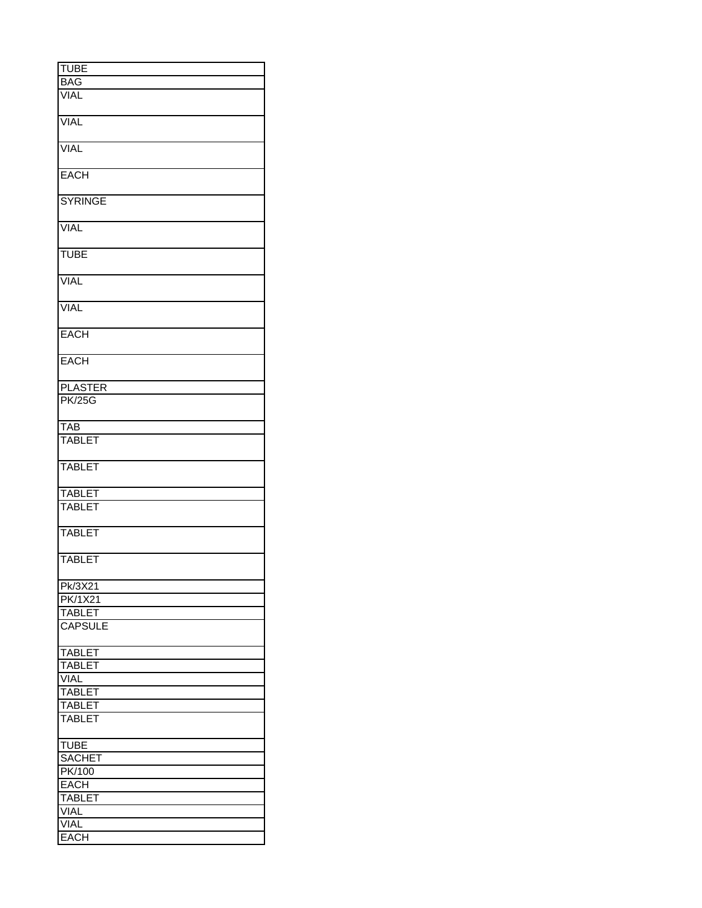| TUBE |
|---|
| BAG |
| VIAL |
| VIAL |
| VIAL |
| EACH |
| SYRINGE |
| VIAL |
| TUBE |
| VIAL |
| VIAL |
| EACH |
| EACH |
| PLASTER |
| PK/25G |
| TAB |
| TABLET |
| TABLET |
| TABLET |
| TABLET |
| TABLET |
| TABLET |
| Pk/3X21 |
| PK/1X21 |
| TABLET |
| CAPSULE |
| TABLET |
| TABLET |
| VIAL |
| TABLET |
| TABLET |
| TABLET |
| TUBE |
| SACHET |
| PK/100 |
| EACH |
| TABLET |
| VIAL |
| VIAL |
| EACH |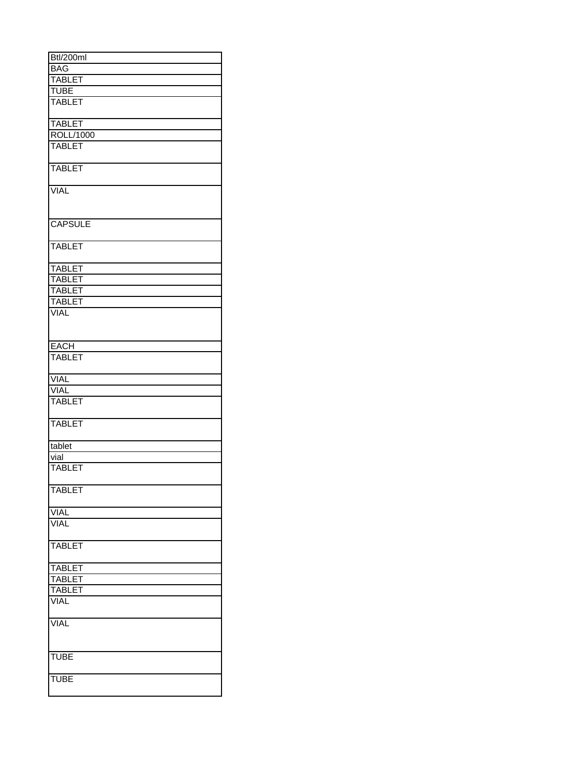| Btl/200ml |
| --- |
| BAG |
| TABLET |
| TUBE |
| TABLET |
| TABLET |
| ROLL/1000 |
| TABLET |
| TABLET |
| VIAL |
| CAPSULE |
| TABLET |
| TABLET |
| TABLET |
| TABLET |
| TABLET |
| VIAL |
| EACH |
| TABLET |
| VIAL |
| VIAL |
| TABLET |
| TABLET |
| tablet |
| vial |
| TABLET |
| TABLET |
| VIAL |
| VIAL |
| TABLET |
| TABLET |
| TABLET |
| TABLET |
| VIAL |
| VIAL |
| TUBE |
| TUBE |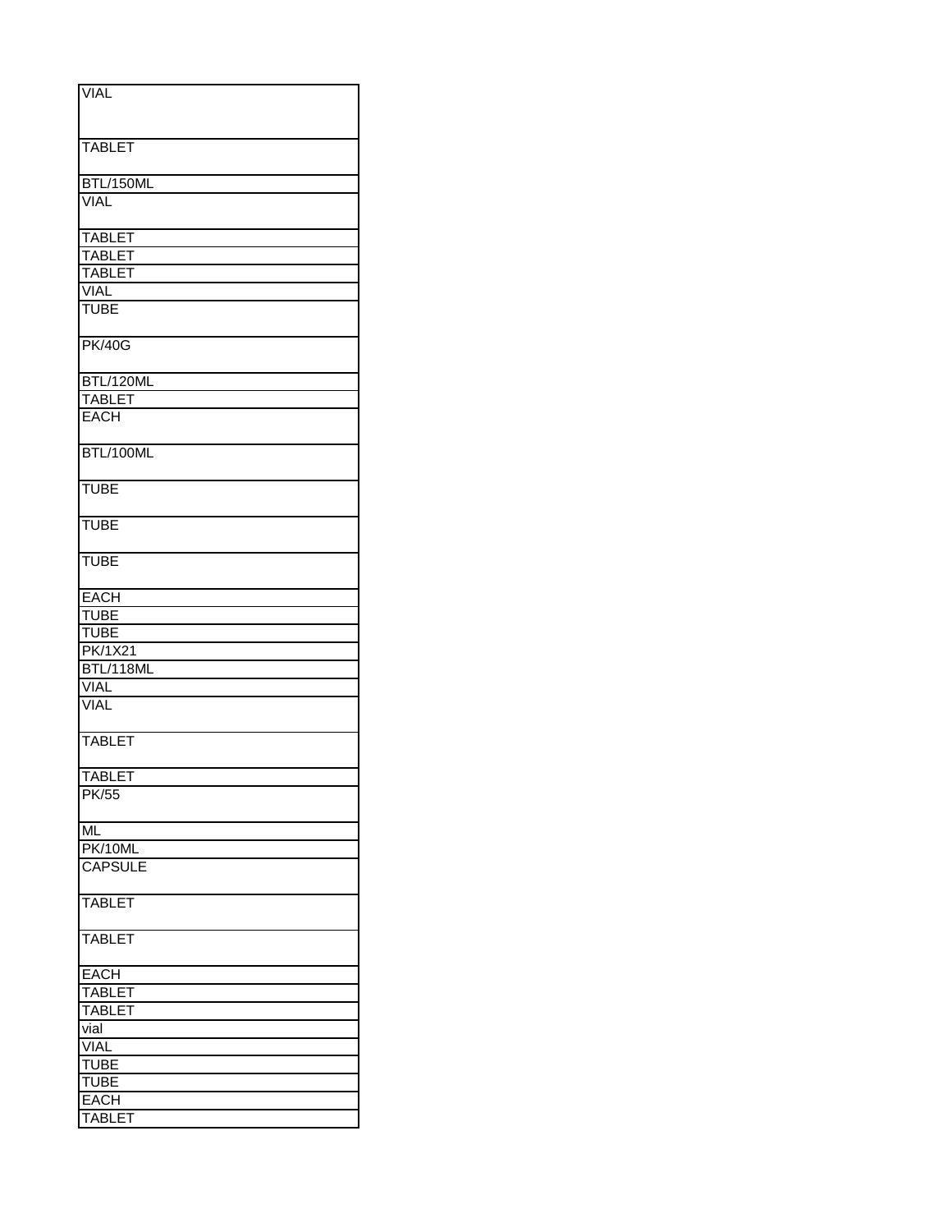| VIAL |
|---|
| TABLET |
| BTL/150ML |
| VIAL |
| TABLET |
| TABLET |
| TABLET |
| VIAL |
| TUBE |
| PK/40G |
| BTL/120ML |
| TABLET |
| EACH |
| BTL/100ML |
| TUBE |
| TUBE |
| TUBE |
| EACH |
| TUBE |
| TUBE |
| PK/1X21 |
| BTL/118ML |
| VIAL |
| VIAL |
| TABLET |
| TABLET |
| PK/55 |
| ML |
| PK/10ML |
| CAPSULE |
| TABLET |
| TABLET |
| EACH |
| TABLET |
| TABLET |
| vial |
| VIAL |
| TUBE |
| TUBE |
| EACH |
| TABLET |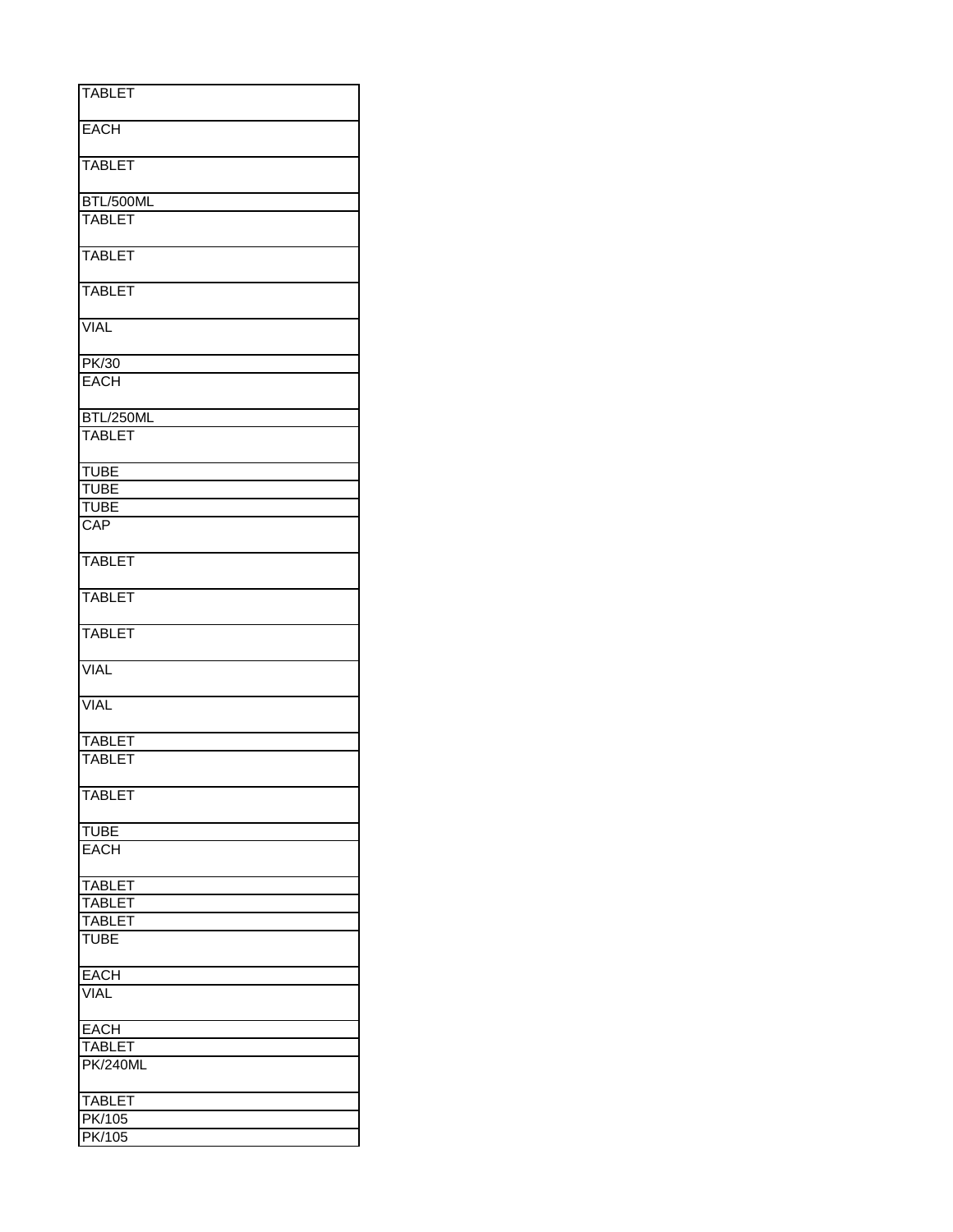| |
|---|
| TABLET |
| EACH |
| TABLET |
| BTL/500ML |
| TABLET |
| TABLET |
| TABLET |
| VIAL |
| PK/30 |
| EACH |
| BTL/250ML |
| TABLET |
| TUBE |
| TUBE |
| TUBE |
| CAP |
| TABLET |
| TABLET |
| TABLET |
| VIAL |
| VIAL |
| TABLET |
| TABLET |
| TABLET |
| TUBE |
| EACH |
| TABLET |
| TABLET |
| TABLET |
| TUBE |
| EACH |
| VIAL |
| EACH |
| TABLET |
| PK/240ML |
| TABLET |
| PK/105 |
| PK/105 |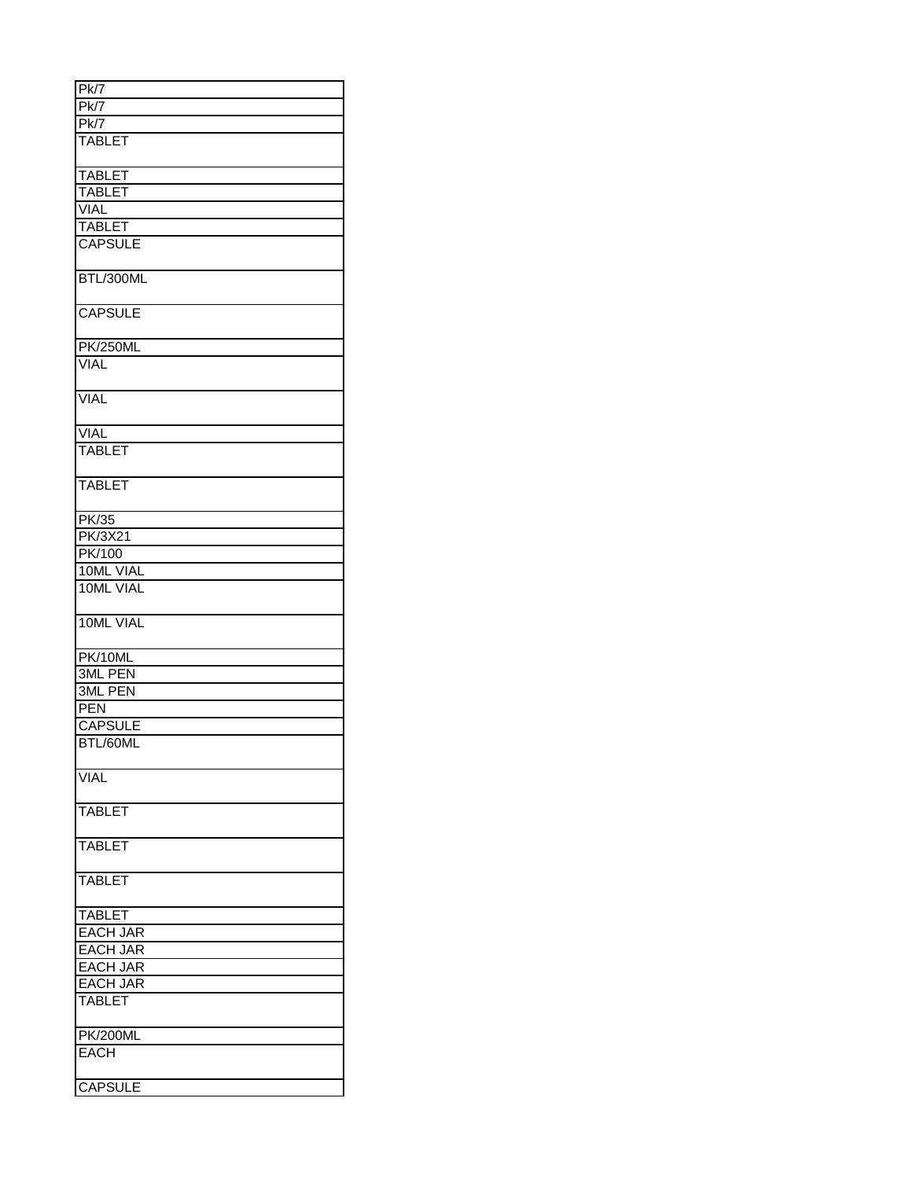| Pk/7 |
|---|
| Pk/7 |
| Pk/7 |
| TABLET |
| TABLET |
| TABLET |
| VIAL |
| TABLET |
| CAPSULE |
| BTL/300ML |
| CAPSULE |
| PK/250ML |
| VIAL |
| VIAL |
| VIAL |
| TABLET |
| TABLET |
| PK/35 |
| PK/3X21 |
| PK/100 |
| 10ML VIAL |
| 10ML VIAL |
| 10ML VIAL |
| PK/10ML |
| 3ML PEN |
| 3ML PEN |
| PEN |
| CAPSULE |
| BTL/60ML |
| VIAL |
| TABLET |
| TABLET |
| TABLET |
| TABLET |
| EACH JAR |
| EACH JAR |
| EACH JAR |
| EACH JAR |
| TABLET |
| PK/200ML |
| EACH |
| CAPSULE |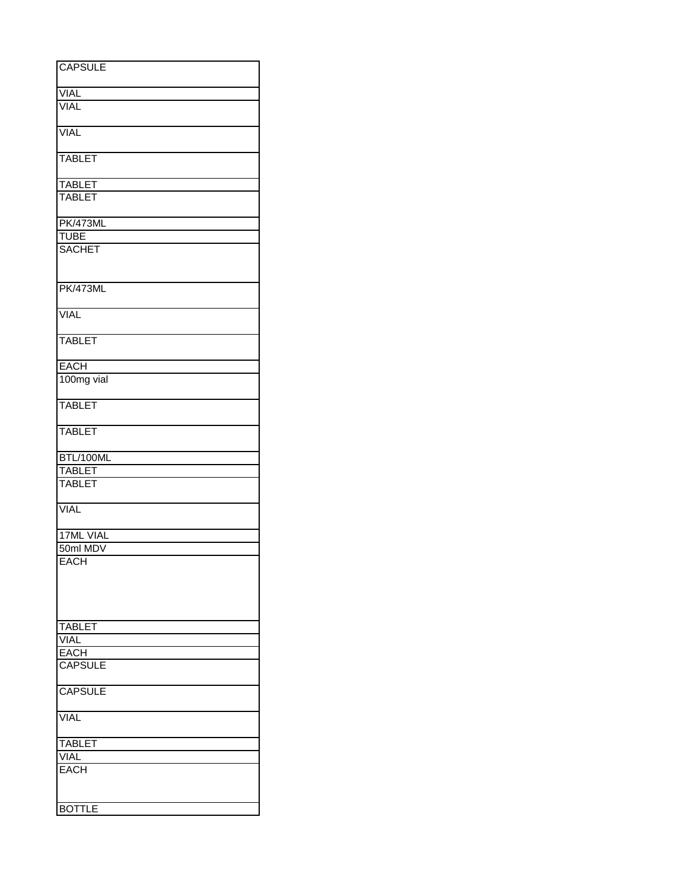| CAPSULE |
| --- |
| VIAL |
| VIAL |
| VIAL |
| TABLET |
| TABLET |
| TABLET |
| PK/473ML |
| TUBE |
| SACHET |
| PK/473ML |
| VIAL |
| TABLET |
| EACH |
| 100mg vial |
| TABLET |
| TABLET |
| BTL/100ML |
| TABLET |
| TABLET |
| VIAL |
| 17ML VIAL |
| 50ml MDV |
| EACH |
| TABLET |
| VIAL |
| EACH |
| CAPSULE |
| CAPSULE |
| VIAL |
| TABLET |
| VIAL |
| EACH |
| BOTTLE |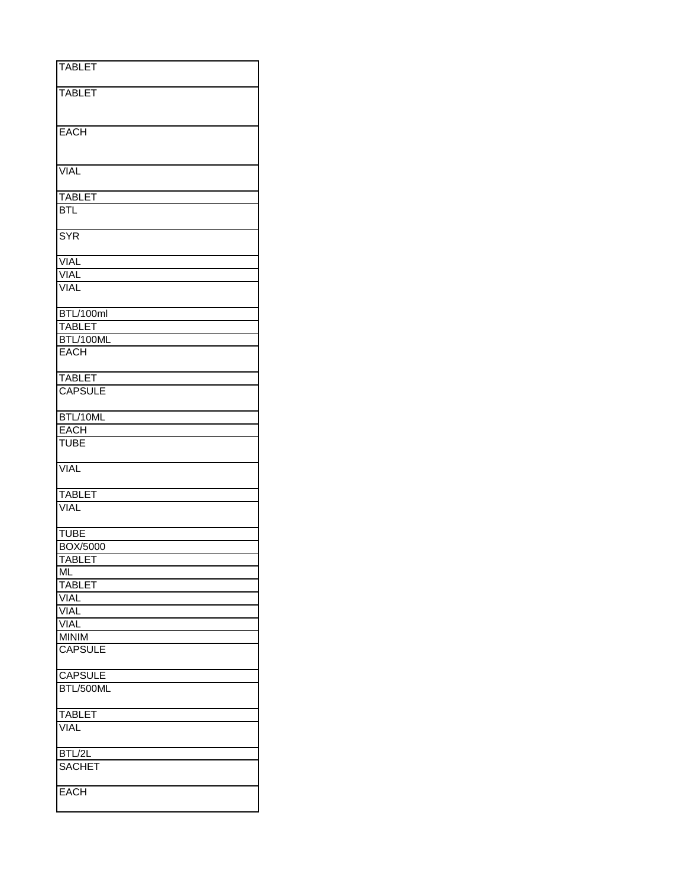| TABLET |
| --- |
| TABLET |
| EACH |
| VIAL |
| TABLET |
| BTL |
| SYR |
| VIAL |
| VIAL |
| VIAL |
| BTL/100ml |
| TABLET |
| BTL/100ML |
| EACH |
| TABLET |
| CAPSULE |
| BTL/10ML |
| EACH |
| TUBE |
| VIAL |
| TABLET |
| VIAL |
| TUBE |
| BOX/5000 |
| TABLET |
| ML |
| TABLET |
| VIAL |
| VIAL |
| VIAL |
| MINIM |
| CAPSULE |
| CAPSULE |
| BTL/500ML |
| TABLET |
| VIAL |
| BTL/2L |
| SACHET |
| EACH |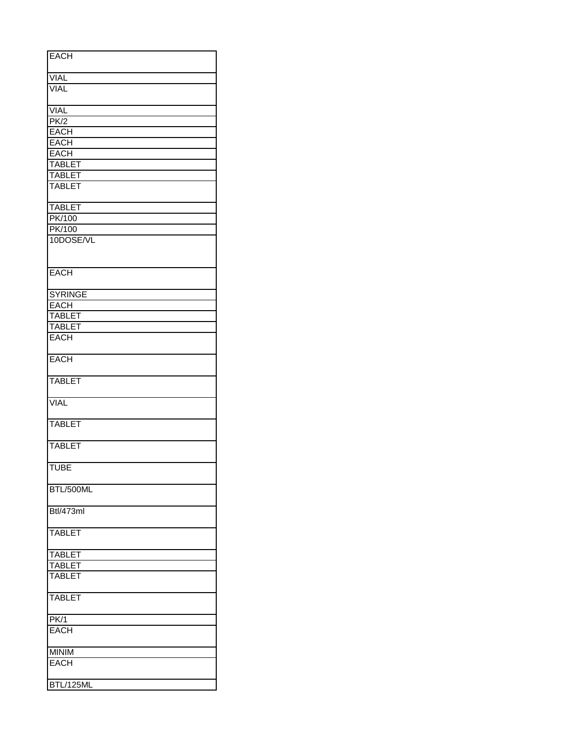| EACH |
|---|
| VIAL |
| VIAL |
| VIAL |
| PK/2 |
| EACH |
| EACH |
| EACH |
| TABLET |
| TABLET |
| TABLET |
| TABLET |
| PK/100 |
| PK/100 |
| 10DOSE/VL |
| EACH |
| SYRINGE |
| EACH |
| TABLET |
| TABLET |
| EACH |
| EACH |
| TABLET |
| VIAL |
| TABLET |
| TABLET |
| TUBE |
| BTL/500ML |
| Btl/473ml |
| TABLET |
| TABLET |
| TABLET |
| TABLET |
| TABLET |
| PK/1 |
| EACH |
| MINIM |
| EACH |
| BTL/125ML |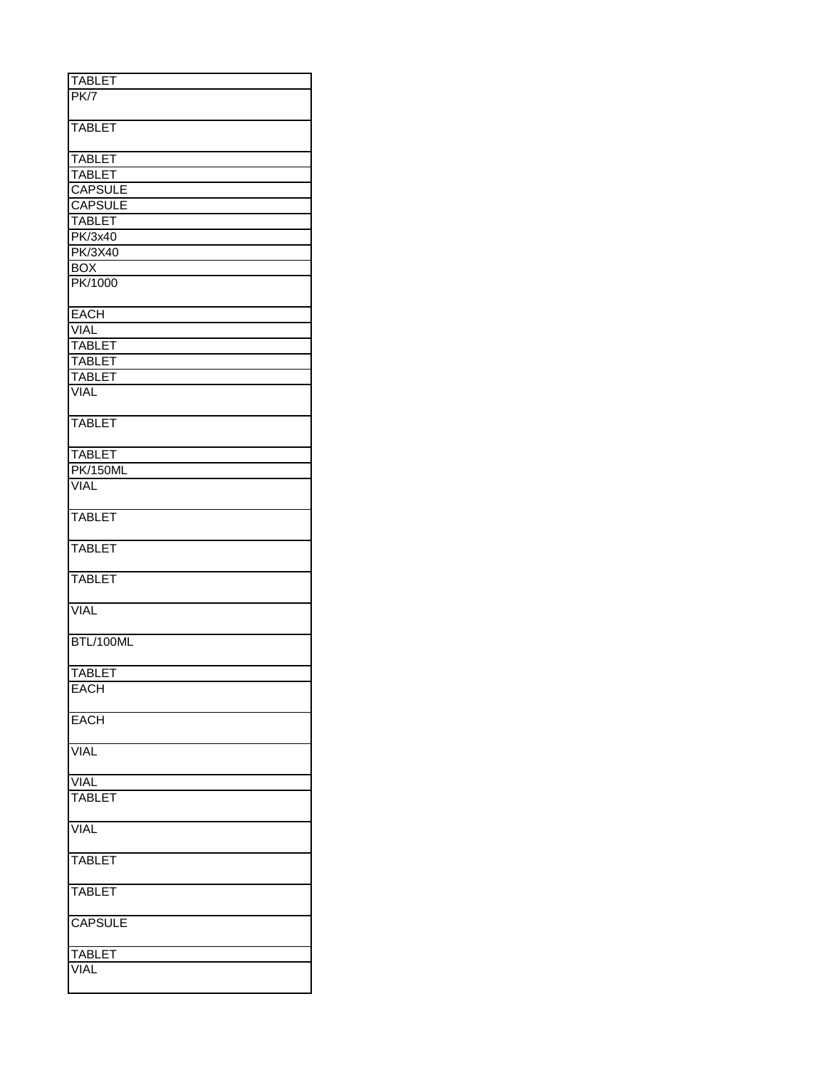| TABLET |
|---|
| PK/7 |
| TABLET |
| TABLET |
| TABLET |
| CAPSULE |
| CAPSULE |
| TABLET |
| PK/3x40 |
| PK/3X40 |
| BOX |
| PK/1000 |
| EACH |
| VIAL |
| TABLET |
| TABLET |
| TABLET |
| VIAL |
| TABLET |
| TABLET |
| PK/150ML |
| VIAL |
| TABLET |
| TABLET |
| TABLET |
| VIAL |
| BTL/100ML |
| TABLET |
| EACH |
| EACH |
| VIAL |
| VIAL |
| TABLET |
| VIAL |
| TABLET |
| TABLET |
| CAPSULE |
| TABLET |
| VIAL |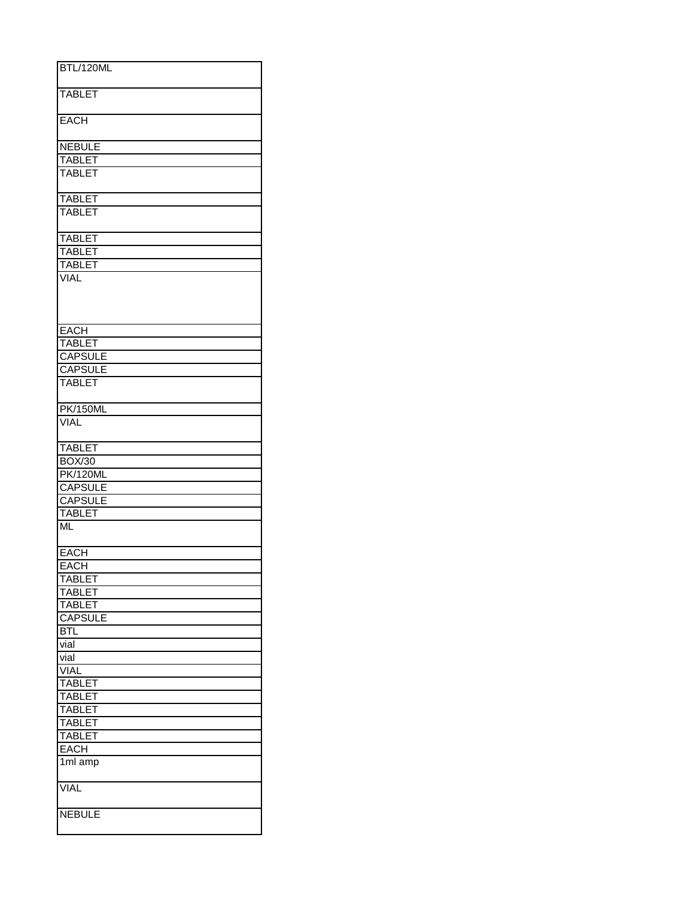| BTL/120ML |
|---|
| TABLET |
| EACH |
| NEBULE |
| TABLET |
| TABLET |
| TABLET |
| TABLET |
| TABLET |
| TABLET |
| TABLET |
| VIAL |
| EACH |
| TABLET |
| CAPSULE |
| CAPSULE |
| TABLET |
| PK/150ML |
| VIAL |
| TABLET |
| BOX/30 |
| PK/120ML |
| CAPSULE |
| CAPSULE |
| TABLET |
| ML |
| EACH |
| EACH |
| TABLET |
| TABLET |
| TABLET |
| CAPSULE |
| BTL |
| vial |
| vial |
| VIAL |
| TABLET |
| TABLET |
| TABLET |
| TABLET |
| TABLET |
| EACH |
| 1ml amp |
| VIAL |
| NEBULE |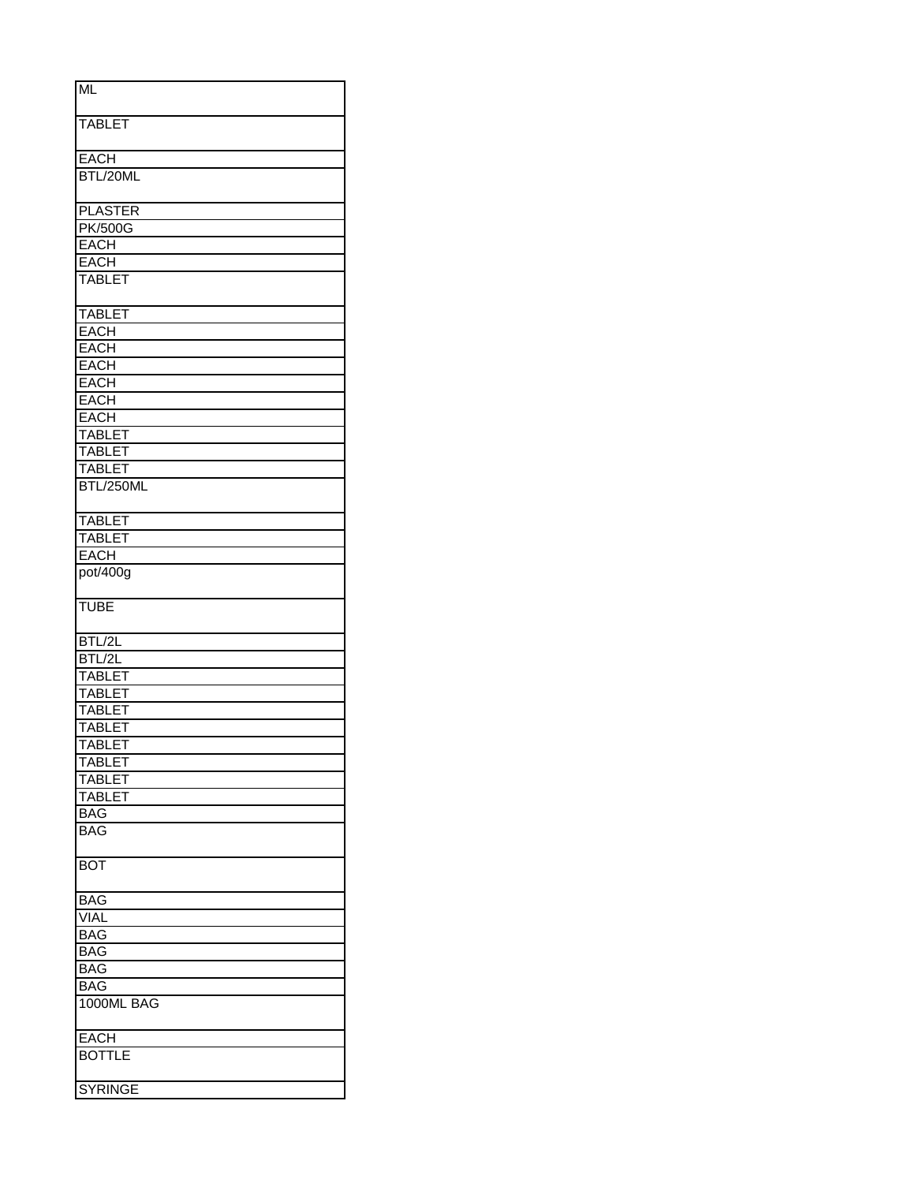| ML |
|---|
| TABLET |
| EACH |
| BTL/20ML |
| PLASTER |
| PK/500G |
| EACH |
| EACH |
| TABLET |
| TABLET |
| EACH |
| EACH |
| EACH |
| EACH |
| EACH |
| EACH |
| TABLET |
| TABLET |
| TABLET |
| BTL/250ML |
| TABLET |
| TABLET |
| EACH |
| pot/400g |
| TUBE |
| BTL/2L |
| BTL/2L |
| TABLET |
| TABLET |
| TABLET |
| TABLET |
| TABLET |
| TABLET |
| TABLET |
| TABLET |
| BAG |
| BAG |
| BOT |
| BAG |
| VIAL |
| BAG |
| BAG |
| BAG |
| BAG |
| 1000ML BAG |
| EACH |
| BOTTLE |
| SYRINGE |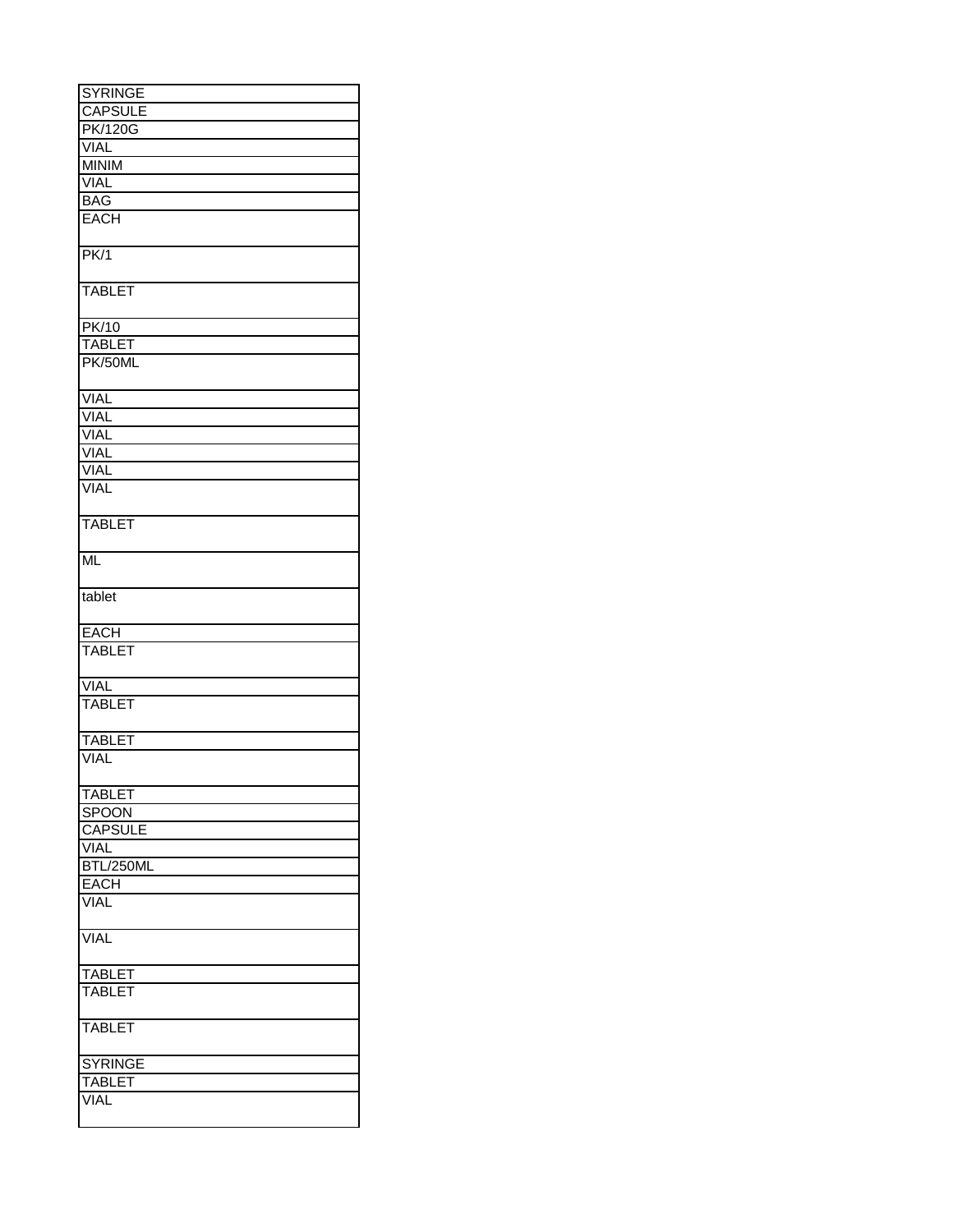| SYRINGE |
|---|
| CAPSULE |
| PK/120G |
| VIAL |
| MINIM |
| VIAL |
| BAG |
| EACH |
| PK/1 |
| TABLET |
| PK/10 |
| TABLET |
| PK/50ML |
| VIAL |
| VIAL |
| VIAL |
| VIAL |
| VIAL |
| VIAL |
| TABLET |
| ML |
| tablet |
| EACH |
| TABLET |
| VIAL |
| TABLET |
| TABLET |
| VIAL |
| TABLET |
| SPOON |
| CAPSULE |
| VIAL |
| BTL/250ML |
| EACH |
| VIAL |
| VIAL |
| TABLET |
| TABLET |
| TABLET |
| SYRINGE |
| TABLET |
| VIAL |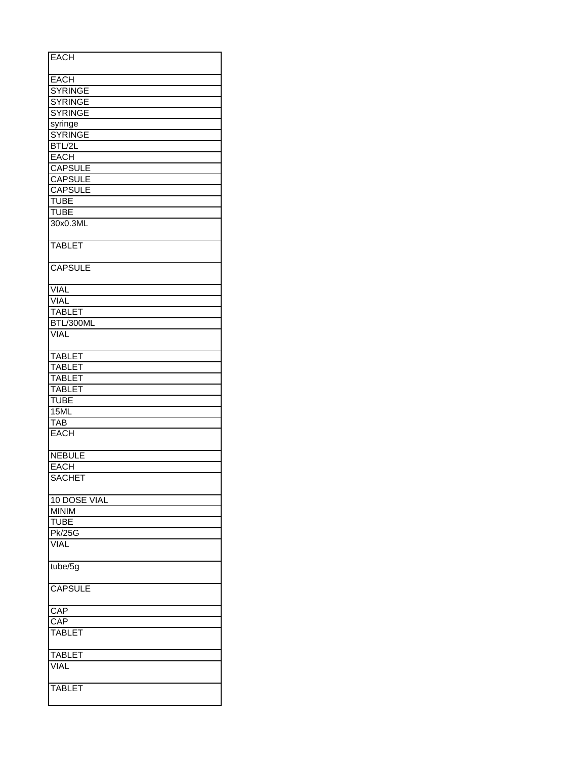| EACH |
|---|
| EACH |
| SYRINGE |
| SYRINGE |
| SYRINGE |
| syringe |
| SYRINGE |
| BTL/2L |
| EACH |
| CAPSULE |
| CAPSULE |
| CAPSULE |
| TUBE |
| TUBE |
| 30x0.3ML |
| TABLET |
| CAPSULE |
| VIAL |
| VIAL |
| TABLET |
| BTL/300ML |
| VIAL |
| TABLET |
| TABLET |
| TABLET |
| TABLET |
| TUBE |
| 15ML |
| TAB |
| EACH |
| NEBULE |
| EACH |
| SACHET |
| 10 DOSE VIAL |
| MINIM |
| TUBE |
| Pk/25G |
| VIAL |
| tube/5g |
| CAPSULE |
| CAP |
| CAP |
| TABLET |
| TABLET |
| VIAL |
| TABLET |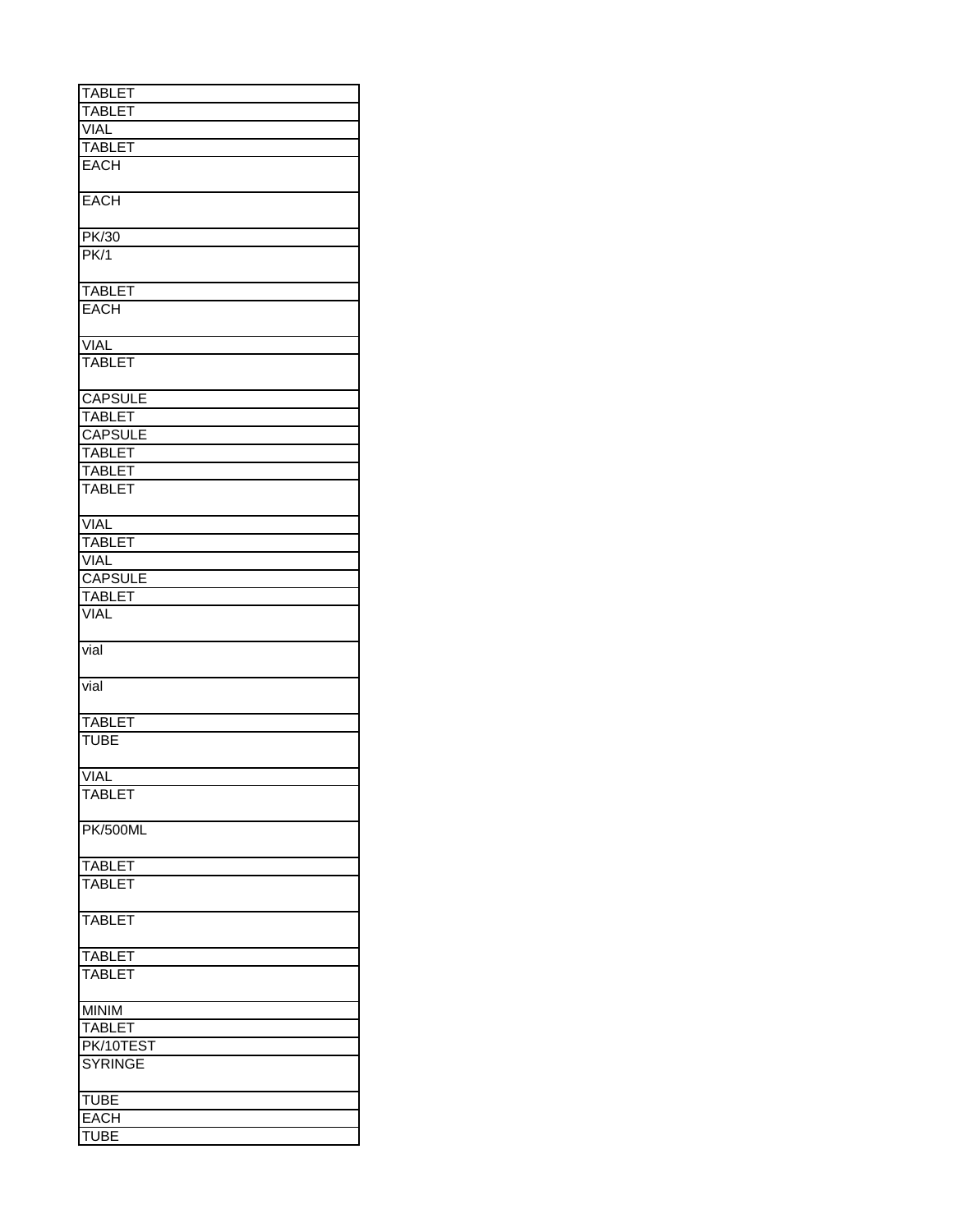| TABLET |
|---|
| TABLET |
| VIAL |
| TABLET |
| EACH |
| EACH |
| PK/30 |
| PK/1 |
| TABLET |
| EACH |
| VIAL |
| TABLET |
| CAPSULE |
| TABLET |
| CAPSULE |
| TABLET |
| TABLET |
| TABLET |
| VIAL |
| TABLET |
| VIAL |
| CAPSULE |
| TABLET |
| VIAL |
| vial |
| vial |
| TABLET |
| TUBE |
| VIAL |
| TABLET |
| PK/500ML |
| TABLET |
| TABLET |
| TABLET |
| TABLET |
| TABLET |
| MINIM |
| TABLET |
| PK/10TEST |
| SYRINGE |
| TUBE |
| EACH |
| TUBE |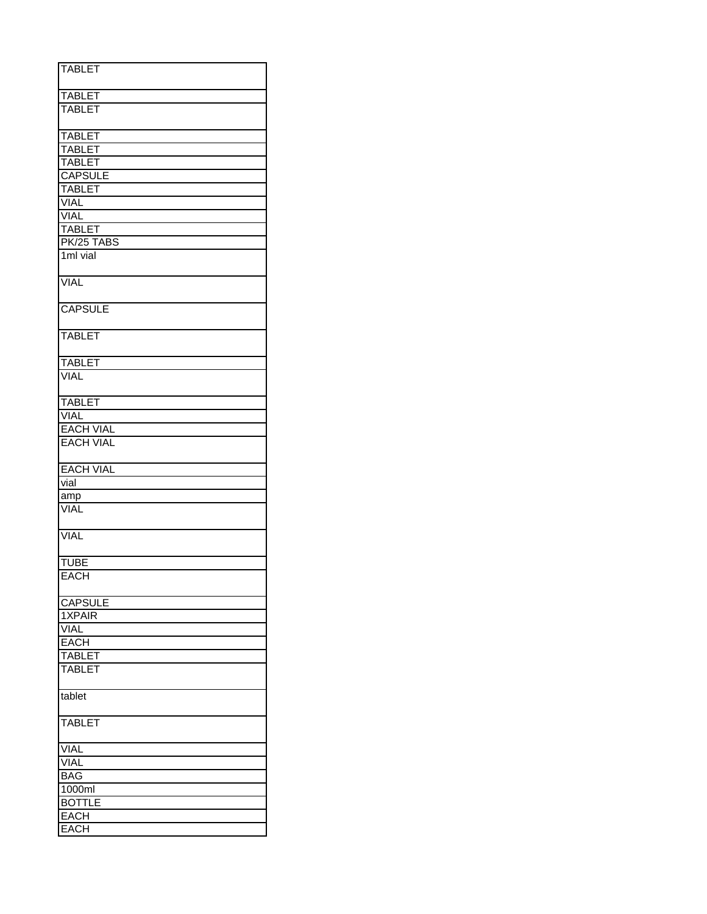| TABLET |
|---|
| TABLET |
| TABLET |
| TABLET |
| TABLET |
| TABLET |
| CAPSULE |
| TABLET |
| VIAL |
| VIAL |
| TABLET |
| PK/25 TABS |
| 1ml vial |
| VIAL |
| CAPSULE |
| TABLET |
| TABLET |
| VIAL |
| TABLET |
| VIAL |
| EACH VIAL |
| EACH VIAL |
| EACH VIAL |
| vial |
| amp |
| VIAL |
| VIAL |
| TUBE |
| EACH |
| CAPSULE |
| 1XPAIR |
| VIAL |
| EACH |
| TABLET |
| TABLET |
| tablet |
| TABLET |
| VIAL |
| VIAL |
| BAG |
| 1000ml |
| BOTTLE |
| EACH |
| EACH |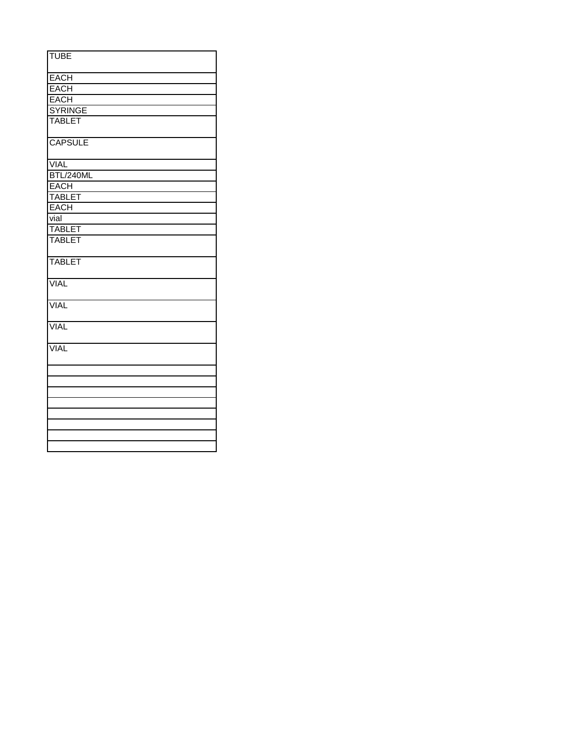| |
|---|
| TUBE |
| EACH |
| EACH |
| EACH |
| SYRINGE |
| TABLET |
| CAPSULE |
| VIAL |
| BTL/240ML |
| EACH |
| TABLET |
| EACH |
| vial |
| TABLET |
| TABLET |
| TABLET |
| VIAL |
| VIAL |
| VIAL |
| VIAL |
| |
| |
| |
| |
| |
| |
| |
| |